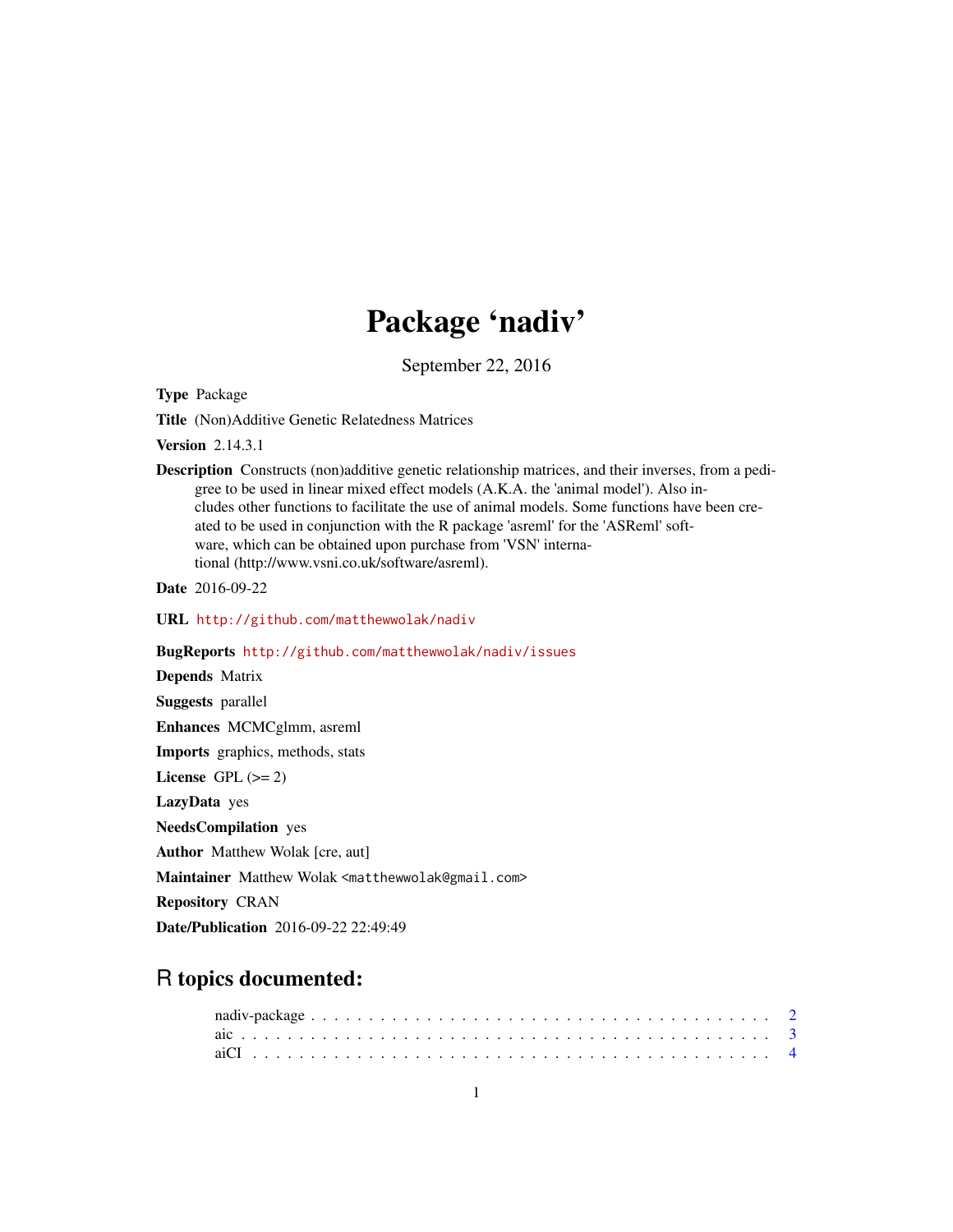# Package 'nadiv'

September 22, 2016

**Type** Package

**Title** (Non)Additive Genetic Relatedness Matrices

**Version** 2.14.3.1

**Description** Constructs (non)additive genetic relationship matrices, and their inverses, from a pedigree to be used in linear mixed effect models (A.K.A. the 'animal model'). Also includes other functions to facilitate the use of animal models. Some functions have been created to be used in conjunction with the R package 'asreml' for the 'ASReml' software, which can be obtained upon purchase from 'VSN' international (http://www.vsni.co.uk/software/asreml).

**Date** 2016-09-22

**URL** http://github.com/matthewwolak/nadiv

**BugReports** http://github.com/matthewwolak/nadiv/issues

**Depends** Matrix

**Suggests** parallel

**Enhances** MCMCglmm, asreml

**Imports** graphics, methods, stats

**License** GPL (>= 2)

**LazyData** yes

**NeedsCompilation** yes

**Author** Matthew Wolak [cre, aut]

**Maintainer** Matthew Wolak <matthewwolak@gmail.com>

**Repository** CRAN

**Date/Publication** 2016-09-22 22:49:49

## R topics documented:

nadiv-package . . . . . . . . . . . . . . . . . . . . . . . . . . . . . . . . . . . . . . . . 2
aic . . . . . . . . . . . . . . . . . . . . . . . . . . . . . . . . . . . . . . . . . . . . . . 3
aiCI . . . . . . . . . . . . . . . . . . . . . . . . . . . . . . . . . . . . . . . . . . . . . 4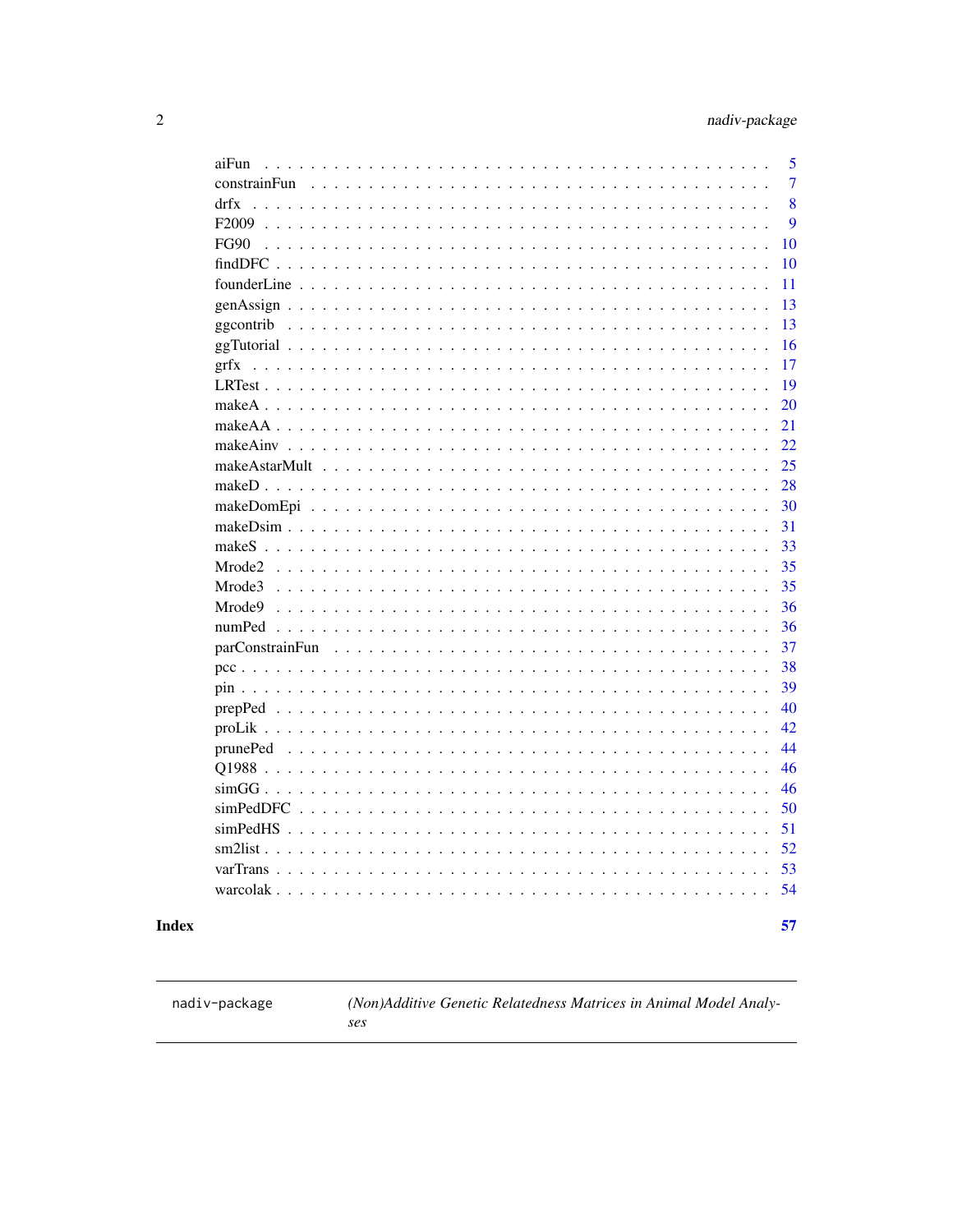| | |
|---|---|
| aiFun | 5 |
| constrainFun | 7 |
| drfx | 8 |
| F2009 | 9 |
| FG90 | 10 |
| findDFC | 10 |
| founderLine | 11 |
| genAssign | 13 |
| ggcontrib | 13 |
| ggTutorial | 16 |
| grfx | 17 |
| LRTest | 19 |
| makeA | 20 |
| makeAA | 21 |
| makeAinv | 22 |
| makeAstarMult | 25 |
| makeD | 28 |
| makeDomEpi | 30 |
| makeDsim | 31 |
| makeS | 33 |
| Mrode2 | 35 |
| Mrode3 | 35 |
| Mrode9 | 36 |
| numPed | 36 |
| parConstrainFun | 37 |
| pcc | 38 |
| pin | 39 |
| prepPed | 40 |
| proLik | 42 |
| prunePed | 44 |
| Q1988 | 46 |
| simGG | 46 |
| simPedDFC | 50 |
| simPedHS | 51 |
| sm2list | 52 |
| varTrans | 53 |
| warcolak | 54 |

**Index** **57**

---

`nadiv-package` *(Non)Additive Genetic Relatedness Matrices in Animal Model Analyses*

---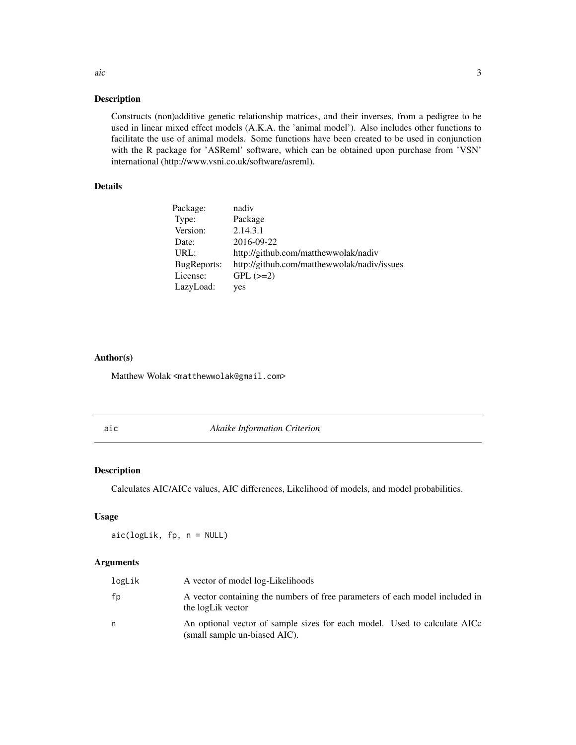## Description

Constructs (non)additive genetic relationship matrices, and their inverses, from a pedigree to be used in linear mixed effect models (A.K.A. the 'animal model'). Also includes other functions to facilitate the use of animal models. Some functions have been created to be used in conjunction with the R package for 'ASReml' software, which can be obtained upon purchase from 'VSN' international (http://www.vsni.co.uk/software/asreml).

## Details

| | |
|---|---|
| Package: | nadiv |
| Type: | Package |
| Version: | 2.14.3.1 |
| Date: | 2016-09-22 |
| URL: | http://github.com/matthewwolak/nadiv |
| BugReports: | http://github.com/matthewwolak/nadiv/issues |
| License: | GPL (>=2) |
| LazyLoad: | yes |

## Author(s)

Matthew Wolak <matthewwolak@gmail.com>

---

# aic *Akaike Information Criterion*

## Description

Calculates AIC/AICc values, AIC differences, Likelihood of models, and model probabilities.

## Usage

```
aic(logLik, fp, n = NULL)
```

## Arguments

| | |
|---|---|
| logLik | A vector of model log-Likelihoods |
| fp | A vector containing the numbers of free parameters of each model included in the logLik vector |
| n | An optional vector of sample sizes for each model. Used to calculate AICc (small sample un-biased AIC). |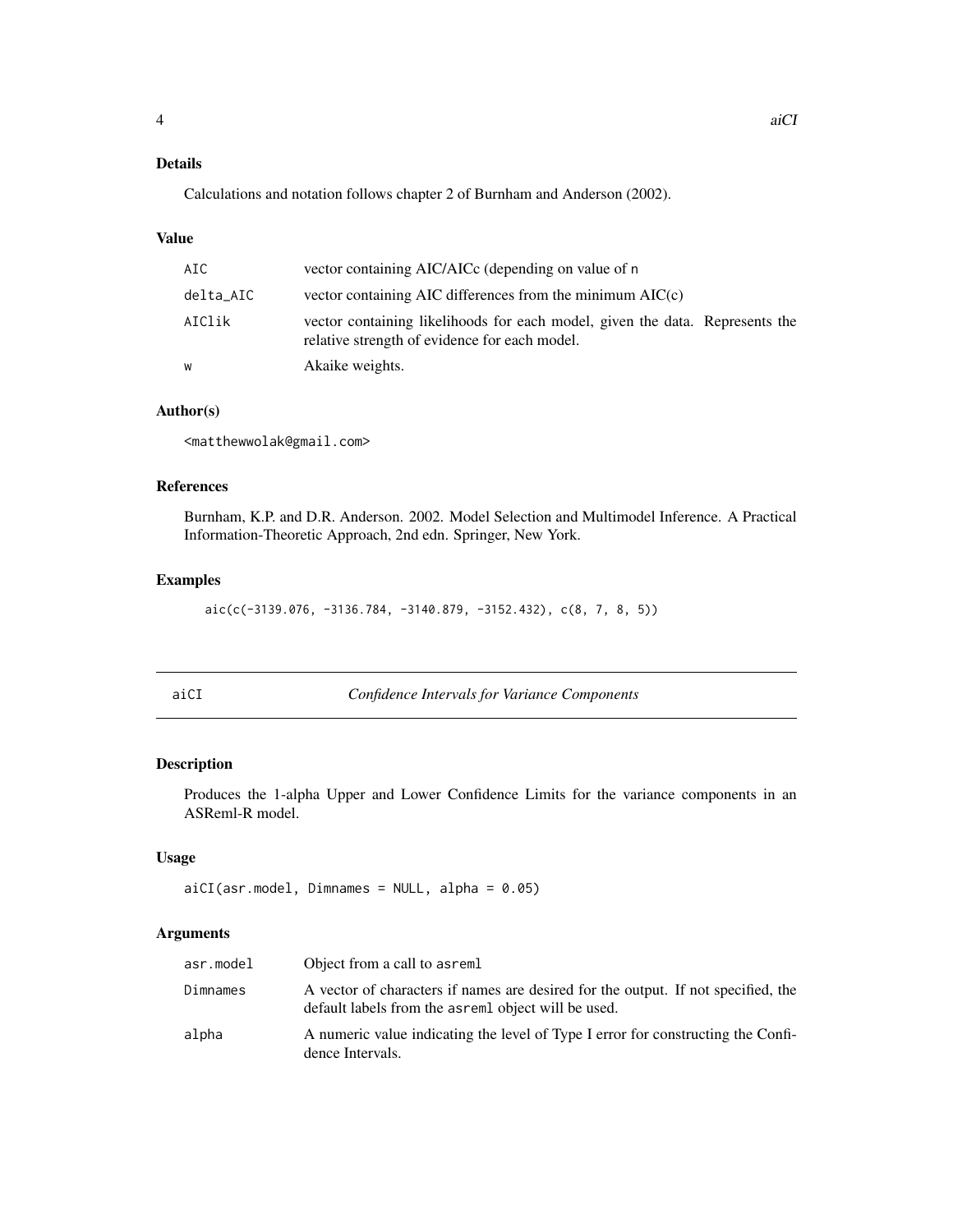### Details

Calculations and notation follows chapter 2 of Burnham and Anderson (2002).

### Value

| | |
|---|---|
| AIC | vector containing AIC/AICc (depending on value of n |
| delta_AIC | vector containing AIC differences from the minimum AIC(c) |
| AIClik | vector containing likelihoods for each model, given the data. Represents the relative strength of evidence for each model. |
| w | Akaike weights. |

### Author(s)

<matthewwolak@gmail.com>

### References

Burnham, K.P. and D.R. Anderson. 2002. Model Selection and Multimodel Inference. A Practical Information-Theoretic Approach, 2nd edn. Springer, New York.

### Examples

```
aic(c(-3139.076, -3136.784, -3140.879, -3152.432), c(8, 7, 8, 5))
```

---

## aiCI — *Confidence Intervals for Variance Components*

### Description

Produces the 1-alpha Upper and Lower Confidence Limits for the variance components in an ASReml-R model.

### Usage

```
aiCI(asr.model, Dimnames = NULL, alpha = 0.05)
```

### Arguments

| | |
|---|---|
| asr.model | Object from a call to asreml |
| Dimnames | A vector of characters if names are desired for the output. If not specified, the default labels from the asreml object will be used. |
| alpha | A numeric value indicating the level of Type I error for constructing the Confidence Intervals. |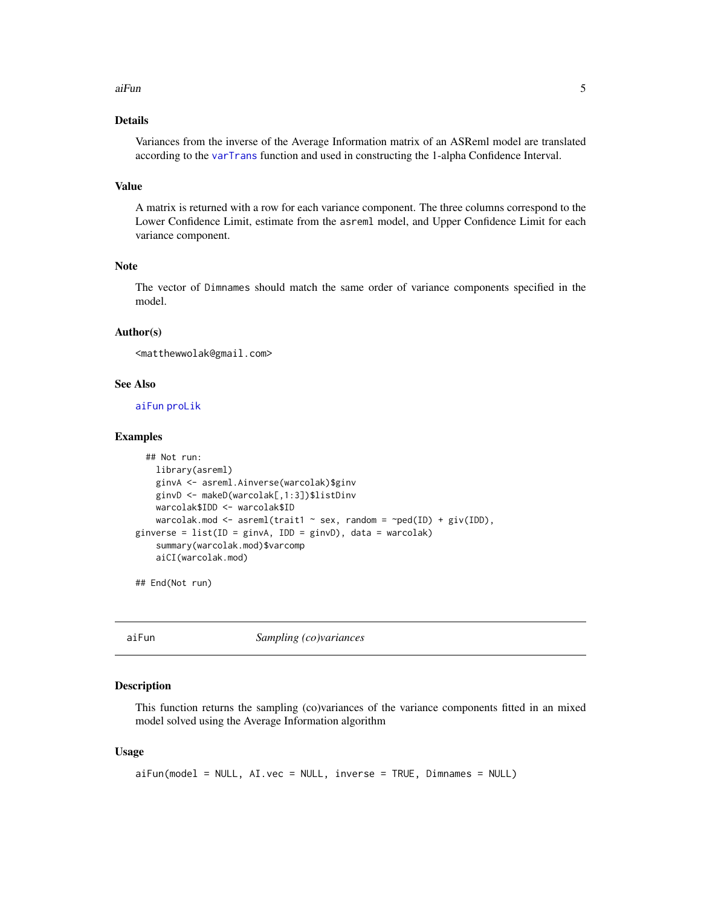### Details

Variances from the inverse of the Average Information matrix of an ASReml model are translated according to the varTrans function and used in constructing the 1-alpha Confidence Interval.

### Value

A matrix is returned with a row for each variance component. The three columns correspond to the Lower Confidence Limit, estimate from the asreml model, and Upper Confidence Limit for each variance component.

### Note

The vector of Dimnames should match the same order of variance components specified in the model.

### Author(s)

<matthewwolak@gmail.com>

### See Also

aiFun proLik

### Examples

```
  ## Not run:
    library(asreml)
    ginvA <- asreml.Ainverse(warcolak)$ginv
    ginvD <- makeD(warcolak[,1:3])$listDinv
    warcolak$IDD <- warcolak$ID
    warcolak.mod <- asreml(trait1 ~ sex, random = ~ped(ID) + giv(IDD),
ginverse = list(ID = ginvA, IDD = ginvD), data = warcolak)
    summary(warcolak.mod)$varcomp
    aiCI(warcolak.mod)

## End(Not run)
```

---

## aiFun *Sampling (co)variances*

### Description

This function returns the sampling (co)variances of the variance components fitted in an mixed model solved using the Average Information algorithm

### Usage

```
aiFun(model = NULL, AI.vec = NULL, inverse = TRUE, Dimnames = NULL)
```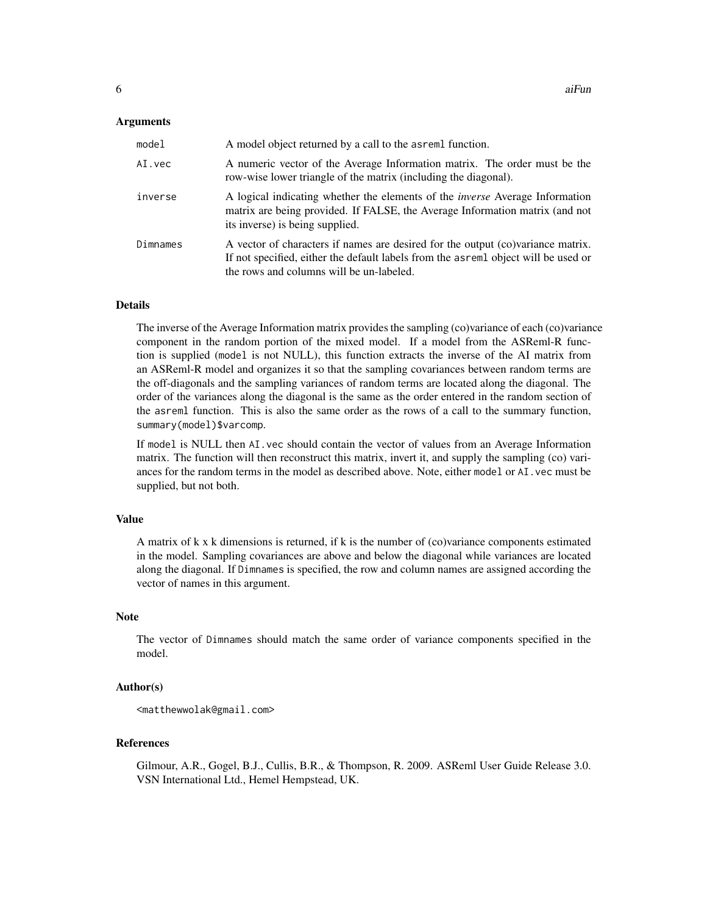### Arguments

| | |
|---|---|
| `model` | A model object returned by a call to the `asreml` function. |
| `AI.vec` | A numeric vector of the Average Information matrix. The order must be the row-wise lower triangle of the matrix (including the diagonal). |
| `inverse` | A logical indicating whether the elements of the *inverse* Average Information matrix are being provided. If FALSE, the Average Information matrix (and not its inverse) is being supplied. |
| `Dimnames` | A vector of characters if names are desired for the output (co)variance matrix. If not specified, either the default labels from the `asreml` object will be used or the rows and columns will be un-labeled. |

### Details

The inverse of the Average Information matrix provides the sampling (co)variance of each (co)variance component in the random portion of the mixed model. If a model from the ASReml-R function is supplied (`model` is not NULL), this function extracts the inverse of the AI matrix from an ASReml-R model and organizes it so that the sampling covariances between random terms are the off-diagonals and the sampling variances of random terms are located along the diagonal. The order of the variances along the diagonal is the same as the order entered in the random section of the `asreml` function. This is also the same order as the rows of a call to the summary function, `summary(model)$varcomp`.

If `model` is NULL then `AI.vec` should contain the vector of values from an Average Information matrix. The function will then reconstruct this matrix, invert it, and supply the sampling (co) variances for the random terms in the model as described above. Note, either `model` or `AI.vec` must be supplied, but not both.

### Value

A matrix of k x k dimensions is returned, if k is the number of (co)variance components estimated in the model. Sampling covariances are above and below the diagonal while variances are located along the diagonal. If `Dimnames` is specified, the row and column names are assigned according the vector of names in this argument.

### Note

The vector of `Dimnames` should match the same order of variance components specified in the model.

### Author(s)

`<matthewwolak@gmail.com>`

### References

Gilmour, A.R., Gogel, B.J., Cullis, B.R., & Thompson, R. 2009. ASReml User Guide Release 3.0. VSN International Ltd., Hemel Hempstead, UK.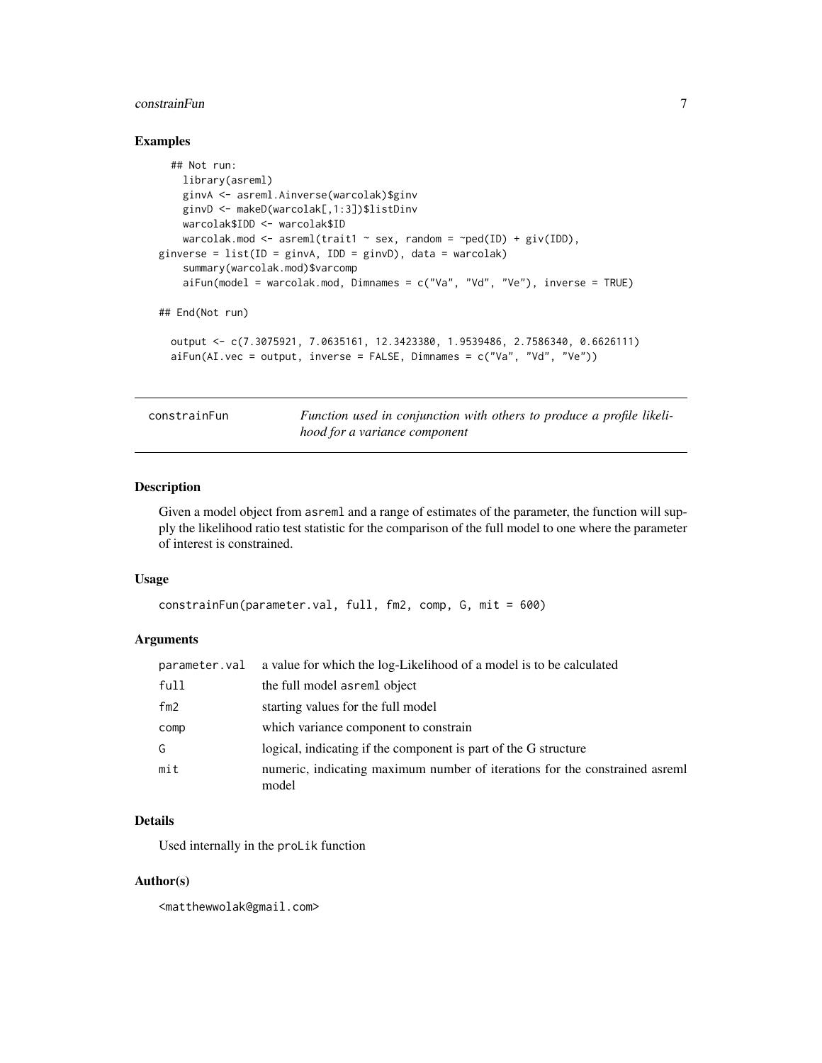### Examples

```
## Not run:
  library(asreml)
  ginvA <- asreml.Ainverse(warcolak)$ginv
  ginvD <- makeD(warcolak[,1:3])$listDinv
  warcolak$IDD <- warcolak$ID
  warcolak.mod <- asreml(trait1 ~ sex, random = ~ped(ID) + giv(IDD),
ginverse = list(ID = ginvA, IDD = ginvD), data = warcolak)
  summary(warcolak.mod)$varcomp
  aiFun(model = warcolak.mod, Dimnames = c("Va", "Vd", "Ve"), inverse = TRUE)

## End(Not run)

 output <- c(7.3075921, 7.0635161, 12.3423380, 1.9539486, 2.7586340, 0.6626111)
 aiFun(AI.vec = output, inverse = FALSE, Dimnames = c("Va", "Vd", "Ve"))
```

---

## constrainFun — *Function used in conjunction with others to produce a profile likelihood for a variance component*

### Description

Given a model object from `asreml` and a range of estimates of the parameter, the function will supply the likelihood ratio test statistic for the comparison of the full model to one where the parameter of interest is constrained.

### Usage

```
constrainFun(parameter.val, full, fm2, comp, G, mit = 600)
```

### Arguments

| | |
|---|---|
| `parameter.val` | a value for which the log-Likelihood of a model is to be calculated |
| `full` | the full model `asreml` object |
| `fm2` | starting values for the full model |
| `comp` | which variance component to constrain |
| `G` | logical, indicating if the component is part of the G structure |
| `mit` | numeric, indicating maximum number of iterations for the constrained asreml model |

### Details

Used internally in the `proLik` function

### Author(s)

<matthewwolak@gmail.com>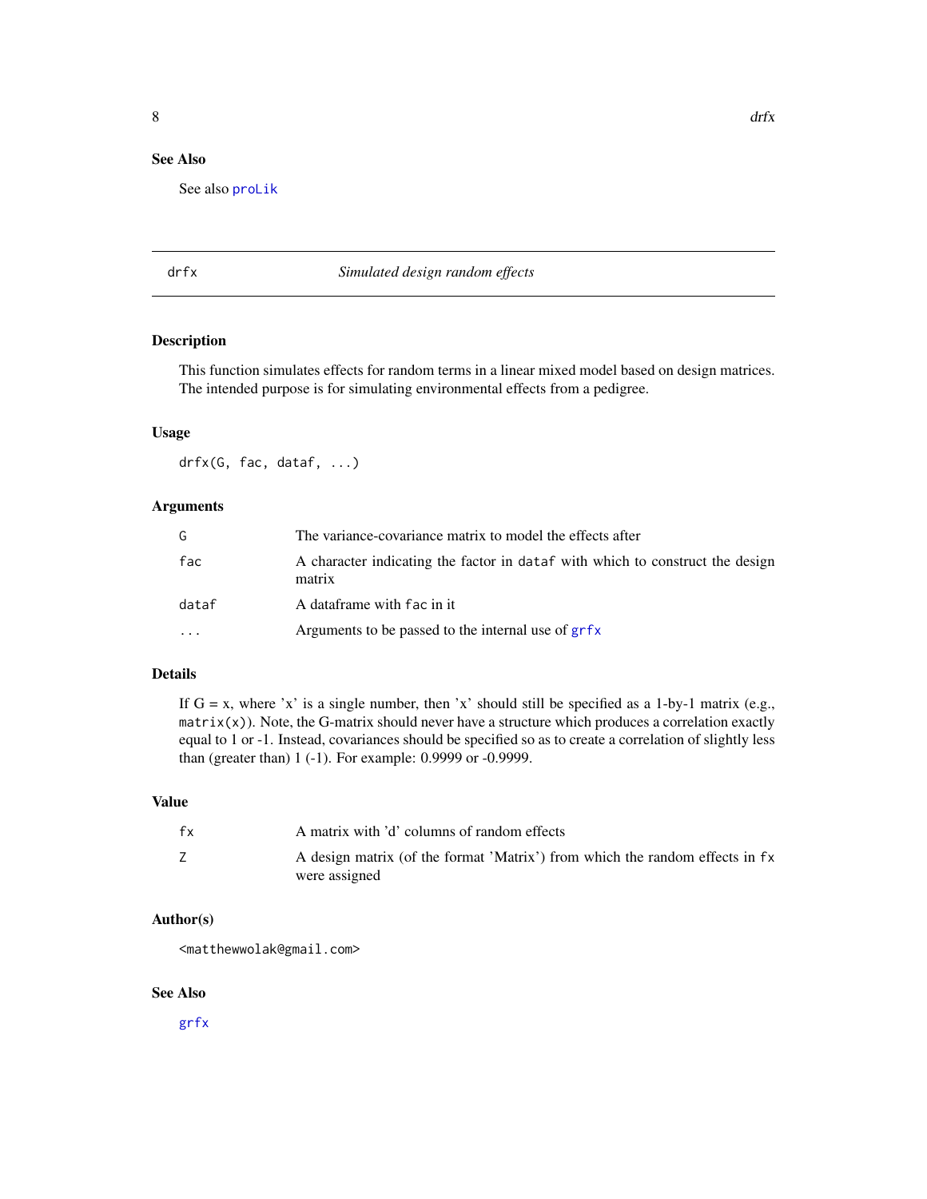## See Also

See also `proLik`

---

## drfx — *Simulated design random effects*

### Description

This function simulates effects for random terms in a linear mixed model based on design matrices. The intended purpose is for simulating environmental effects from a pedigree.

### Usage

```
drfx(G, fac, dataf, ...)
```

### Arguments

| | |
|---|---|
| `G` | The variance-covariance matrix to model the effects after |
| `fac` | A character indicating the factor in `dataf` with which to construct the design matrix |
| `dataf` | A dataframe with `fac` in it |
| `...` | Arguments to be passed to the internal use of `grfx` |

### Details

If G = x, where 'x' is a single number, then 'x' should still be specified as a 1-by-1 matrix (e.g., `matrix(x)`). Note, the G-matrix should never have a structure which produces a correlation exactly equal to 1 or -1. Instead, covariances should be specified so as to create a correlation of slightly less than (greater than) 1 (-1). For example: 0.9999 or -0.9999.

### Value

| | |
|---|---|
| `fx` | A matrix with 'd' columns of random effects |
| `Z` | A design matrix (of the format 'Matrix') from which the random effects in `fx` were assigned |

### Author(s)

<matthewwolak@gmail.com>

### See Also

`grfx`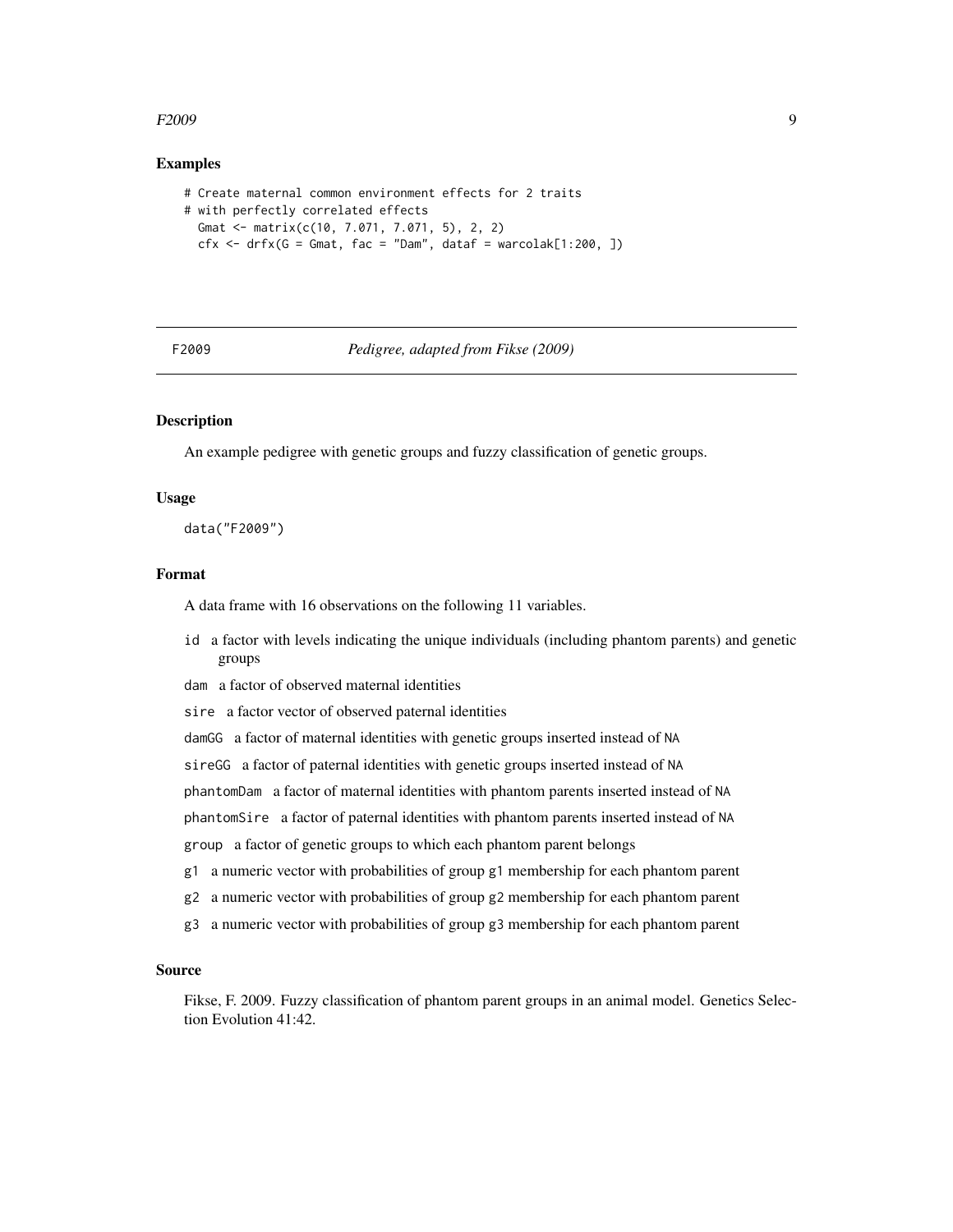## Examples

```
# Create maternal common environment effects for 2 traits
# with perfectly correlated effects
  Gmat <- matrix(c(10, 7.071, 7.071, 5), 2, 2)
  cfx <- drfx(G = Gmat, fac = "Dam", dataf = warcolak[1:200, ])
```

---

# F2009 *Pedigree, adapted from Fikse (2009)*

---

## Description

An example pedigree with genetic groups and fuzzy classification of genetic groups.

## Usage

```
data("F2009")
```

## Format

A data frame with 16 observations on the following 11 variables.

- `id` a factor with levels indicating the unique individuals (including phantom parents) and genetic groups
- `dam` a factor of observed maternal identities
- `sire` a factor vector of observed paternal identities
- `damGG` a factor of maternal identities with genetic groups inserted instead of `NA`
- `sireGG` a factor of paternal identities with genetic groups inserted instead of `NA`
- `phantomDam` a factor of maternal identities with phantom parents inserted instead of `NA`
- `phantomSire` a factor of paternal identities with phantom parents inserted instead of `NA`
- `group` a factor of genetic groups to which each phantom parent belongs
- `g1` a numeric vector with probabilities of group `g1` membership for each phantom parent
- `g2` a numeric vector with probabilities of group `g2` membership for each phantom parent
- `g3` a numeric vector with probabilities of group `g3` membership for each phantom parent

## Source

Fikse, F. 2009. Fuzzy classification of phantom parent groups in an animal model. Genetics Selection Evolution 41:42.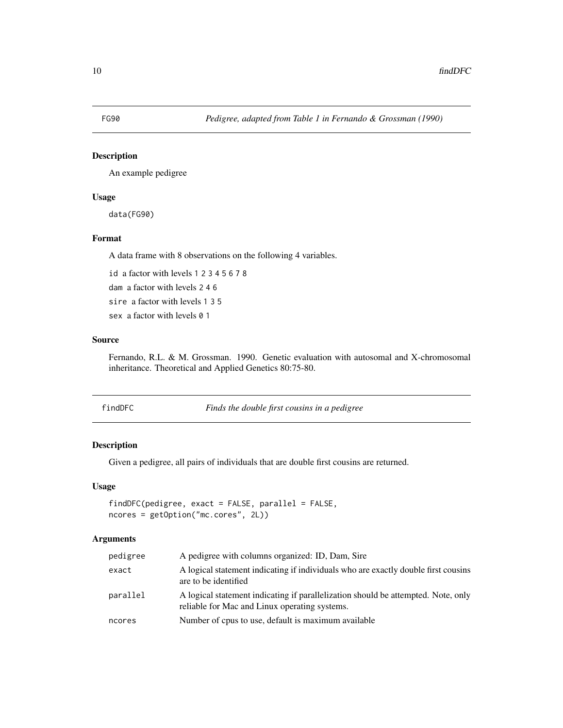## FG90 — *Pedigree, adapted from Table 1 in Fernando & Grossman (1990)*

### Description

An example pedigree

### Usage

```
data(FG90)
```

### Format

A data frame with 8 observations on the following 4 variables.

- `id` a factor with levels `1 2 3 4 5 6 7 8`
- `dam` a factor with levels `2 4 6`
- `sire` a factor with levels `1 3 5`
- `sex` a factor with levels `0 1`

### Source

Fernando, R.L. & M. Grossman. 1990. Genetic evaluation with autosomal and X-chromosomal inheritance. Theoretical and Applied Genetics 80:75-80.

## findDFC — *Finds the double first cousins in a pedigree*

### Description

Given a pedigree, all pairs of individuals that are double first cousins are returned.

### Usage

```
findDFC(pedigree, exact = FALSE, parallel = FALSE,
ncores = getOption("mc.cores", 2L))
```

### Arguments

| | |
|---|---|
| `pedigree` | A pedigree with columns organized: ID, Dam, Sire |
| `exact` | A logical statement indicating if individuals who are exactly double first cousins are to be identified |
| `parallel` | A logical statement indicating if parallelization should be attempted. Note, only reliable for Mac and Linux operating systems. |
| `ncores` | Number of cpus to use, default is maximum available |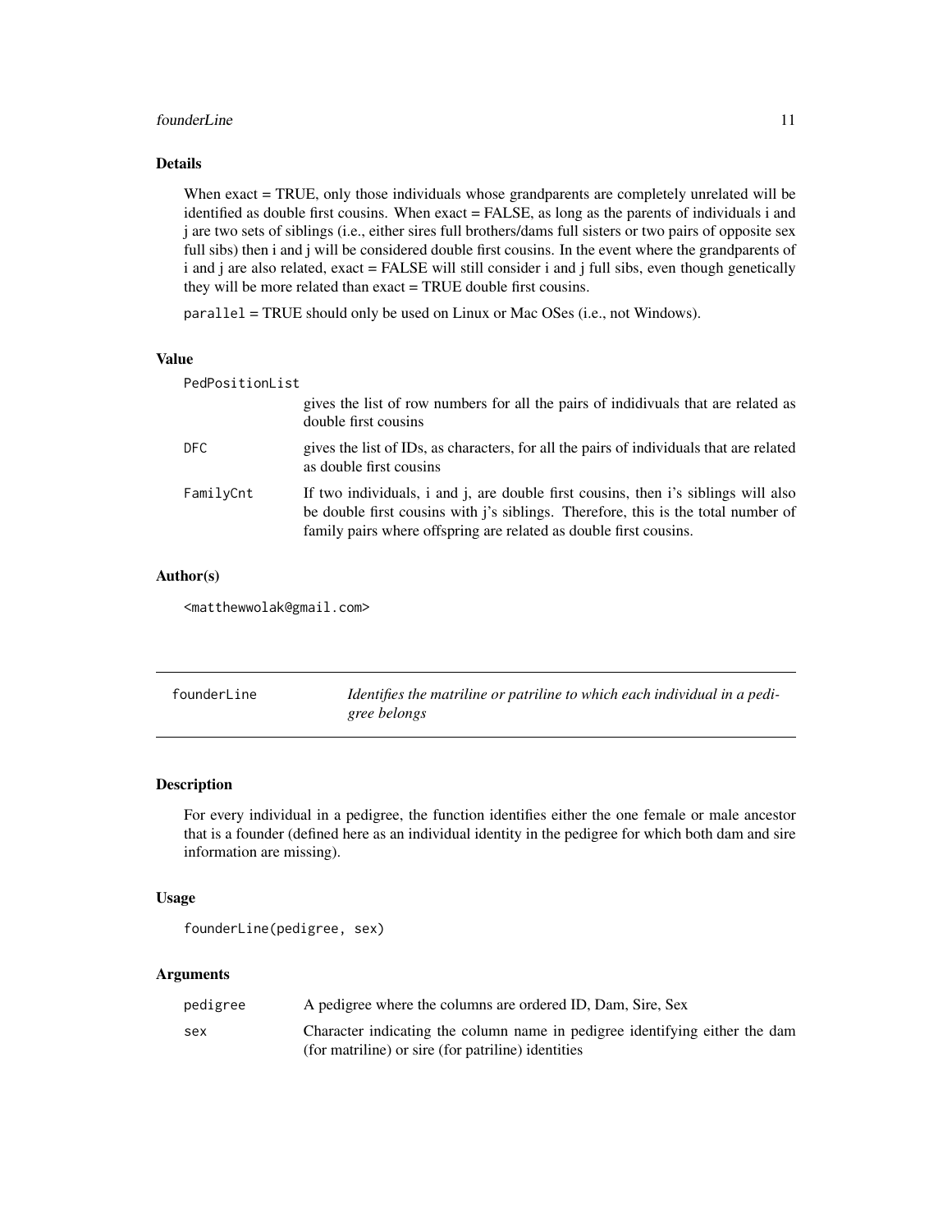### Details

When exact = TRUE, only those individuals whose grandparents are completely unrelated will be identified as double first cousins. When exact = FALSE, as long as the parents of individuals i and j are two sets of siblings (i.e., either sires full brothers/dams full sisters or two pairs of opposite sex full sibs) then i and j will be considered double first cousins. In the event where the grandparents of i and j are also related, exact = FALSE will still consider i and j full sibs, even though genetically they will be more related than exact = TRUE double first cousins.

`parallel` = TRUE should only be used on Linux or Mac OSes (i.e., not Windows).

### Value

| | |
|---|---|
| `PedPositionList` | gives the list of row numbers for all the pairs of indidivuals that are related as double first cousins |
| `DFC` | gives the list of IDs, as characters, for all the pairs of individuals that are related as double first cousins |
| `FamilyCnt` | If two individuals, i and j, are double first cousins, then i's siblings will also be double first cousins with j's siblings. Therefore, this is the total number of family pairs where offspring are related as double first cousins. |

### Author(s)

`<matthewwolak@gmail.com>`

---

## founderLine — *Identifies the matriline or patriline to which each individual in a pedigree belongs*

### Description

For every individual in a pedigree, the function identifies either the one female or male ancestor that is a founder (defined here as an individual identity in the pedigree for which both dam and sire information are missing).

### Usage

```
founderLine(pedigree, sex)
```

### Arguments

| | |
|---|---|
| `pedigree` | A pedigree where the columns are ordered ID, Dam, Sire, Sex |
| `sex` | Character indicating the column name in pedigree identifying either the dam (for matriline) or sire (for patriline) identities |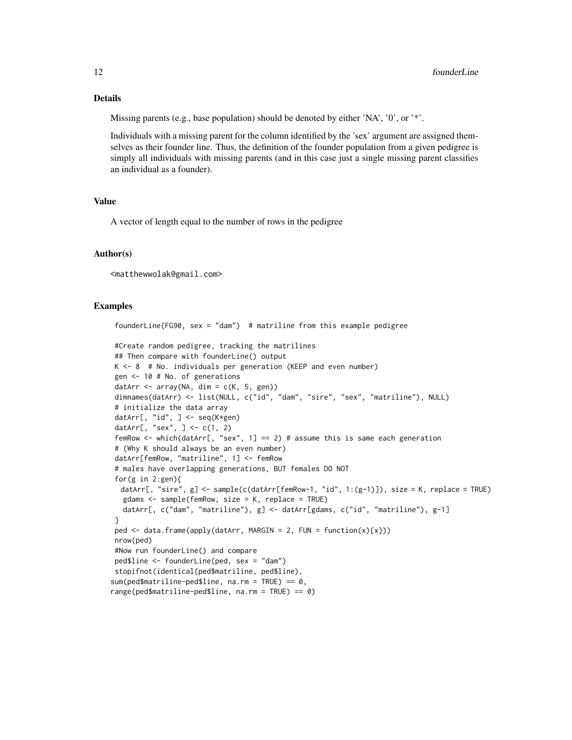### Details

Missing parents (e.g., base population) should be denoted by either 'NA', '0', or '*'.

Individuals with a missing parent for the column identified by the 'sex' argument are assigned themselves as their founder line. Thus, the definition of the founder population from a given pedigree is simply all individuals with missing parents (and in this case just a single missing parent classifies an individual as a founder).

### Value

A vector of length equal to the number of rows in the pedigree

### Author(s)

<matthewwolak@gmail.com>

### Examples

```
 founderLine(FG90, sex = "dam")  # matriline from this example pedigree

 #Create random pedigree, tracking the matrilines
 ## Then compare with founderLine() output
 K <- 8  # No. individuals per generation (KEEP and even number)
 gen <- 10 # No. of generations
 datArr <- array(NA, dim = c(K, 5, gen))
 dimnames(datArr) <- list(NULL, c("id", "dam", "sire", "sex", "matriline"), NULL)
 # initialize the data array
 datArr[, "id", ] <- seq(K*gen)
 datArr[, "sex", ] <- c(1, 2)
 femRow <- which(datArr[, "sex", 1] == 2) # assume this is same each generation
 # (Why K should always be an even number)
 datArr[femRow, "matriline", 1] <- femRow
 # males have overlapping generations, BUT females DO NOT
 for(g in 2:gen){
  datArr[, "sire", g] <- sample(c(datArr[femRow-1, "id", 1:(g-1)]), size = K, replace = TRUE)
   gdams <- sample(femRow, size = K, replace = TRUE)
   datArr[, c("dam", "matriline"), g] <- datArr[gdams, c("id", "matriline"), g-1]
 }
 ped <- data.frame(apply(datArr, MARGIN = 2, FUN = function(x){x}))
 nrow(ped)
 #Now run founderLine() and compare
 ped$line <- founderLine(ped, sex = "dam")
 stopifnot(identical(ped$matriline, ped$line),
sum(ped$matriline-ped$line, na.rm = TRUE) == 0,
range(ped$matriline-ped$line, na.rm = TRUE) == 0)
```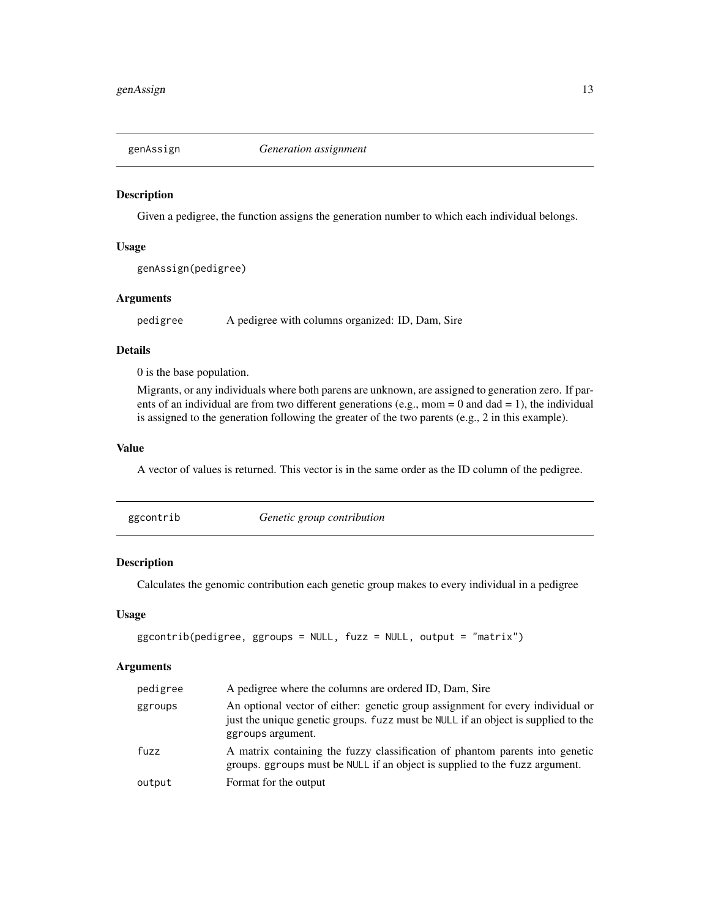## genAssign *Generation assignment*

### Description

Given a pedigree, the function assigns the generation number to which each individual belongs.

### Usage

```
genAssign(pedigree)
```

### Arguments

| | |
|---|---|
| pedigree | A pedigree with columns organized: ID, Dam, Sire |

### Details

0 is the base population.

Migrants, or any individuals where both parens are unknown, are assigned to generation zero. If parents of an individual are from two different generations (e.g., mom = 0 and dad = 1), the individual is assigned to the generation following the greater of the two parents (e.g., 2 in this example).

### Value

A vector of values is returned. This vector is in the same order as the ID column of the pedigree.

## ggcontrib *Genetic group contribution*

### Description

Calculates the genomic contribution each genetic group makes to every individual in a pedigree

### Usage

```
ggcontrib(pedigree, ggroups = NULL, fuzz = NULL, output = "matrix")
```

### Arguments

| | |
|---|---|
| pedigree | A pedigree where the columns are ordered ID, Dam, Sire |
| ggroups | An optional vector of either: genetic group assignment for every individual or just the unique genetic groups. `fuzz` must be `NULL` if an object is supplied to the `ggroups` argument. |
| fuzz | A matrix containing the fuzzy classification of phantom parents into genetic groups. `ggroups` must be `NULL` if an object is supplied to the `fuzz` argument. |
| output | Format for the output |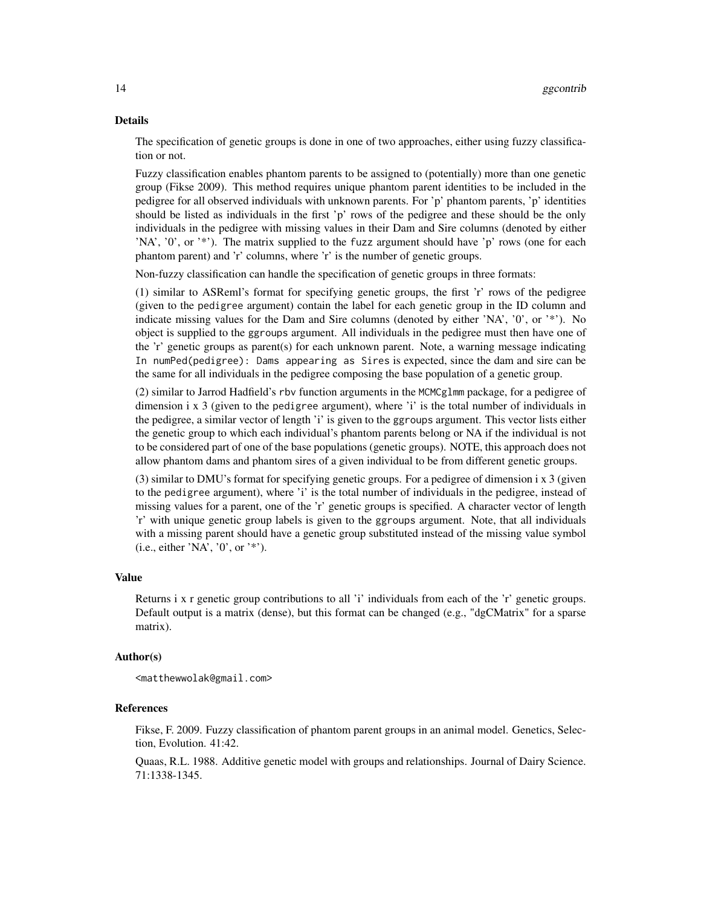## Details

The specification of genetic groups is done in one of two approaches, either using fuzzy classification or not.

Fuzzy classification enables phantom parents to be assigned to (potentially) more than one genetic group (Fikse 2009). This method requires unique phantom parent identities to be included in the pedigree for all observed individuals with unknown parents. For 'p' phantom parents, 'p' identities should be listed as individuals in the first 'p' rows of the pedigree and these should be the only individuals in the pedigree with missing values in their Dam and Sire columns (denoted by either 'NA', '0', or '*'). The matrix supplied to the `fuzz` argument should have 'p' rows (one for each phantom parent) and 'r' columns, where 'r' is the number of genetic groups.

Non-fuzzy classification can handle the specification of genetic groups in three formats:

(1) similar to ASReml's format for specifying genetic groups, the first 'r' rows of the pedigree (given to the `pedigree` argument) contain the label for each genetic group in the ID column and indicate missing values for the Dam and Sire columns (denoted by either 'NA', '0', or '*'). No object is supplied to the `ggroups` argument. All individuals in the pedigree must then have one of the 'r' genetic groups as parent(s) for each unknown parent. Note, a warning message indicating `In numPed(pedigree): Dams appearing as Sires` is expected, since the dam and sire can be the same for all individuals in the pedigree composing the base population of a genetic group.

(2) similar to Jarrod Hadfield's `rbv` function arguments in the `MCMCglmm` package, for a pedigree of dimension i x 3 (given to the `pedigree` argument), where 'i' is the total number of individuals in the pedigree, a similar vector of length 'i' is given to the `ggroups` argument. This vector lists either the genetic group to which each individual's phantom parents belong or NA if the individual is not to be considered part of one of the base populations (genetic groups). NOTE, this approach does not allow phantom dams and phantom sires of a given individual to be from different genetic groups.

(3) similar to DMU's format for specifying genetic groups. For a pedigree of dimension i x 3 (given to the `pedigree` argument), where 'i' is the total number of individuals in the pedigree, instead of missing values for a parent, one of the 'r' genetic groups is specified. A character vector of length 'r' with unique genetic group labels is given to the `ggroups` argument. Note, that all individuals with a missing parent should have a genetic group substituted instead of the missing value symbol (i.e., either 'NA', '0', or '*').

## Value

Returns i x r genetic group contributions to all 'i' individuals from each of the 'r' genetic groups. Default output is a matrix (dense), but this format can be changed (e.g., "dgCMatrix" for a sparse matrix).

## Author(s)

`<matthewwolak@gmail.com>`

## References

Fikse, F. 2009. Fuzzy classification of phantom parent groups in an animal model. Genetics, Selection, Evolution. 41:42.

Quaas, R.L. 1988. Additive genetic model with groups and relationships. Journal of Dairy Science. 71:1338-1345.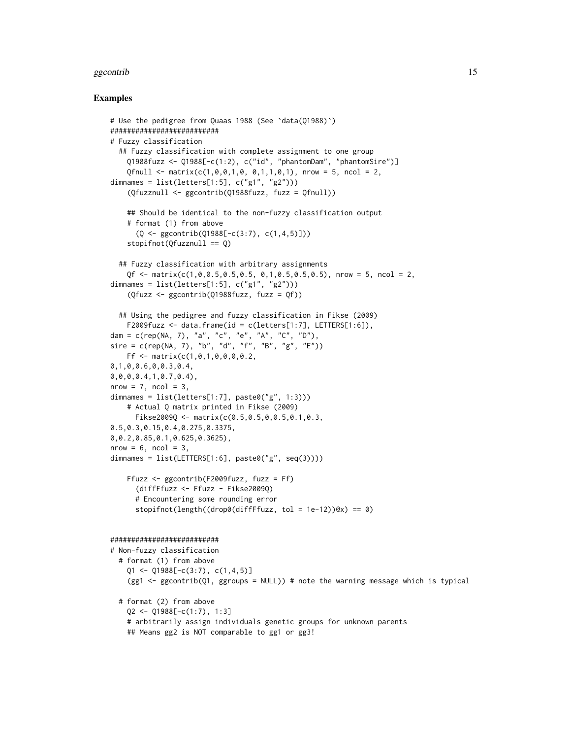## Examples

```
# Use the pedigree from Quaas 1988 (See `data(Q1988)`)
#########################
# Fuzzy classification
  ## Fuzzy classification with complete assignment to one group
    Q1988fuzz <- Q1988[-c(1:2), c("id", "phantomDam", "phantomSire")]
    Qfnull <- matrix(c(1,0,0,1,0, 0,1,1,0,1), nrow = 5, ncol = 2,
dimnames = list(letters[1:5], c("g1", "g2")))
    (Qfuzznull <- ggcontrib(Q1988fuzz, fuzz = Qfnull))

    ## Should be identical to the non-fuzzy classification output
    # format (1) from above
      (Q <- ggcontrib(Q1988[-c(3:7), c(1,4,5)]))
    stopifnot(Qfuzznull == Q)

  ## Fuzzy classification with arbitrary assignments
    Qf <- matrix(c(1,0,0.5,0.5,0.5, 0,1,0.5,0.5,0.5), nrow = 5, ncol = 2,
dimnames = list(letters[1:5], c("g1", "g2")))
    (Qfuzz <- ggcontrib(Q1988fuzz, fuzz = Qf))

  ## Using the pedigree and fuzzy classification in Fikse (2009)
    F2009fuzz <- data.frame(id = c(letters[1:7], LETTERS[1:6]),
dam = c(rep(NA, 7), "a", "c", "e", "A", "C", "D"),
sire = c(rep(NA, 7), "b", "d", "f", "B", "g", "E"))
    Ff <- matrix(c(1,0,1,0,0,0,0.2,
0,1,0,0.6,0,0.3,0.4,
0,0,0,0.4,1,0.7,0.4),
nrow = 7, ncol = 3,
dimnames = list(letters[1:7], paste0("g", 1:3)))
    # Actual Q matrix printed in Fikse (2009)
      Fikse2009Q <- matrix(c(0.5,0.5,0,0.5,0.1,0.3,
0.5,0.3,0.15,0.4,0.275,0.3375,
0,0.2,0.85,0.1,0.625,0.3625),
nrow = 6, ncol = 3,
dimnames = list(LETTERS[1:6], paste0("g", seq(3))))

    Ffuzz <- ggcontrib(F2009fuzz, fuzz = Ff)
      (diffFfuzz <- Ffuzz - Fikse2009Q)
      # Encountering some rounding error
      stopifnot(length((drop0(diffFfuzz, tol = 1e-12))@x) == 0)


#########################
# Non-fuzzy classification
  # format (1) from above
    Q1 <- Q1988[-c(3:7), c(1,4,5)]
    (gg1 <- ggcontrib(Q1, ggroups = NULL)) # note the warning message which is typical

  # format (2) from above
    Q2 <- Q1988[-c(1:7), 1:3]
    # arbitrarily assign individuals genetic groups for unknown parents
    ## Means gg2 is NOT comparable to gg1 or gg3!
```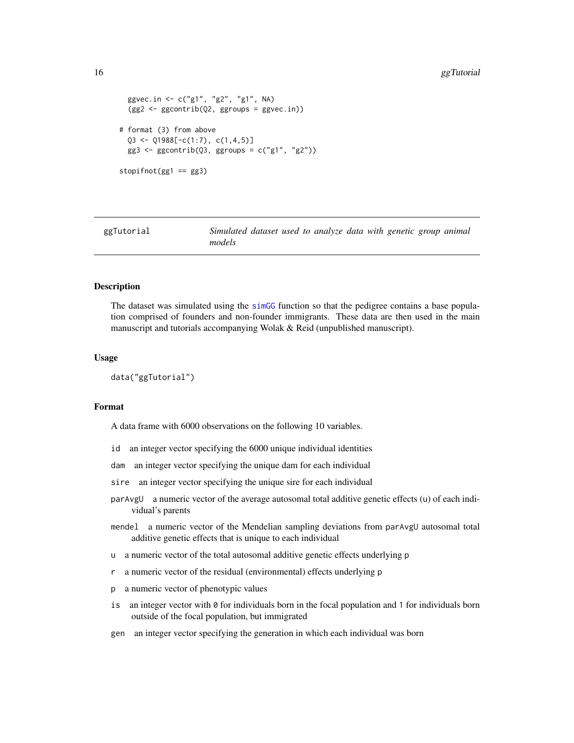```
  ggvec.in <- c("g1", "g2", "g1", NA)
  (gg2 <- ggcontrib(Q2, ggroups = ggvec.in))

# format (3) from above
  Q3 <- Q1988[-c(1:7), c(1,4,5)]
  gg3 <- ggcontrib(Q3, ggroups = c("g1", "g2"))

stopifnot(gg1 == gg3)
```

---

## ggTutorial — *Simulated dataset used to analyze data with genetic group animal models*

### Description

The dataset was simulated using the simGG function so that the pedigree contains a base population comprised of founders and non-founder immigrants. These data are then used in the main manuscript and tutorials accompanying Wolak & Reid (unpublished manuscript).

### Usage

```
data("ggTutorial")
```

### Format

A data frame with 6000 observations on the following 10 variables.

- `id` an integer vector specifying the 6000 unique individual identities
- `dam` an integer vector specifying the unique dam for each individual
- `sire` an integer vector specifying the unique sire for each individual
- `parAvgU` a numeric vector of the average autosomal total additive genetic effects (u) of each individual's parents
- `mendel` a numeric vector of the Mendelian sampling deviations from `parAvgU` autosomal total additive genetic effects that is unique to each individual
- `u` a numeric vector of the total autosomal additive genetic effects underlying `p`
- `r` a numeric vector of the residual (environmental) effects underlying `p`
- `p` a numeric vector of phenotypic values
- `is` an integer vector with `0` for individuals born in the focal population and `1` for individuals born outside of the focal population, but immigrated
- `gen` an integer vector specifying the generation in which each individual was born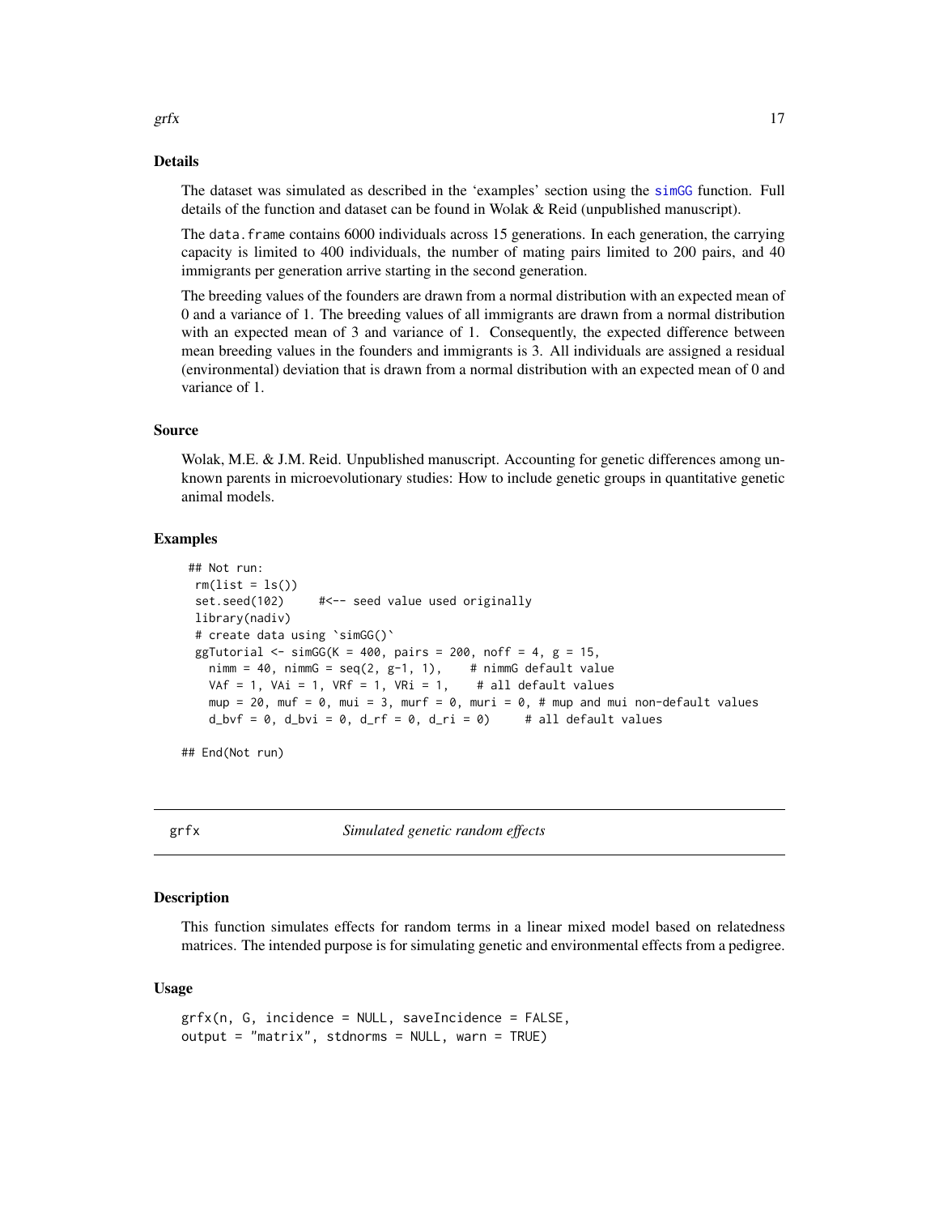### Details

The dataset was simulated as described in the 'examples' section using the simGG function. Full details of the function and dataset can be found in Wolak & Reid (unpublished manuscript).

The data.frame contains 6000 individuals across 15 generations. In each generation, the carrying capacity is limited to 400 individuals, the number of mating pairs limited to 200 pairs, and 40 immigrants per generation arrive starting in the second generation.

The breeding values of the founders are drawn from a normal distribution with an expected mean of 0 and a variance of 1. The breeding values of all immigrants are drawn from a normal distribution with an expected mean of 3 and variance of 1. Consequently, the expected difference between mean breeding values in the founders and immigrants is 3. All individuals are assigned a residual (environmental) deviation that is drawn from a normal distribution with an expected mean of 0 and variance of 1.

### Source

Wolak, M.E. & J.M. Reid. Unpublished manuscript. Accounting for genetic differences among unknown parents in microevolutionary studies: How to include genetic groups in quantitative genetic animal models.

### Examples

```
 ## Not run:
  rm(list = ls())
  set.seed(102)     #<-- seed value used originally
  library(nadiv)
  # create data using `simGG()`
  ggTutorial <- simGG(K = 400, pairs = 200, noff = 4, g = 15,
    nimm = 40, nimmG = seq(2, g-1, 1),    # nimmG default value
    VAf = 1, VAi = 1, VRf = 1, VRi = 1,    # all default values
    mup = 20, muf = 0, mui = 3, murf = 0, muri = 0, # mup and mui non-default values
    d_bvf = 0, d_bvi = 0, d_rf = 0, d_ri = 0)     # all default values

## End(Not run)
```

---

## grfx *Simulated genetic random effects*

### Description

This function simulates effects for random terms in a linear mixed model based on relatedness matrices. The intended purpose is for simulating genetic and environmental effects from a pedigree.

### Usage

```
grfx(n, G, incidence = NULL, saveIncidence = FALSE,
output = "matrix", stdnorms = NULL, warn = TRUE)
```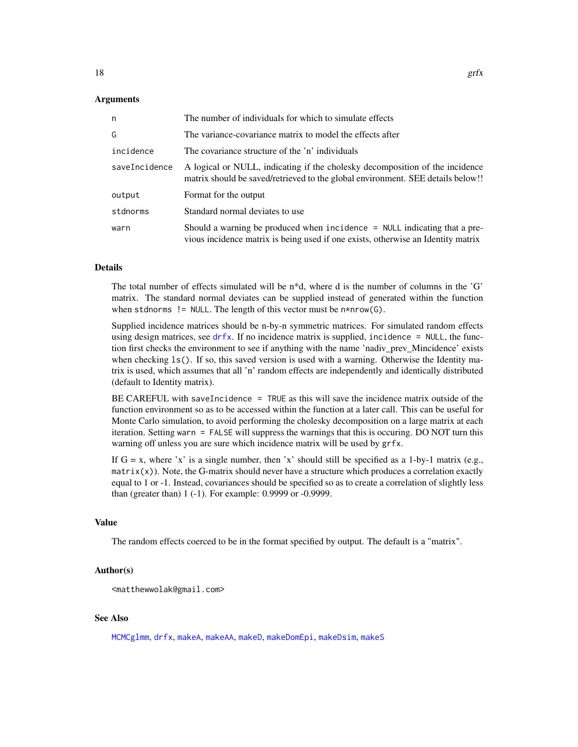### Arguments

| | |
|---|---|
| `n` | The number of individuals for which to simulate effects |
| `G` | The variance-covariance matrix to model the effects after |
| `incidence` | The covariance structure of the 'n' individuals |
| `saveIncidence` | A logical or NULL, indicating if the cholesky decomposition of the incidence matrix should be saved/retrieved to the global environment. SEE details below!! |
| `output` | Format for the output |
| `stdnorms` | Standard normal deviates to use |
| `warn` | Should a warning be produced when `incidence = NULL` indicating that a previous incidence matrix is being used if one exists, otherwise an Identity matrix |

### Details

The total number of effects simulated will be n*d, where d is the number of columns in the 'G' matrix. The standard normal deviates can be supplied instead of generated within the function when `stdnorms != NULL`. The length of this vector must be `n*nrow(G)`.

Supplied incidence matrices should be n-by-n symmetric matrices. For simulated random effects using design matrices, see `drfx`. If no incidence matrix is supplied, `incidence = NULL`, the function first checks the environment to see if anything with the name 'nadiv_prev_Mincidence' exists when checking `ls()`. If so, this saved version is used with a warning. Otherwise the Identity matrix is used, which assumes that all 'n' random effects are independently and identically distributed (default to Identity matrix).

BE CAREFUL with `saveIncidence = TRUE` as this will save the incidence matrix outside of the function environment so as to be accessed within the function at a later call. This can be useful for Monte Carlo simulation, to avoid performing the cholesky decomposition on a large matrix at each iteration. Setting `warn = FALSE` will suppress the warnings that this is occuring. DO NOT turn this warning off unless you are sure which incidence matrix will be used by `grfx`.

If G = x, where 'x' is a single number, then 'x' should still be specified as a 1-by-1 matrix (e.g., `matrix(x)`). Note, the G-matrix should never have a structure which produces a correlation exactly equal to 1 or -1. Instead, covariances should be specified so as to create a correlation of slightly less than (greater than) 1 (-1). For example: 0.9999 or -0.9999.

### Value

The random effects coerced to be in the format specified by output. The default is a "matrix".

### Author(s)

<matthewwolak@gmail.com>

### See Also

`MCMCglmm`, `drfx`, `makeA`, `makeAA`, `makeD`, `makeDomEpi`, `makeDsim`, `makeS`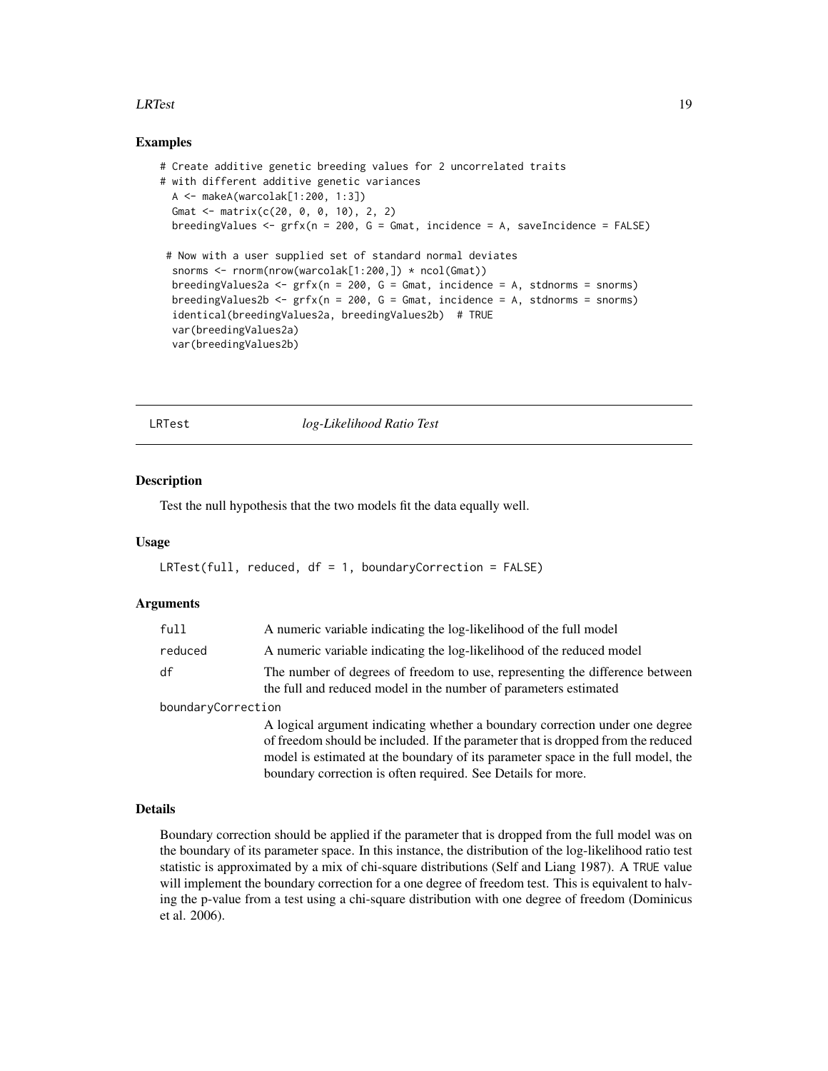## Examples

```
# Create additive genetic breeding values for 2 uncorrelated traits
# with different additive genetic variances
  A <- makeA(warcolak[1:200, 1:3])
  Gmat <- matrix(c(20, 0, 0, 10), 2, 2)
  breedingValues <- grfx(n = 200, G = Gmat, incidence = A, saveIncidence = FALSE)

 # Now with a user supplied set of standard normal deviates
  snorms <- rnorm(nrow(warcolak[1:200,]) * ncol(Gmat))
  breedingValues2a <- grfx(n = 200, G = Gmat, incidence = A, stdnorms = snorms)
  breedingValues2b <- grfx(n = 200, G = Gmat, incidence = A, stdnorms = snorms)
  identical(breedingValues2a, breedingValues2b)  # TRUE
  var(breedingValues2a)
  var(breedingValues2b)
```

---

# LRTest *log-Likelihood Ratio Test*

---

## Description

Test the null hypothesis that the two models fit the data equally well.

## Usage

```
LRTest(full, reduced, df = 1, boundaryCorrection = FALSE)
```

## Arguments

| | |
|---|---|
| full | A numeric variable indicating the log-likelihood of the full model |
| reduced | A numeric variable indicating the log-likelihood of the reduced model |
| df | The number of degrees of freedom to use, representing the difference between the full and reduced model in the number of parameters estimated |
| boundaryCorrection | A logical argument indicating whether a boundary correction under one degree of freedom should be included. If the parameter that is dropped from the reduced model is estimated at the boundary of its parameter space in the full model, the boundary correction is often required. See Details for more. |

## Details

Boundary correction should be applied if the parameter that is dropped from the full model was on the boundary of its parameter space. In this instance, the distribution of the log-likelihood ratio test statistic is approximated by a mix of chi-square distributions (Self and Liang 1987). A `TRUE` value will implement the boundary correction for a one degree of freedom test. This is equivalent to halving the p-value from a test using a chi-square distribution with one degree of freedom (Dominicus et al. 2006).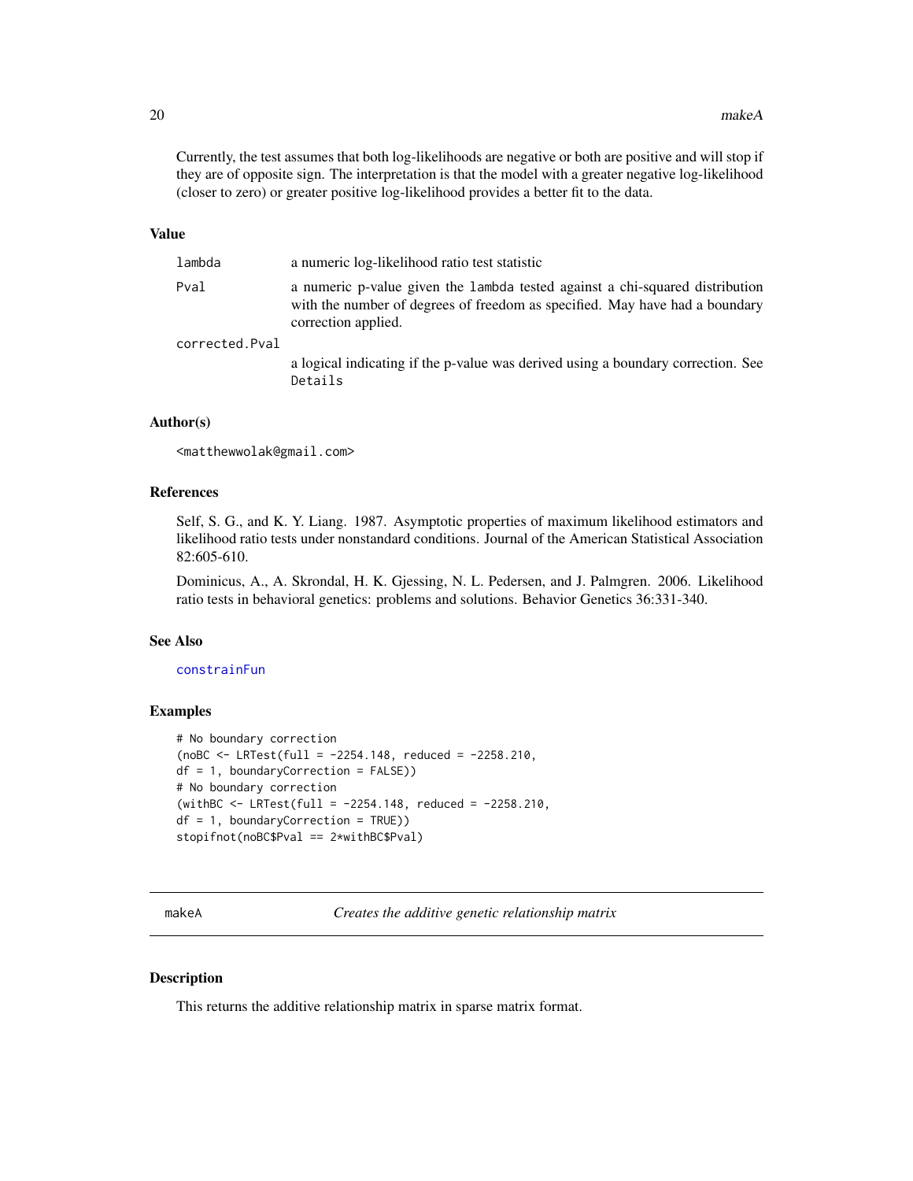Currently, the test assumes that both log-likelihoods are negative or both are positive and will stop if they are of opposite sign. The interpretation is that the model with a greater negative log-likelihood (closer to zero) or greater positive log-likelihood provides a better fit to the data.

### Value

| | |
|---|---|
| `lambda` | a numeric log-likelihood ratio test statistic |
| `Pval` | a numeric p-value given the `lambda` tested against a chi-squared distribution with the number of degrees of freedom as specified. May have had a boundary correction applied. |
| `corrected.Pval` | a logical indicating if the p-value was derived using a boundary correction. See `Details` |

### Author(s)

<matthewwolak@gmail.com>

### References

Self, S. G., and K. Y. Liang. 1987. Asymptotic properties of maximum likelihood estimators and likelihood ratio tests under nonstandard conditions. Journal of the American Statistical Association 82:605-610.

Dominicus, A., A. Skrondal, H. K. Gjessing, N. L. Pedersen, and J. Palmgren. 2006. Likelihood ratio tests in behavioral genetics: problems and solutions. Behavior Genetics 36:331-340.

### See Also

`constrainFun`

### Examples

```
# No boundary correction
(noBC <- LRTest(full = -2254.148, reduced = -2258.210,
df = 1, boundaryCorrection = FALSE))
# No boundary correction
(withBC <- LRTest(full = -2254.148, reduced = -2258.210,
df = 1, boundaryCorrection = TRUE))
stopifnot(noBC$Pval == 2*withBC$Pval)
```

---

## makeA *Creates the additive genetic relationship matrix*

### Description

This returns the additive relationship matrix in sparse matrix format.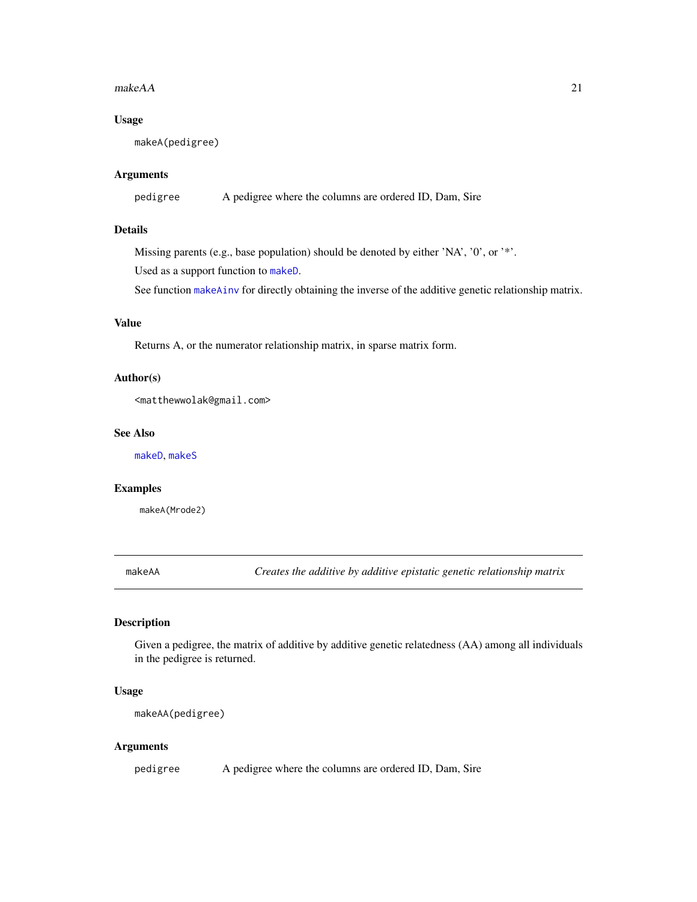### Usage

```
makeA(pedigree)
```

### Arguments

| | |
|---|---|
| `pedigree` | A pedigree where the columns are ordered ID, Dam, Sire |

### Details

Missing parents (e.g., base population) should be denoted by either 'NA', '0', or '*'.

Used as a support function to `makeD`.

See function `makeAinv` for directly obtaining the inverse of the additive genetic relationship matrix.

### Value

Returns A, or the numerator relationship matrix, in sparse matrix form.

### Author(s)

<matthewwolak@gmail.com>

### See Also

`makeD`, `makeS`

### Examples

```
makeA(Mrode2)
```

---

## makeAA — *Creates the additive by additive epistatic genetic relationship matrix*

---

### Description

Given a pedigree, the matrix of additive by additive genetic relatedness (AA) among all individuals in the pedigree is returned.

### Usage

```
makeAA(pedigree)
```

### Arguments

| | |
|---|---|
| `pedigree` | A pedigree where the columns are ordered ID, Dam, Sire |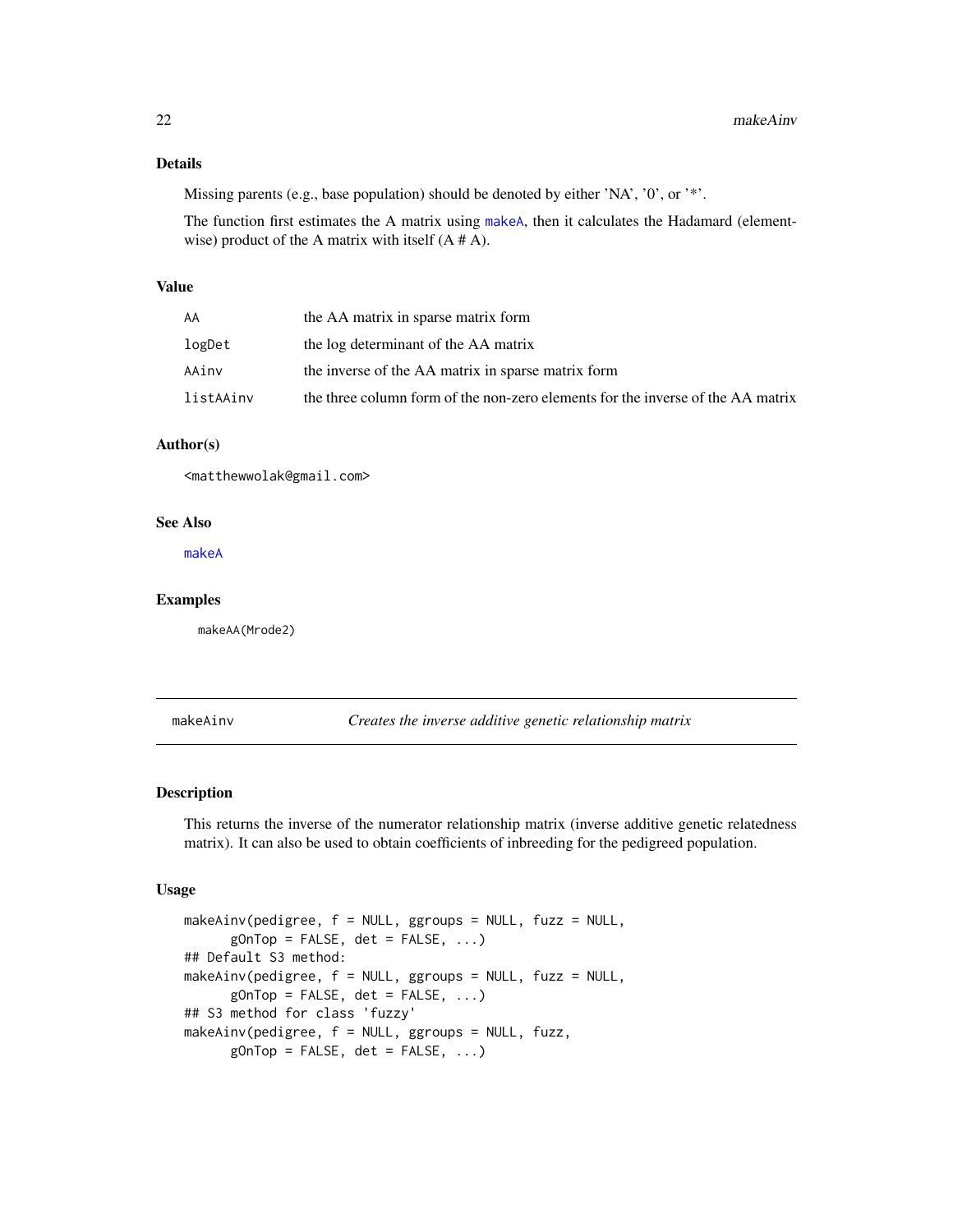### Details

Missing parents (e.g., base population) should be denoted by either 'NA', '0', or '*'.

The function first estimates the A matrix using makeA, then it calculates the Hadamard (element-wise) product of the A matrix with itself (A # A).

### Value

| | |
|---|---|
| AA | the AA matrix in sparse matrix form |
| logDet | the log determinant of the AA matrix |
| AAinv | the inverse of the AA matrix in sparse matrix form |
| listAAinv | the three column form of the non-zero elements for the inverse of the AA matrix |

### Author(s)

<matthewwolak@gmail.com>

### See Also

makeA

### Examples

```
makeAA(Mrode2)
```

## makeAinv — *Creates the inverse additive genetic relationship matrix*

### Description

This returns the inverse of the numerator relationship matrix (inverse additive genetic relatedness matrix). It can also be used to obtain coefficients of inbreeding for the pedigreed population.

### Usage

```
makeAinv(pedigree, f = NULL, ggroups = NULL, fuzz = NULL,
      gOnTop = FALSE, det = FALSE, ...)
## Default S3 method:
makeAinv(pedigree, f = NULL, ggroups = NULL, fuzz = NULL,
      gOnTop = FALSE, det = FALSE, ...)
## S3 method for class 'fuzzy'
makeAinv(pedigree, f = NULL, ggroups = NULL, fuzz,
      gOnTop = FALSE, det = FALSE, ...)
```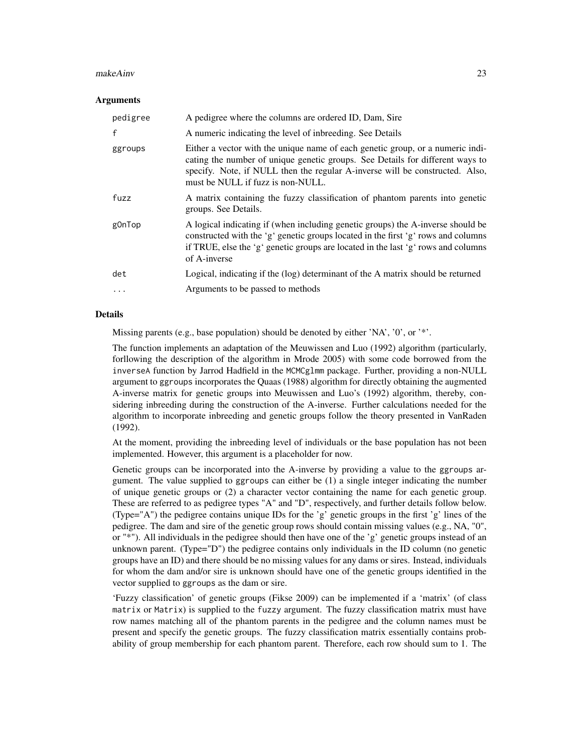### Arguments

| | |
|---|---|
| `pedigree` | A pedigree where the columns are ordered ID, Dam, Sire |
| `f` | A numeric indicating the level of inbreeding. See Details |
| `ggroups` | Either a vector with the unique name of each genetic group, or a numeric indicating the number of unique genetic groups. See Details for different ways to specify. Note, if NULL then the regular A-inverse will be constructed. Also, must be NULL if fuzz is non-NULL. |
| `fuzz` | A matrix containing the fuzzy classification of phantom parents into genetic groups. See Details. |
| `gOnTop` | A logical indicating if (when including genetic groups) the A-inverse should be constructed with the 'g' genetic groups located in the first 'g' rows and columns if TRUE, else the 'g' genetic groups are located in the last 'g' rows and columns of A-inverse |
| `det` | Logical, indicating if the (log) determinant of the A matrix should be returned |
| `...` | Arguments to be passed to methods |

### Details

Missing parents (e.g., base population) should be denoted by either 'NA', '0', or '*'.

The function implements an adaptation of the Meuwissen and Luo (1992) algorithm (particularly, forllowing the description of the algorithm in Mrode 2005) with some code borrowed from the `inverseA` function by Jarrod Hadfield in the `MCMCglmm` package. Further, providing a non-NULL argument to `ggroups` incorporates the Quaas (1988) algorithm for directly obtaining the augmented A-inverse matrix for genetic groups into Meuwissen and Luo's (1992) algorithm, thereby, considering inbreeding during the construction of the A-inverse. Further calculations needed for the algorithm to incorporate inbreeding and genetic groups follow the theory presented in VanRaden (1992).

At the moment, providing the inbreeding level of individuals or the base population has not been implemented. However, this argument is a placeholder for now.

Genetic groups can be incorporated into the A-inverse by providing a value to the `ggroups` argument. The value supplied to `ggroups` can either be (1) a single integer indicating the number of unique genetic groups or (2) a character vector containing the name for each genetic group. These are referred to as pedigree types "A" and "D", respectively, and further details follow below. (Type="A") the pedigree contains unique IDs for the 'g' genetic groups in the first 'g' lines of the pedigree. The dam and sire of the genetic group rows should contain missing values (e.g., NA, "0", or "*"). All individuals in the pedigree should then have one of the 'g' genetic groups instead of an unknown parent. (Type="D") the pedigree contains only individuals in the ID column (no genetic groups have an ID) and there should be no missing values for any dams or sires. Instead, individuals for whom the dam and/or sire is unknown should have one of the genetic groups identified in the vector supplied to `ggroups` as the dam or sire.

'Fuzzy classification' of genetic groups (Fikse 2009) can be implemented if a 'matrix' (of class `matrix` or `Matrix`) is supplied to the `fuzzy` argument. The fuzzy classification matrix must have row names matching all of the phantom parents in the pedigree and the column names must be present and specify the genetic groups. The fuzzy classification matrix essentially contains probability of group membership for each phantom parent. Therefore, each row should sum to 1. The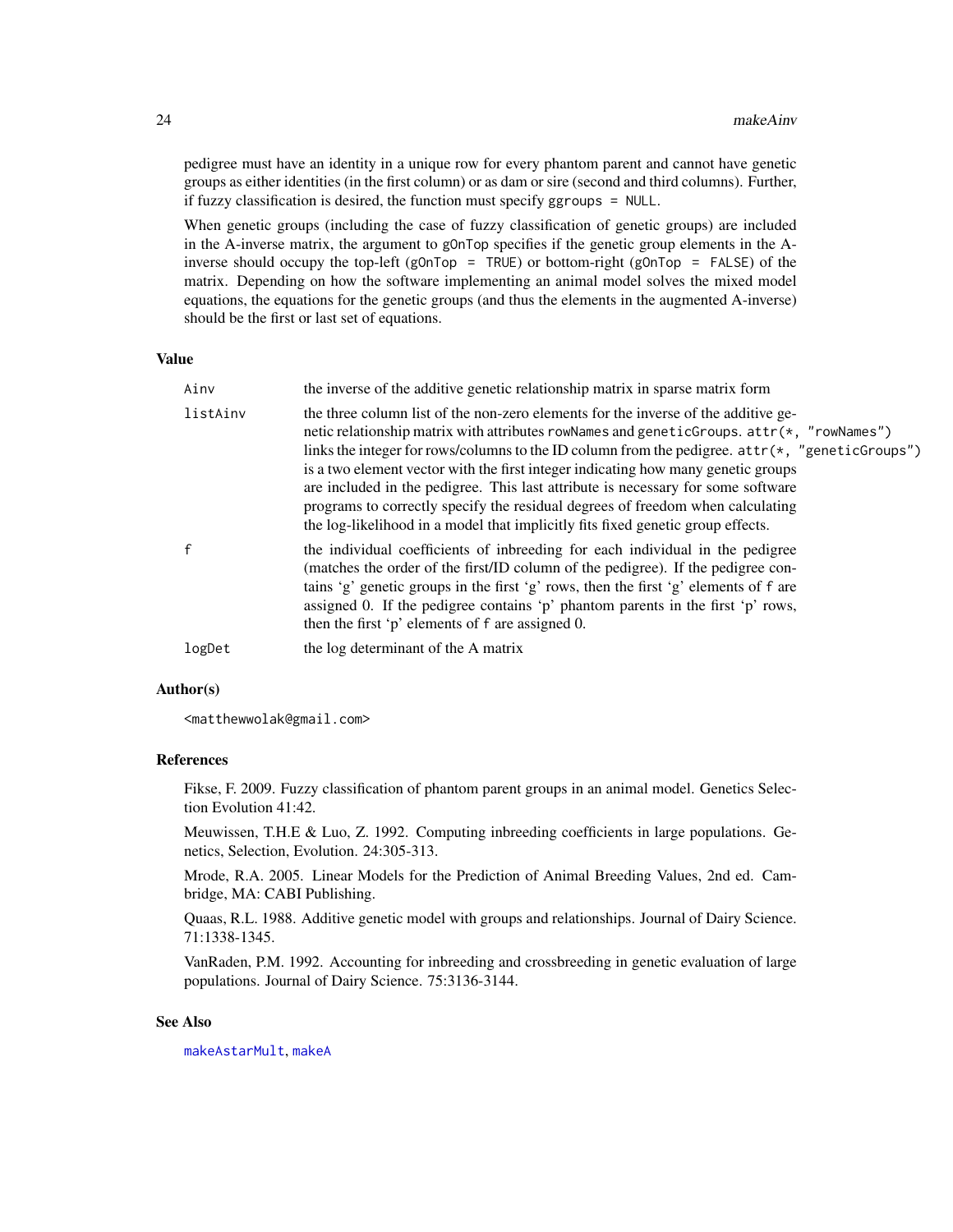pedigree must have an identity in a unique row for every phantom parent and cannot have genetic groups as either identities (in the first column) or as dam or sire (second and third columns). Further, if fuzzy classification is desired, the function must specify `ggroups = NULL`.

When genetic groups (including the case of fuzzy classification of genetic groups) are included in the A-inverse matrix, the argument to `gOnTop` specifies if the genetic group elements in the A-inverse should occupy the top-left (`gOnTop = TRUE`) or bottom-right (`gOnTop = FALSE`) of the matrix. Depending on how the software implementing an animal model solves the mixed model equations, the equations for the genetic groups (and thus the elements in the augmented A-inverse) should be the first or last set of equations.

## Value

| | |
|---|---|
| `Ainv` | the inverse of the additive genetic relationship matrix in sparse matrix form |
| `listAinv` | the three column list of the non-zero elements for the inverse of the additive genetic relationship matrix with attributes `rowNames` and `geneticGroups`. `attr(*, "rowNames")` links the integer for rows/columns to the ID column from the pedigree. `attr(*, "geneticGroups")` is a two element vector with the first integer indicating how many genetic groups are included in the pedigree. This last attribute is necessary for some software programs to correctly specify the residual degrees of freedom when calculating the log-likelihood in a model that implicitly fits fixed genetic group effects. |
| `f` | the individual coefficients of inbreeding for each individual in the pedigree (matches the order of the first/ID column of the pedigree). If the pedigree contains 'g' genetic groups in the first 'g' rows, then the first 'g' elements of `f` are assigned 0. If the pedigree contains 'p' phantom parents in the first 'p' rows, then the first 'p' elements of `f` are assigned 0. |
| `logDet` | the log determinant of the A matrix |

## Author(s)

<matthewwolak@gmail.com>

## References

Fikse, F. 2009. Fuzzy classification of phantom parent groups in an animal model. Genetics Selection Evolution 41:42.

Meuwissen, T.H.E & Luo, Z. 1992. Computing inbreeding coefficients in large populations. Genetics, Selection, Evolution. 24:305-313.

Mrode, R.A. 2005. Linear Models for the Prediction of Animal Breeding Values, 2nd ed. Cambridge, MA: CABI Publishing.

Quaas, R.L. 1988. Additive genetic model with groups and relationships. Journal of Dairy Science. 71:1338-1345.

VanRaden, P.M. 1992. Accounting for inbreeding and crossbreeding in genetic evaluation of large populations. Journal of Dairy Science. 75:3136-3144.

## See Also

`makeAstarMult`, `makeA`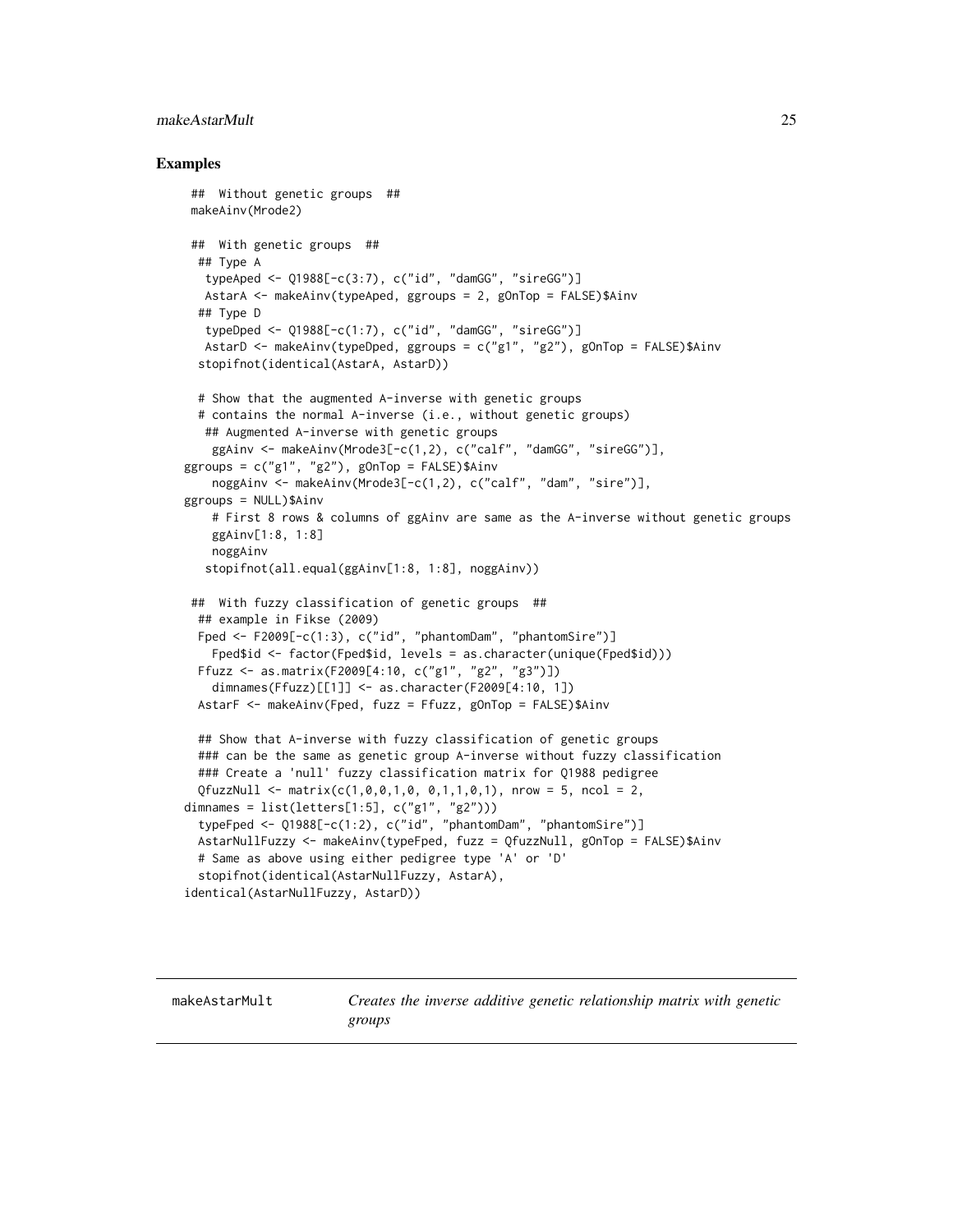## Examples

```
 ##  Without genetic groups  ##
 makeAinv(Mrode2)

 ##  With genetic groups  ##
  ## Type A
   typeAped <- Q1988[-c(3:7), c("id", "damGG", "sireGG")]
   AstarA <- makeAinv(typeAped, ggroups = 2, gOnTop = FALSE)$Ainv
  ## Type D
   typeDped <- Q1988[-c(1:7), c("id", "damGG", "sireGG")]
   AstarD <- makeAinv(typeDped, ggroups = c("g1", "g2"), gOnTop = FALSE)$Ainv
  stopifnot(identical(AstarA, AstarD))

  # Show that the augmented A-inverse with genetic groups
  # contains the normal A-inverse (i.e., without genetic groups)
   ## Augmented A-inverse with genetic groups
    ggAinv <- makeAinv(Mrode3[-c(1,2), c("calf", "damGG", "sireGG")],
ggroups = c("g1", "g2"), gOnTop = FALSE)$Ainv
    noggAinv <- makeAinv(Mrode3[-c(1,2), c("calf", "dam", "sire")],
ggroups = NULL)$Ainv
    # First 8 rows & columns of ggAinv are same as the A-inverse without genetic groups
    ggAinv[1:8, 1:8]
    noggAinv
   stopifnot(all.equal(ggAinv[1:8, 1:8], noggAinv))

 ##  With fuzzy classification of genetic groups  ##
  ## example in Fikse (2009)
  Fped <- F2009[-c(1:3), c("id", "phantomDam", "phantomSire")]
    Fped$id <- factor(Fped$id, levels = as.character(unique(Fped$id)))
  Ffuzz <- as.matrix(F2009[4:10, c("g1", "g2", "g3")])
    dimnames(Ffuzz)[[1]] <- as.character(F2009[4:10, 1])
  AstarF <- makeAinv(Fped, fuzz = Ffuzz, gOnTop = FALSE)$Ainv

  ## Show that A-inverse with fuzzy classification of genetic groups
  ### can be the same as genetic group A-inverse without fuzzy classification
  ### Create a 'null' fuzzy classification matrix for Q1988 pedigree
  QfuzzNull <- matrix(c(1,0,0,1,0, 0,1,1,0,1), nrow = 5, ncol = 2,
dimnames = list(letters[1:5], c("g1", "g2")))
  typeFped <- Q1988[-c(1:2), c("id", "phantomDam", "phantomSire")]
  AstarNullFuzzy <- makeAinv(typeFped, fuzz = QfuzzNull, gOnTop = FALSE)$Ainv
  # Same as above using either pedigree type 'A' or 'D'
  stopifnot(identical(AstarNullFuzzy, AstarA),
identical(AstarNullFuzzy, AstarD))
```

---

makeAstarMult    *Creates the inverse additive genetic relationship matrix with genetic groups*

---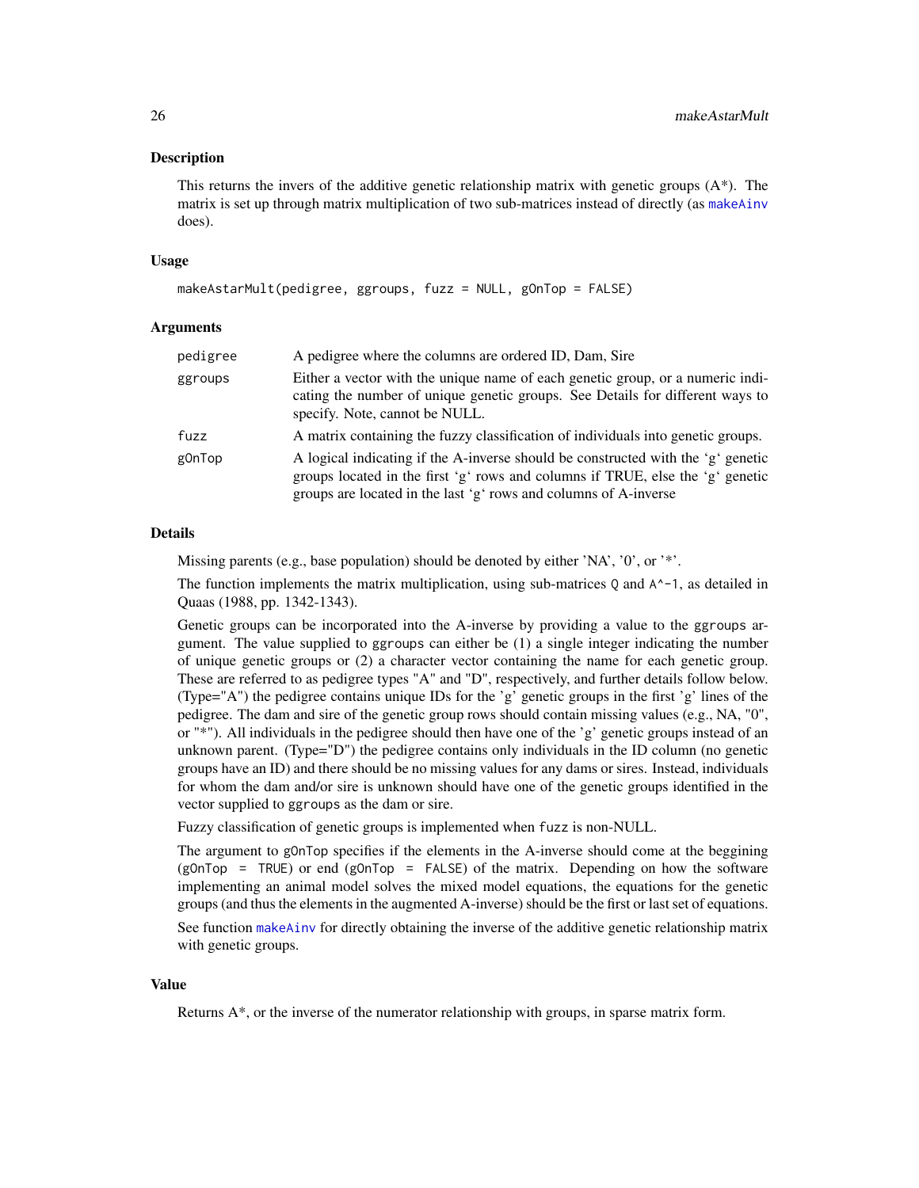## Description

This returns the invers of the additive genetic relationship matrix with genetic groups (A*). The matrix is set up through matrix multiplication of two sub-matrices instead of directly (as makeAinv does).

## Usage

```
makeAstarMult(pedigree, ggroups, fuzz = NULL, gOnTop = FALSE)
```

## Arguments

| | |
|---|---|
| pedigree | A pedigree where the columns are ordered ID, Dam, Sire |
| ggroups | Either a vector with the unique name of each genetic group, or a numeric indicating the number of unique genetic groups. See Details for different ways to specify. Note, cannot be NULL. |
| fuzz | A matrix containing the fuzzy classification of individuals into genetic groups. |
| gOnTop | A logical indicating if the A-inverse should be constructed with the 'g' genetic groups located in the first 'g' rows and columns if TRUE, else the 'g' genetic groups are located in the last 'g' rows and columns of A-inverse |

## Details

Missing parents (e.g., base population) should be denoted by either 'NA', '0', or '*'.

The function implements the matrix multiplication, using sub-matrices `Q` and `A^-1`, as detailed in Quaas (1988, pp. 1342-1343).

Genetic groups can be incorporated into the A-inverse by providing a value to the `ggroups` argument. The value supplied to `ggroups` can either be (1) a single integer indicating the number of unique genetic groups or (2) a character vector containing the name for each genetic group. These are referred to as pedigree types "A" and "D", respectively, and further details follow below. (Type="A") the pedigree contains unique IDs for the 'g' genetic groups in the first 'g' lines of the pedigree. The dam and sire of the genetic group rows should contain missing values (e.g., NA, "0", or "*"). All individuals in the pedigree should then have one of the 'g' genetic groups instead of an unknown parent. (Type="D") the pedigree contains only individuals in the ID column (no genetic groups have an ID) and there should be no missing values for any dams or sires. Instead, individuals for whom the dam and/or sire is unknown should have one of the genetic groups identified in the vector supplied to `ggroups` as the dam or sire.

Fuzzy classification of genetic groups is implemented when `fuzz` is non-NULL.

The argument to `gOnTop` specifies if the elements in the A-inverse should come at the beggining (`gOnTop = TRUE`) or end (`gOnTop = FALSE`) of the matrix. Depending on how the software implementing an animal model solves the mixed model equations, the equations for the genetic groups (and thus the elements in the augmented A-inverse) should be the first or last set of equations.

See function makeAinv for directly obtaining the inverse of the additive genetic relationship matrix with genetic groups.

## Value

Returns A*, or the inverse of the numerator relationship with groups, in sparse matrix form.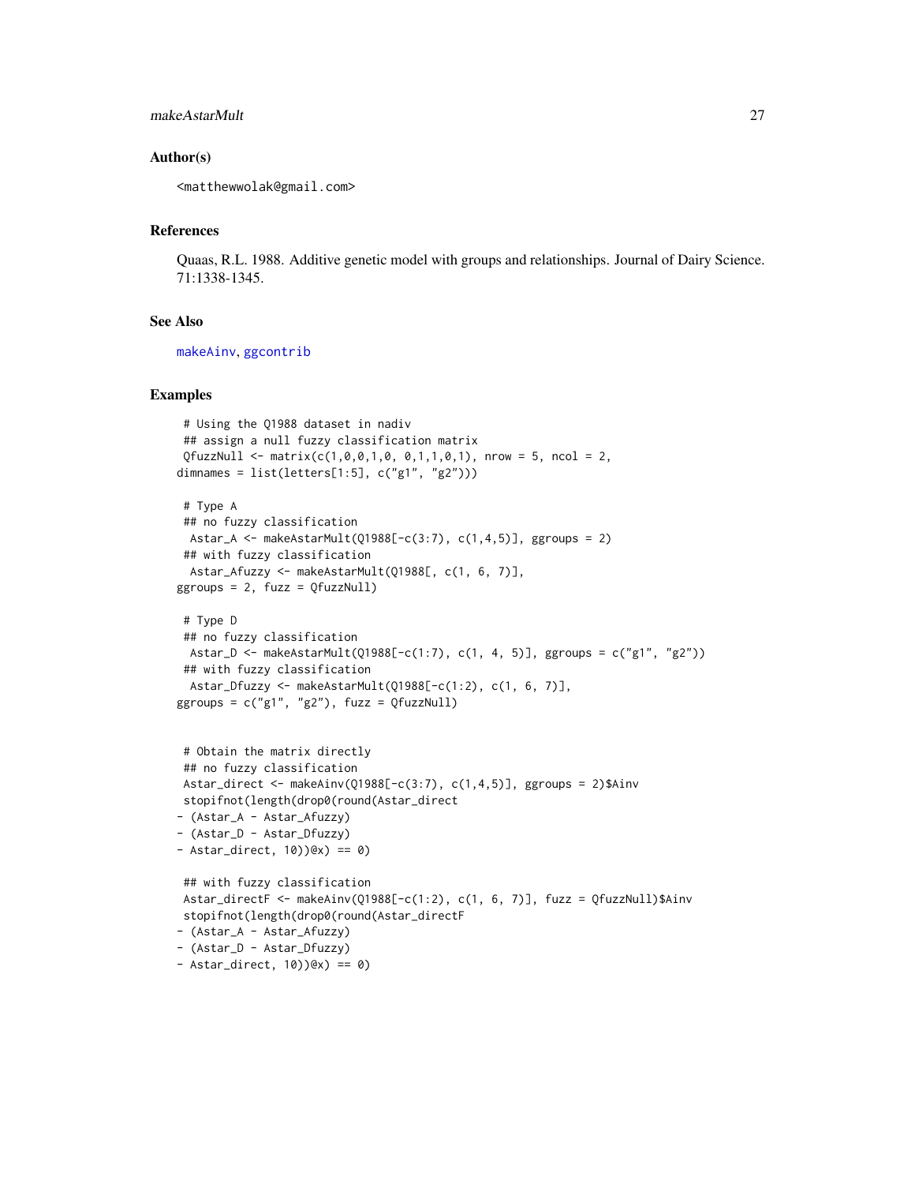### Author(s)

<matthewwolak@gmail.com>

### References

Quaas, R.L. 1988. Additive genetic model with groups and relationships. Journal of Dairy Science. 71:1338-1345.

### See Also

makeAinv, ggcontrib

### Examples

```
 # Using the Q1988 dataset in nadiv
 ## assign a null fuzzy classification matrix
 QfuzzNull <- matrix(c(1,0,0,1,0, 0,1,1,0,1), nrow = 5, ncol = 2,
dimnames = list(letters[1:5], c("g1", "g2")))

 # Type A
 ## no fuzzy classification
  Astar_A <- makeAstarMult(Q1988[-c(3:7), c(1,4,5)], ggroups = 2)
 ## with fuzzy classification
  Astar_Afuzzy <- makeAstarMult(Q1988[, c(1, 6, 7)],
ggroups = 2, fuzz = QfuzzNull)

 # Type D
 ## no fuzzy classification
  Astar_D <- makeAstarMult(Q1988[-c(1:7), c(1, 4, 5)], ggroups = c("g1", "g2"))
 ## with fuzzy classification
  Astar_Dfuzzy <- makeAstarMult(Q1988[-c(1:2), c(1, 6, 7)],
ggroups = c("g1", "g2"), fuzz = QfuzzNull)


 # Obtain the matrix directly
 ## no fuzzy classification
 Astar_direct <- makeAinv(Q1988[-c(3:7), c(1,4,5)], ggroups = 2)$Ainv
 stopifnot(length(drop0(round(Astar_direct
- (Astar_A - Astar_Afuzzy)
- (Astar_D - Astar_Dfuzzy)
- Astar_direct, 10))@x) == 0)

 ## with fuzzy classification
 Astar_directF <- makeAinv(Q1988[-c(1:2), c(1, 6, 7)], fuzz = QfuzzNull)$Ainv
 stopifnot(length(drop0(round(Astar_directF
- (Astar_A - Astar_Afuzzy)
- (Astar_D - Astar_Dfuzzy)
- Astar_direct, 10))@x) == 0)
```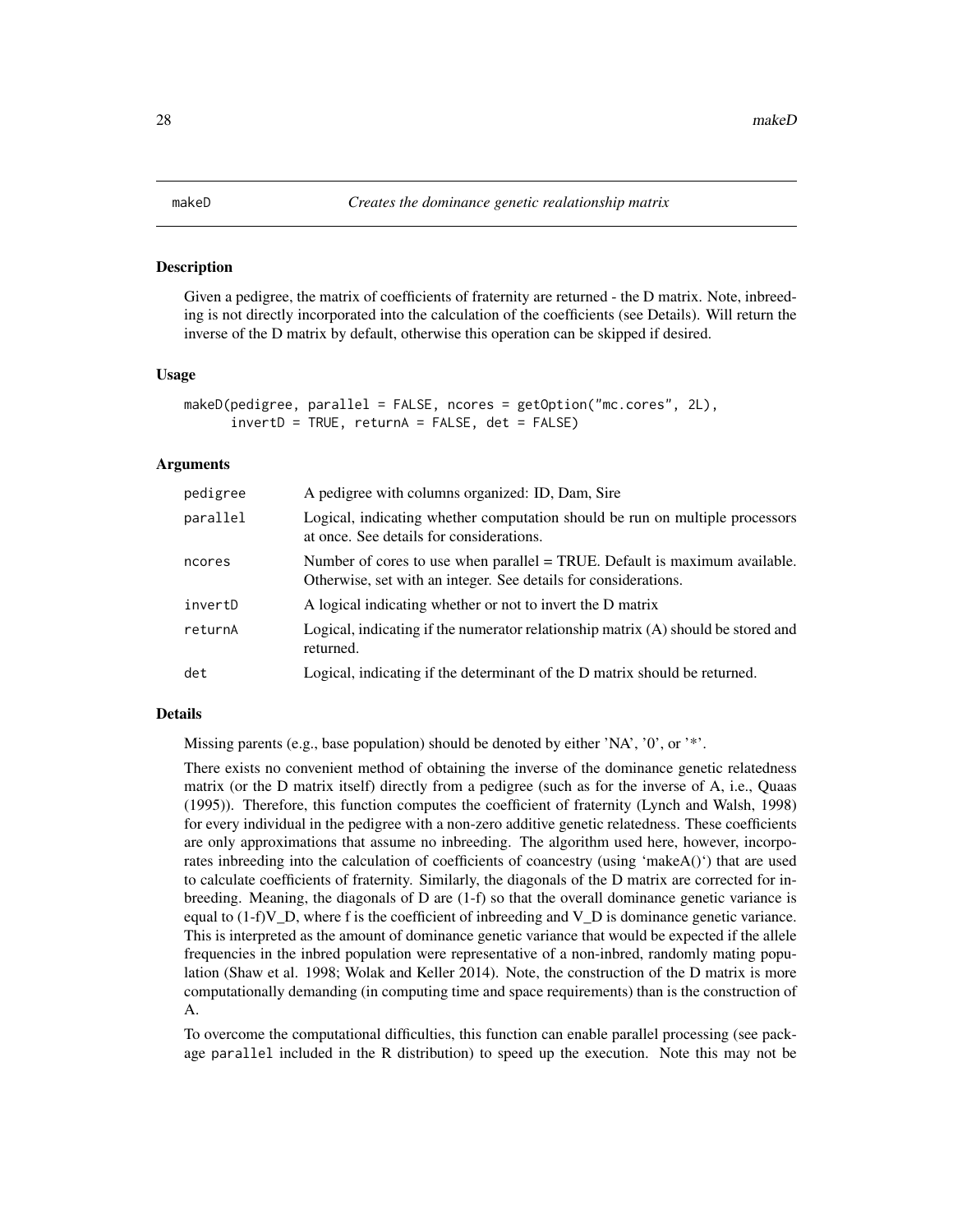# makeD — *Creates the dominance genetic realationship matrix*

## Description

Given a pedigree, the matrix of coefficients of fraternity are returned - the D matrix. Note, inbreeding is not directly incorporated into the calculation of the coefficients (see Details). Will return the inverse of the D matrix by default, otherwise this operation can be skipped if desired.

## Usage

```
makeD(pedigree, parallel = FALSE, ncores = getOption("mc.cores", 2L),
      invertD = TRUE, returnA = FALSE, det = FALSE)
```

## Arguments

| | |
|---|---|
| pedigree | A pedigree with columns organized: ID, Dam, Sire |
| parallel | Logical, indicating whether computation should be run on multiple processors at once. See details for considerations. |
| ncores | Number of cores to use when parallel = TRUE. Default is maximum available. Otherwise, set with an integer. See details for considerations. |
| invertD | A logical indicating whether or not to invert the D matrix |
| returnA | Logical, indicating if the numerator relationship matrix (A) should be stored and returned. |
| det | Logical, indicating if the determinant of the D matrix should be returned. |

## Details

Missing parents (e.g., base population) should be denoted by either 'NA', '0', or '*'.

There exists no convenient method of obtaining the inverse of the dominance genetic relatedness matrix (or the D matrix itself) directly from a pedigree (such as for the inverse of A, i.e., Quaas (1995)). Therefore, this function computes the coefficient of fraternity (Lynch and Walsh, 1998) for every individual in the pedigree with a non-zero additive genetic relatedness. These coefficients are only approximations that assume no inbreeding. The algorithm used here, however, incorporates inbreeding into the calculation of coefficients of coancestry (using 'makeA()') that are used to calculate coefficients of fraternity. Similarly, the diagonals of the D matrix are corrected for inbreeding. Meaning, the diagonals of D are (1-f) so that the overall dominance genetic variance is equal to (1-f)V_D, where f is the coefficient of inbreeding and V_D is dominance genetic variance. This is interpreted as the amount of dominance genetic variance that would be expected if the allele frequencies in the inbred population were representative of a non-inbred, randomly mating population (Shaw et al. 1998; Wolak and Keller 2014). Note, the construction of the D matrix is more computationally demanding (in computing time and space requirements) than is the construction of A.

To overcome the computational difficulties, this function can enable parallel processing (see package parallel included in the R distribution) to speed up the execution. Note this may not be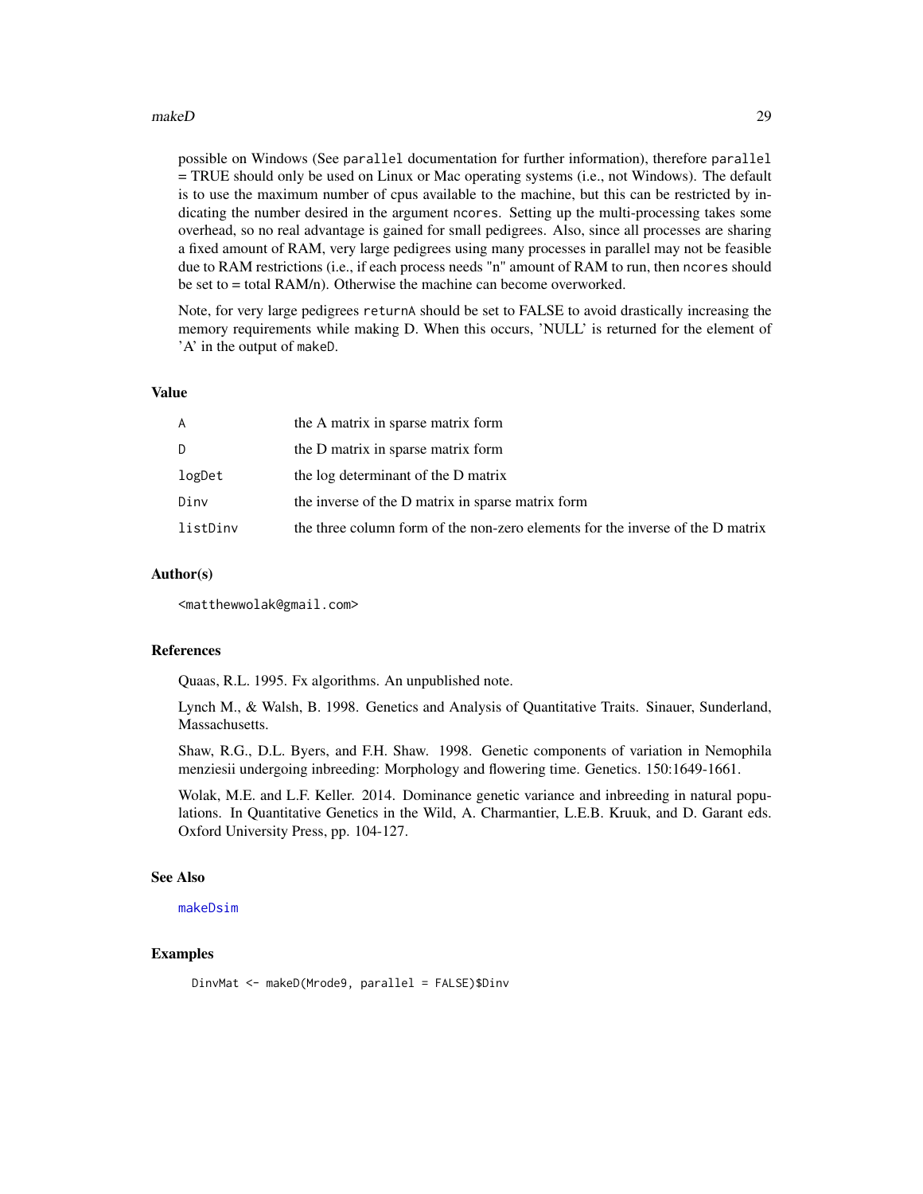possible on Windows (See `parallel` documentation for further information), therefore `parallel` = TRUE should only be used on Linux or Mac operating systems (i.e., not Windows). The default is to use the maximum number of cpus available to the machine, but this can be restricted by indicating the number desired in the argument `ncores`. Setting up the multi-processing takes some overhead, so no real advantage is gained for small pedigrees. Also, since all processes are sharing a fixed amount of RAM, very large pedigrees using many processes in parallel may not be feasible due to RAM restrictions (i.e., if each process needs "n" amount of RAM to run, then `ncores` should be set to = total RAM/n). Otherwise the machine can become overworked.

Note, for very large pedigrees `returnA` should be set to FALSE to avoid drastically increasing the memory requirements while making D. When this occurs, 'NULL' is returned for the element of 'A' in the output of `makeD`.

### Value

| | |
|---|---|
| `A` | the A matrix in sparse matrix form |
| `D` | the D matrix in sparse matrix form |
| `logDet` | the log determinant of the D matrix |
| `Dinv` | the inverse of the D matrix in sparse matrix form |
| `listDinv` | the three column form of the non-zero elements for the inverse of the D matrix |

### Author(s)

<matthewwolak@gmail.com>

### References

Quaas, R.L. 1995. Fx algorithms. An unpublished note.

Lynch M., & Walsh, B. 1998. Genetics and Analysis of Quantitative Traits. Sinauer, Sunderland, Massachusetts.

Shaw, R.G., D.L. Byers, and F.H. Shaw. 1998. Genetic components of variation in Nemophila menziesii undergoing inbreeding: Morphology and flowering time. Genetics. 150:1649-1661.

Wolak, M.E. and L.F. Keller. 2014. Dominance genetic variance and inbreeding in natural populations. In Quantitative Genetics in the Wild, A. Charmantier, L.E.B. Kruuk, and D. Garant eds. Oxford University Press, pp. 104-127.

### See Also

`makeDsim`

### Examples

```
DinvMat <- makeD(Mrode9, parallel = FALSE)$Dinv
```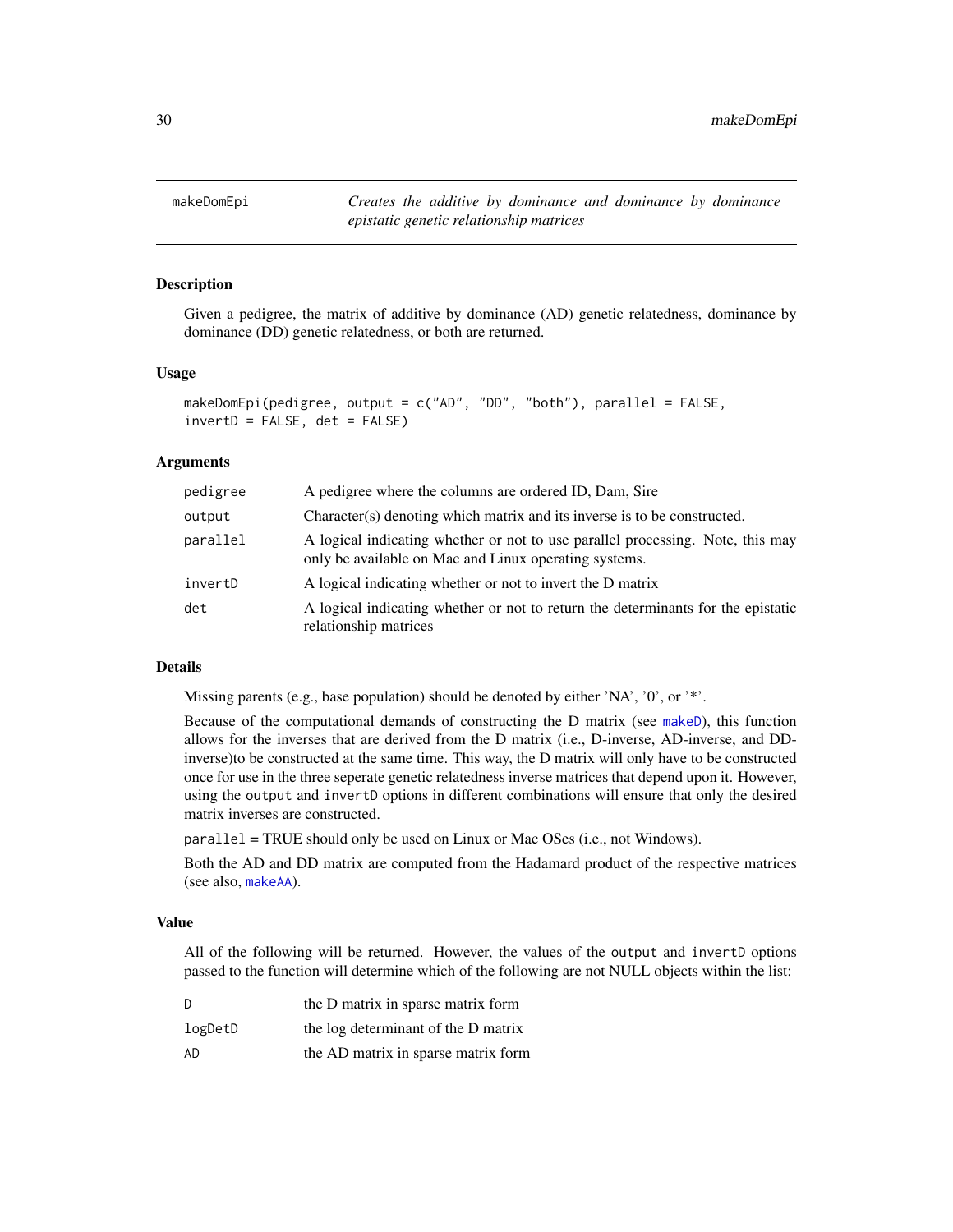## makeDomEpi *Creates the additive by dominance and dominance by dominance epistatic genetic relationship matrices*

### Description

Given a pedigree, the matrix of additive by dominance (AD) genetic relatedness, dominance by dominance (DD) genetic relatedness, or both are returned.

### Usage

```
makeDomEpi(pedigree, output = c("AD", "DD", "both"), parallel = FALSE,
invertD = FALSE, det = FALSE)
```

### Arguments

| | |
|---|---|
| pedigree | A pedigree where the columns are ordered ID, Dam, Sire |
| output | Character(s) denoting which matrix and its inverse is to be constructed. |
| parallel | A logical indicating whether or not to use parallel processing. Note, this may only be available on Mac and Linux operating systems. |
| invertD | A logical indicating whether or not to invert the D matrix |
| det | A logical indicating whether or not to return the determinants for the epistatic relationship matrices |

### Details

Missing parents (e.g., base population) should be denoted by either 'NA', '0', or '*'.

Because of the computational demands of constructing the D matrix (see makeD), this function allows for the inverses that are derived from the D matrix (i.e., D-inverse, AD-inverse, and DD-inverse)to be constructed at the same time. This way, the D matrix will only have to be constructed once for use in the three seperate genetic relatedness inverse matrices that depend upon it. However, using the `output` and `invertD` options in different combinations will ensure that only the desired matrix inverses are constructed.

`parallel` = TRUE should only be used on Linux or Mac OSes (i.e., not Windows).

Both the AD and DD matrix are computed from the Hadamard product of the respective matrices (see also, makeAA).

### Value

All of the following will be returned. However, the values of the `output` and `invertD` options passed to the function will determine which of the following are not NULL objects within the list:

| | |
|---|---|
| D | the D matrix in sparse matrix form |
| logDetD | the log determinant of the D matrix |
| AD | the AD matrix in sparse matrix form |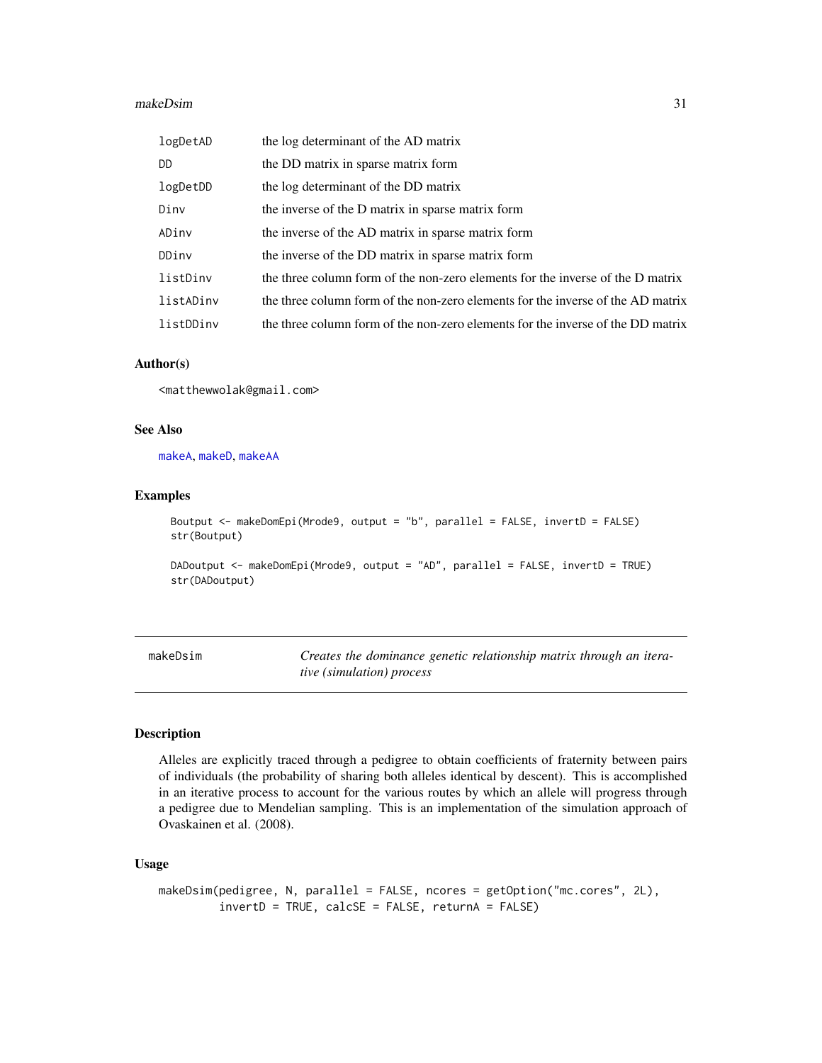| | |
|---|---|
| logDetAD | the log determinant of the AD matrix |
| DD | the DD matrix in sparse matrix form |
| logDetDD | the log determinant of the DD matrix |
| Dinv | the inverse of the D matrix in sparse matrix form |
| ADinv | the inverse of the AD matrix in sparse matrix form |
| DDinv | the inverse of the DD matrix in sparse matrix form |
| listDinv | the three column form of the non-zero elements for the inverse of the D matrix |
| listADinv | the three column form of the non-zero elements for the inverse of the AD matrix |
| listDDinv | the three column form of the non-zero elements for the inverse of the DD matrix |

### Author(s)

<matthewwolak@gmail.com>

### See Also

makeA, makeD, makeAA

### Examples

```
Boutput <- makeDomEpi(Mrode9, output = "b", parallel = FALSE, invertD = FALSE)
str(Boutput)

DADoutput <- makeDomEpi(Mrode9, output = "AD", parallel = FALSE, invertD = TRUE)
str(DADoutput)
```

---

## makeDsim — *Creates the dominance genetic relationship matrix through an iterative (simulation) process*

### Description

Alleles are explicitly traced through a pedigree to obtain coefficients of fraternity between pairs of individuals (the probability of sharing both alleles identical by descent). This is accomplished in an iterative process to account for the various routes by which an allele will progress through a pedigree due to Mendelian sampling. This is an implementation of the simulation approach of Ovaskainen et al. (2008).

### Usage

```
makeDsim(pedigree, N, parallel = FALSE, ncores = getOption("mc.cores", 2L),
        invertD = TRUE, calcSE = FALSE, returnA = FALSE)
```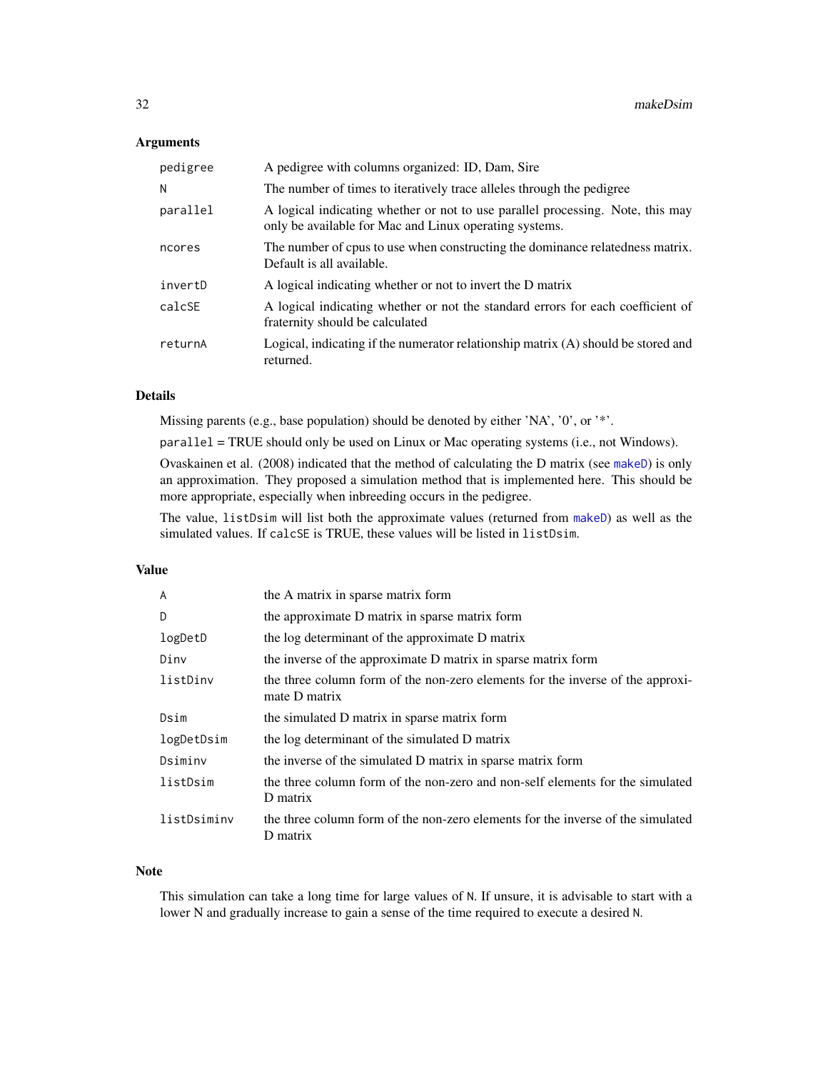## Arguments

| | |
|---|---|
| `pedigree` | A pedigree with columns organized: ID, Dam, Sire |
| `N` | The number of times to iteratively trace alleles through the pedigree |
| `parallel` | A logical indicating whether or not to use parallel processing. Note, this may only be available for Mac and Linux operating systems. |
| `ncores` | The number of cpus to use when constructing the dominance relatedness matrix. Default is all available. |
| `invertD` | A logical indicating whether or not to invert the D matrix |
| `calcSE` | A logical indicating whether or not the standard errors for each coefficient of fraternity should be calculated |
| `returnA` | Logical, indicating if the numerator relationship matrix (A) should be stored and returned. |

## Details

Missing parents (e.g., base population) should be denoted by either 'NA', '0', or '*'.

`parallel` = TRUE should only be used on Linux or Mac operating systems (i.e., not Windows).

Ovaskainen et al. (2008) indicated that the method of calculating the D matrix (see `makeD`) is only an approximation. They proposed a simulation method that is implemented here. This should be more appropriate, especially when inbreeding occurs in the pedigree.

The value, `listDsim` will list both the approximate values (returned from `makeD`) as well as the simulated values. If `calcSE` is TRUE, these values will be listed in `listDsim`.

## Value

| | |
|---|---|
| `A` | the A matrix in sparse matrix form |
| `D` | the approximate D matrix in sparse matrix form |
| `logDetD` | the log determinant of the approximate D matrix |
| `Dinv` | the inverse of the approximate D matrix in sparse matrix form |
| `listDinv` | the three column form of the non-zero elements for the inverse of the approximate D matrix |
| `Dsim` | the simulated D matrix in sparse matrix form |
| `logDetDsim` | the log determinant of the simulated D matrix |
| `Dsiminv` | the inverse of the simulated D matrix in sparse matrix form |
| `listDsim` | the three column form of the non-zero and non-self elements for the simulated D matrix |
| `listDsiminv` | the three column form of the non-zero elements for the inverse of the simulated D matrix |

## Note

This simulation can take a long time for large values of `N`. If unsure, it is advisable to start with a lower N and gradually increase to gain a sense of the time required to execute a desired `N`.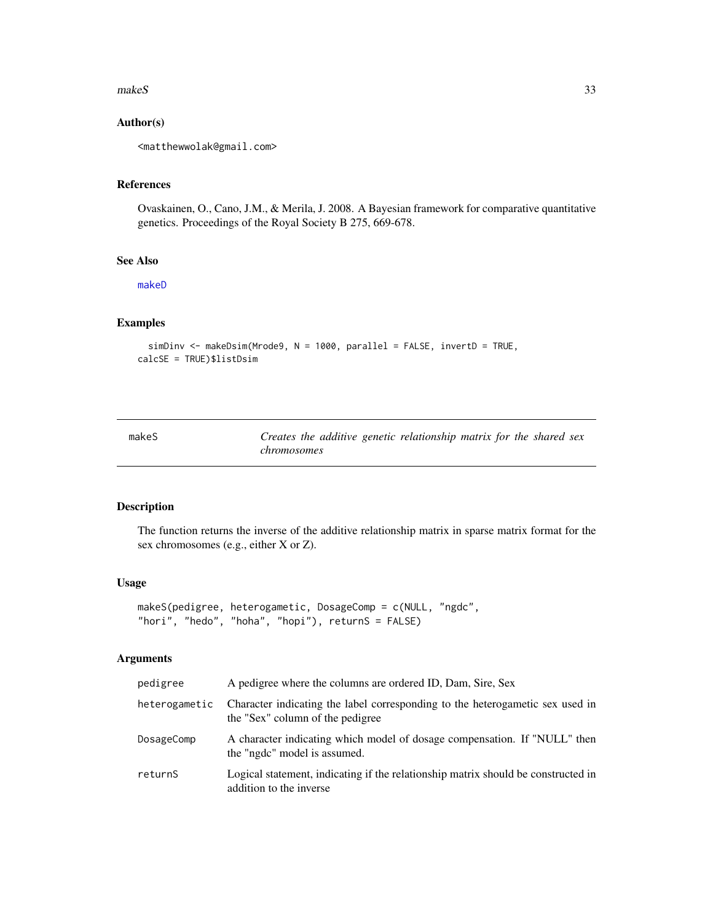## Author(s)

<matthewwolak@gmail.com>

## References

Ovaskainen, O., Cano, J.M., & Merila, J. 2008. A Bayesian framework for comparative quantitative genetics. Proceedings of the Royal Society B 275, 669-678.

## See Also

makeD

## Examples

```
  simDinv <- makeDsim(Mrode9, N = 1000, parallel = FALSE, invertD = TRUE,
calcSE = TRUE)$listDsim
```

---

# makeS — *Creates the additive genetic relationship matrix for the shared sex chromosomes*

## Description

The function returns the inverse of the additive relationship matrix in sparse matrix format for the sex chromosomes (e.g., either X or Z).

## Usage

```
makeS(pedigree, heterogametic, DosageComp = c(NULL, "ngdc",
"hori", "hedo", "hoha", "hopi"), returnS = FALSE)
```

## Arguments

| | |
|---|---|
| pedigree | A pedigree where the columns are ordered ID, Dam, Sire, Sex |
| heterogametic | Character indicating the label corresponding to the heterogametic sex used in the "Sex" column of the pedigree |
| DosageComp | A character indicating which model of dosage compensation. If "NULL" then the "ngdc" model is assumed. |
| returnS | Logical statement, indicating if the relationship matrix should be constructed in addition to the inverse |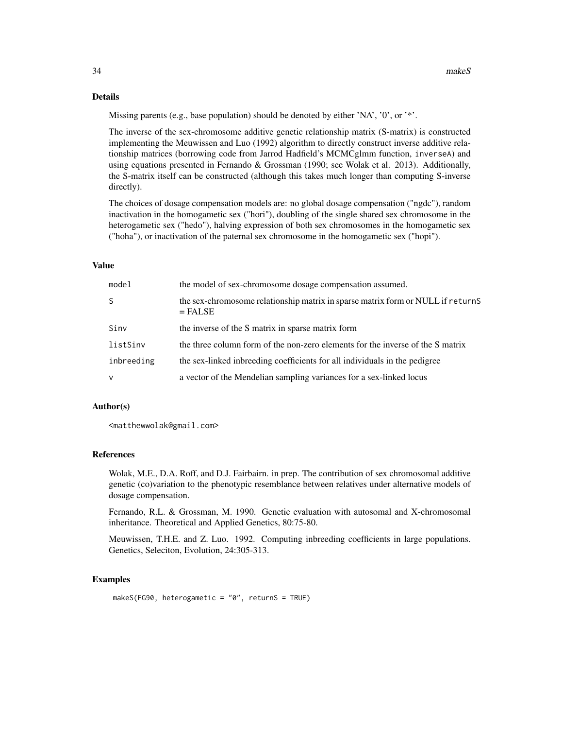## Details

Missing parents (e.g., base population) should be denoted by either 'NA', '0', or '*'.

The inverse of the sex-chromosome additive genetic relationship matrix (S-matrix) is constructed implementing the Meuwissen and Luo (1992) algorithm to directly construct inverse additive relationship matrices (borrowing code from Jarrod Hadfield's MCMCglmm function, `inverseA`) and using equations presented in Fernando & Grossman (1990; see Wolak et al. 2013). Additionally, the S-matrix itself can be constructed (although this takes much longer than computing S-inverse directly).

The choices of dosage compensation models are: no global dosage compensation ("ngdc"), random inactivation in the homogametic sex ("hori"), doubling of the single shared sex chromosome in the heterogametic sex ("hedo"), halving expression of both sex chromosomes in the homogametic sex ("hoha"), or inactivation of the paternal sex chromosome in the homogametic sex ("hopi").

## Value

| | |
|---|---|
| `model` | the model of sex-chromosome dosage compensation assumed. |
| `S` | the sex-chromosome relationship matrix in sparse matrix form or NULL if `returnS` = FALSE |
| `Sinv` | the inverse of the S matrix in sparse matrix form |
| `listSinv` | the three column form of the non-zero elements for the inverse of the S matrix |
| `inbreeding` | the sex-linked inbreeding coefficients for all individuals in the pedigree |
| `v` | a vector of the Mendelian sampling variances for a sex-linked locus |

## Author(s)

<matthewwolak@gmail.com>

## References

Wolak, M.E., D.A. Roff, and D.J. Fairbairn. in prep. The contribution of sex chromosomal additive genetic (co)variation to the phenotypic resemblance between relatives under alternative models of dosage compensation.

Fernando, R.L. & Grossman, M. 1990. Genetic evaluation with autosomal and X-chromosomal inheritance. Theoretical and Applied Genetics, 80:75-80.

Meuwissen, T.H.E. and Z. Luo. 1992. Computing inbreeding coefficients in large populations. Genetics, Seleciton, Evolution, 24:305-313.

## Examples

```
makeS(FG90, heterogametic = "0", returnS = TRUE)
```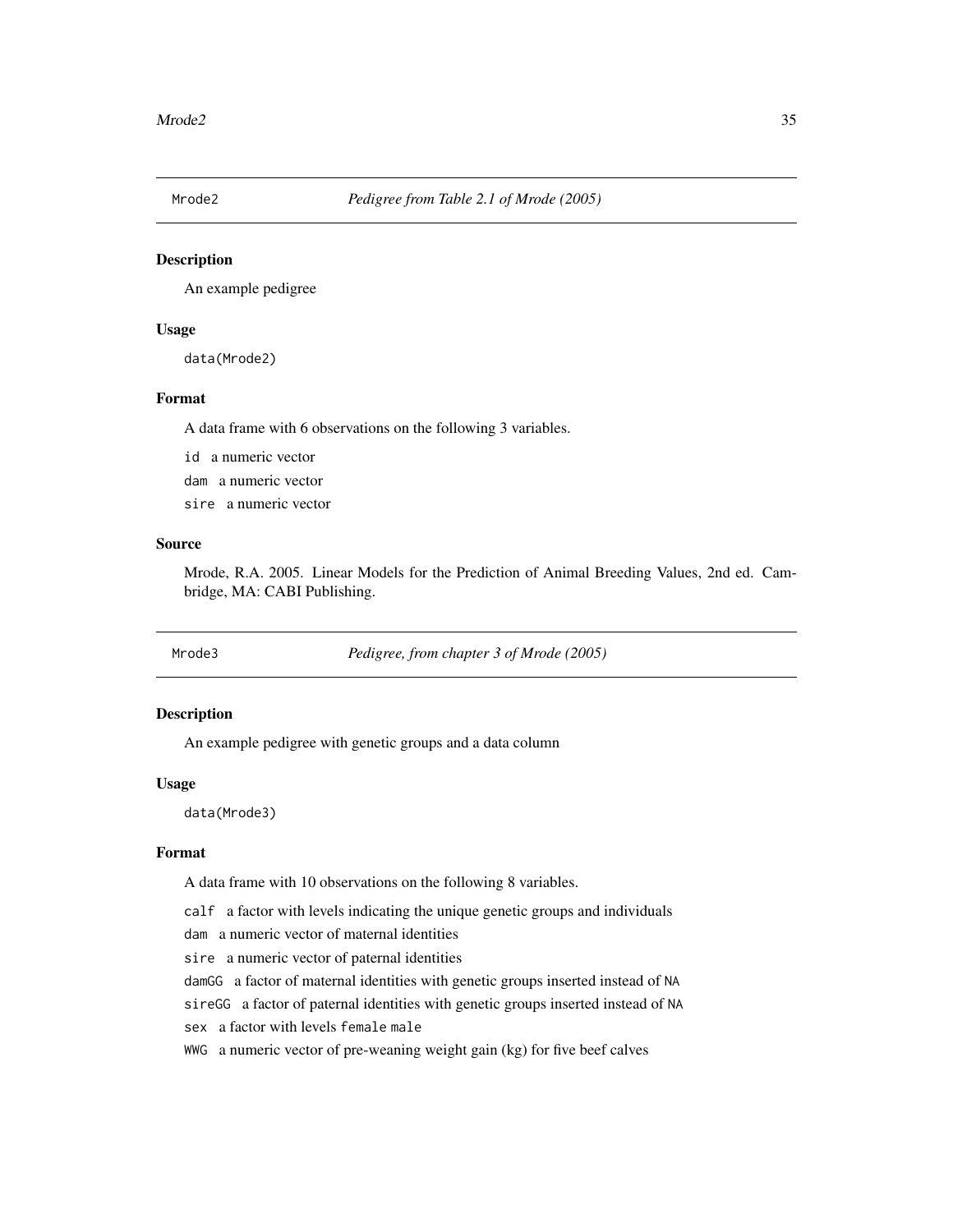## Mrode2 *Pedigree from Table 2.1 of Mrode (2005)*

### Description

An example pedigree

### Usage

```
data(Mrode2)
```

### Format

A data frame with 6 observations on the following 3 variables.

- `id` a numeric vector
- `dam` a numeric vector
- `sire` a numeric vector

### Source

Mrode, R.A. 2005. Linear Models for the Prediction of Animal Breeding Values, 2nd ed. Cambridge, MA: CABI Publishing.

## Mrode3 *Pedigree, from chapter 3 of Mrode (2005)*

### Description

An example pedigree with genetic groups and a data column

### Usage

```
data(Mrode3)
```

### Format

A data frame with 10 observations on the following 8 variables.

- `calf` a factor with levels indicating the unique genetic groups and individuals
- `dam` a numeric vector of maternal identities
- `sire` a numeric vector of paternal identities
- `damGG` a factor of maternal identities with genetic groups inserted instead of `NA`
- `sireGG` a factor of paternal identities with genetic groups inserted instead of `NA`
- `sex` a factor with levels `female` `male`
- `WWG` a numeric vector of pre-weaning weight gain (kg) for five beef calves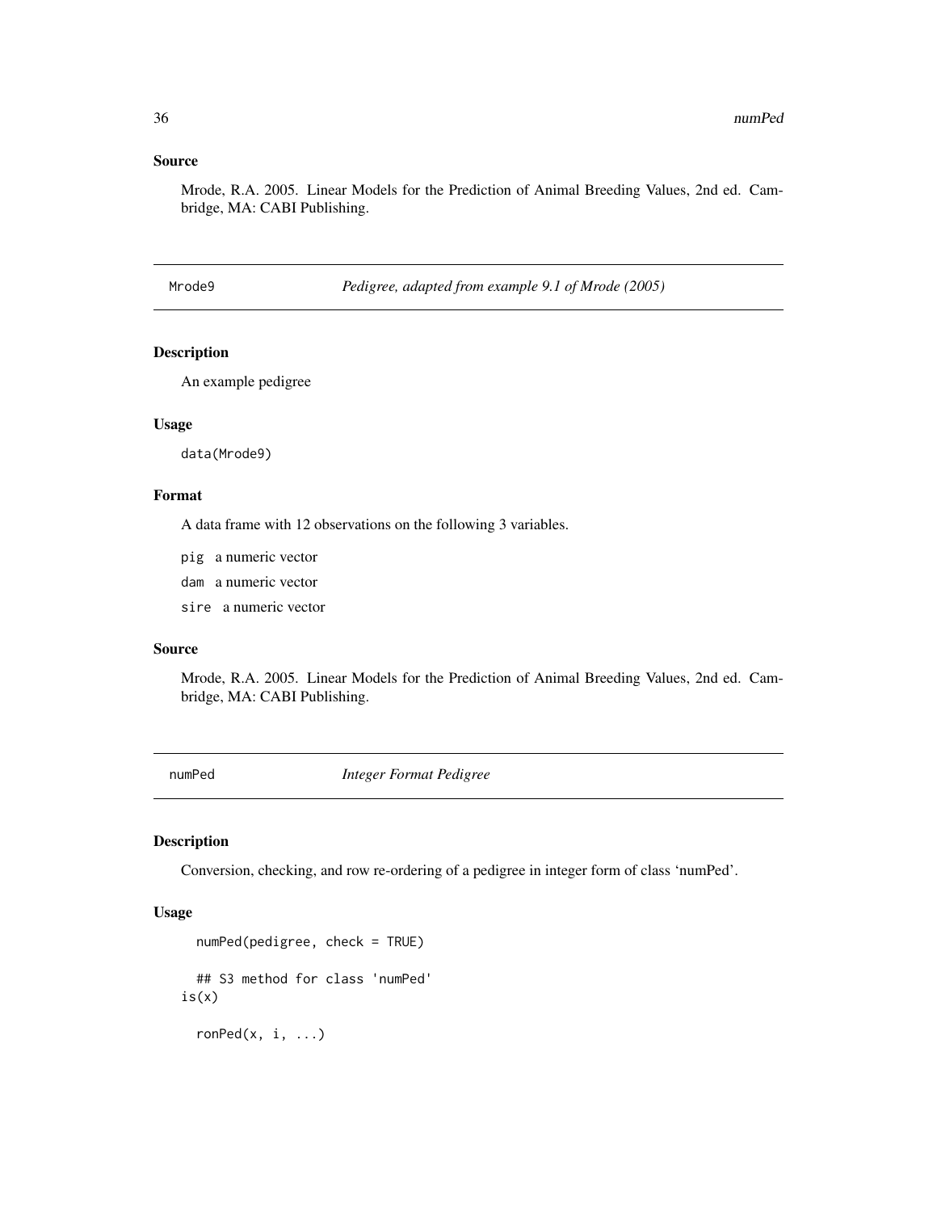## Source

Mrode, R.A. 2005. Linear Models for the Prediction of Animal Breeding Values, 2nd ed. Cambridge, MA: CABI Publishing.

---

# Mrode9 — *Pedigree, adapted from example 9.1 of Mrode (2005)*

## Description

An example pedigree

## Usage

```
data(Mrode9)
```

## Format

A data frame with 12 observations on the following 3 variables.

- `pig` a numeric vector
- `dam` a numeric vector
- `sire` a numeric vector

## Source

Mrode, R.A. 2005. Linear Models for the Prediction of Animal Breeding Values, 2nd ed. Cambridge, MA: CABI Publishing.

---

# numPed — *Integer Format Pedigree*

## Description

Conversion, checking, and row re-ordering of a pedigree in integer form of class 'numPed'.

## Usage

```
  numPed(pedigree, check = TRUE)

  ## S3 method for class 'numPed'
is(x)

  ronPed(x, i, ...)
```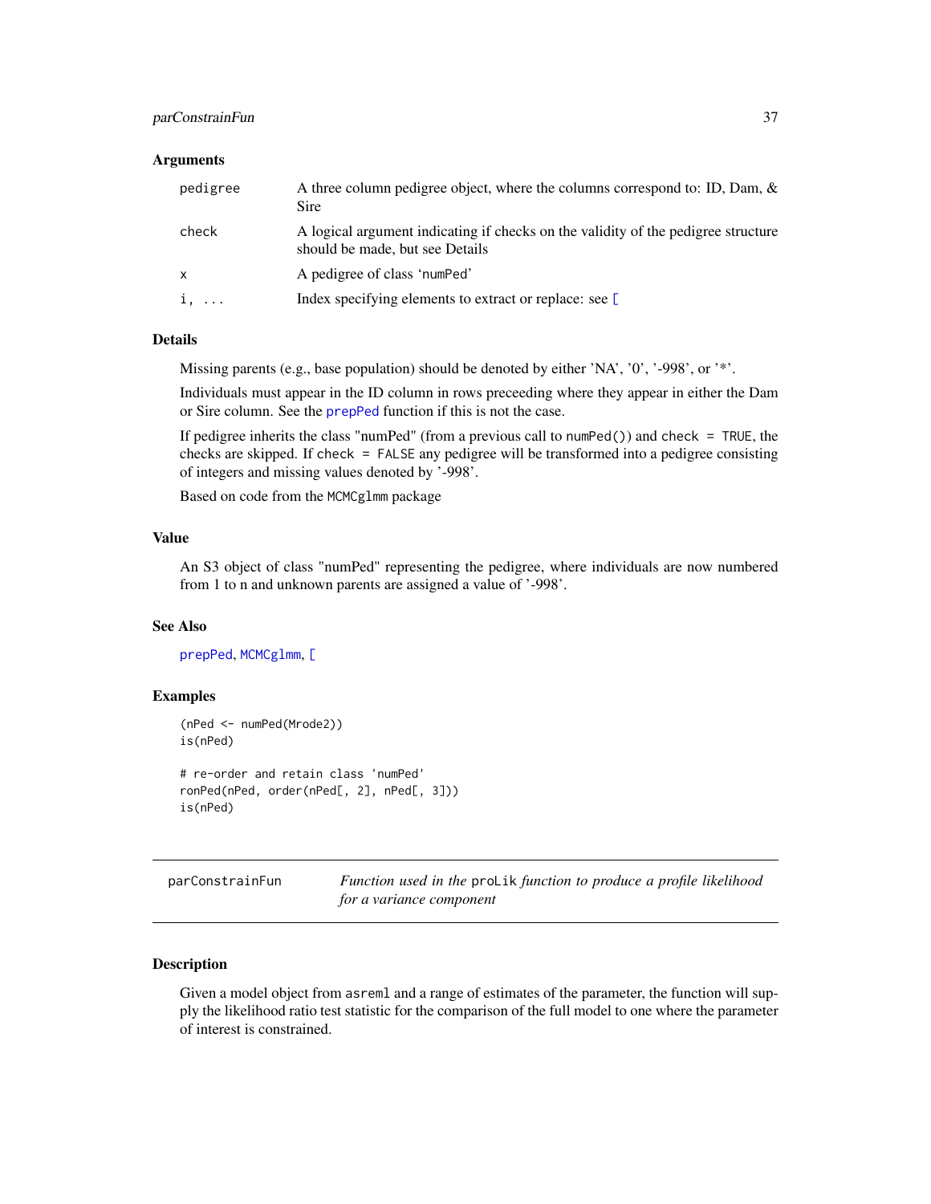### Arguments

| | |
|---|---|
| `pedigree` | A three column pedigree object, where the columns correspond to: ID, Dam, & Sire |
| `check` | A logical argument indicating if checks on the validity of the pedigree structure should be made, but see Details |
| `x` | A pedigree of class 'numPed' |
| `i, ...` | Index specifying elements to extract or replace: see [ |

### Details

Missing parents (e.g., base population) should be denoted by either 'NA', '0', '-998', or '*'.

Individuals must appear in the ID column in rows preceeding where they appear in either the Dam or Sire column. See the `prepPed` function if this is not the case.

If pedigree inherits the class "numPed" (from a previous call to `numPed()`) and `check = TRUE`, the checks are skipped. If `check = FALSE` any pedigree will be transformed into a pedigree consisting of integers and missing values denoted by '-998'.

Based on code from the `MCMCglmm` package

### Value

An S3 object of class "numPed" representing the pedigree, where individuals are now numbered from 1 to n and unknown parents are assigned a value of '-998'.

### See Also

`prepPed`, `MCMCglmm`, `[`

### Examples

```
(nPed <- numPed(Mrode2))
is(nPed)

# re-order and retain class 'numPed'
ronPed(nPed, order(nPed[, 2], nPed[, 3]))
is(nPed)
```

---

## parConstrainFun

*Function used in the* `proLik` *function to produce a profile likelihood for a variance component*

### Description

Given a model object from `asreml` and a range of estimates of the parameter, the function will supply the likelihood ratio test statistic for the comparison of the full model to one where the parameter of interest is constrained.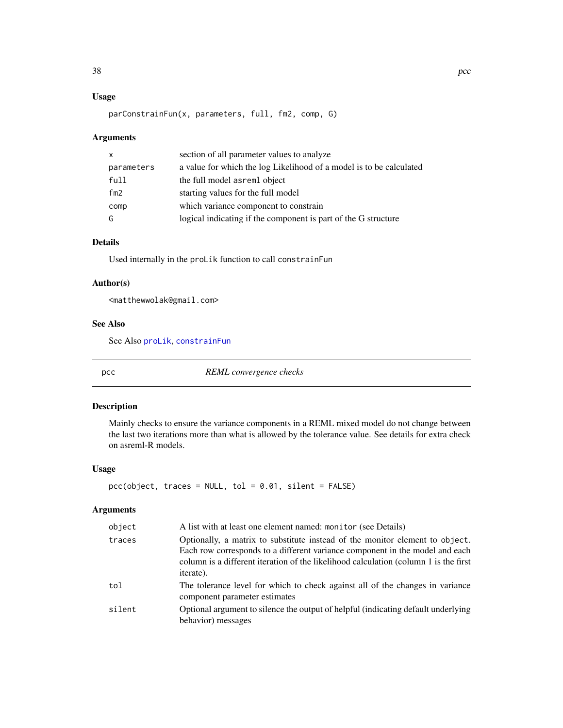### Usage

```
parConstrainFun(x, parameters, full, fm2, comp, G)
```

### Arguments

| | |
|---|---|
| `x` | section of all parameter values to analyze |
| `parameters` | a value for which the log Likelihood of a model is to be calculated |
| `full` | the full model `asreml` object |
| `fm2` | starting values for the full model |
| `comp` | which variance component to constrain |
| `G` | logical indicating if the component is part of the G structure |

### Details

Used internally in the `proLik` function to call `constrainFun`

### Author(s)

<matthewwolak@gmail.com>

### See Also

See Also `proLik`, `constrainFun`

---

## pcc — *REML convergence checks*

### Description

Mainly checks to ensure the variance components in a REML mixed model do not change between the last two iterations more than what is allowed by the tolerance value. See details for extra check on asreml-R models.

### Usage

```
pcc(object, traces = NULL, tol = 0.01, silent = FALSE)
```

### Arguments

| | |
|---|---|
| `object` | A list with at least one element named: `monitor` (see Details) |
| `traces` | Optionally, a matrix to substitute instead of the monitor element to `object`. Each row corresponds to a different variance component in the model and each column is a different iteration of the likelihood calculation (column 1 is the first iterate). |
| `tol` | The tolerance level for which to check against all of the changes in variance component parameter estimates |
| `silent` | Optional argument to silence the output of helpful (indicating default underlying behavior) messages |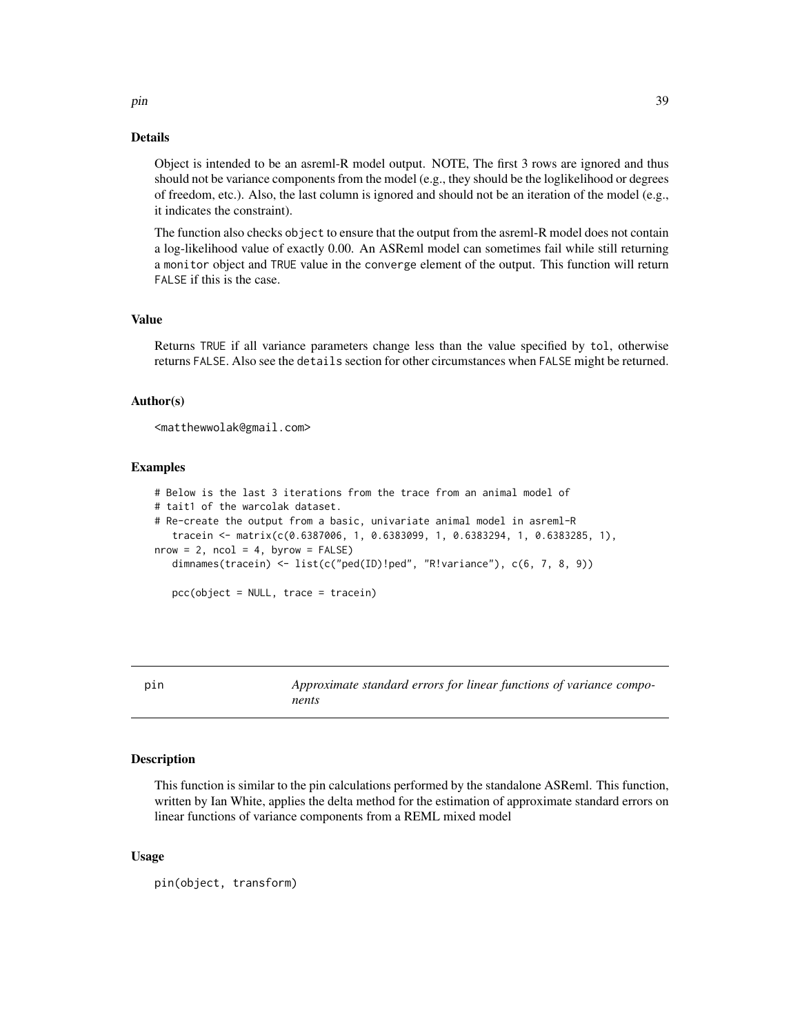### Details

Object is intended to be an asreml-R model output. NOTE, The first 3 rows are ignored and thus should not be variance components from the model (e.g., they should be the loglikelihood or degrees of freedom, etc.). Also, the last column is ignored and should not be an iteration of the model (e.g., it indicates the constraint).

The function also checks `object` to ensure that the output from the asreml-R model does not contain a log-likelihood value of exactly 0.00. An ASReml model can sometimes fail while still returning a `monitor` object and `TRUE` value in the `converge` element of the output. This function will return `FALSE` if this is the case.

### Value

Returns `TRUE` if all variance parameters change less than the value specified by `tol`, otherwise returns `FALSE`. Also see the `details` section for other circumstances when `FALSE` might be returned.

### Author(s)

<matthewwolak@gmail.com>

### Examples

```
# Below is the last 3 iterations from the trace from an animal model of
# tait1 of the warcolak dataset.
# Re-create the output from a basic, univariate animal model in asreml-R
   tracein <- matrix(c(0.6387006, 1, 0.6383099, 1, 0.6383294, 1, 0.6383285, 1),
nrow = 2, ncol = 4, byrow = FALSE)
   dimnames(tracein) <- list(c("ped(ID)!ped", "R!variance"), c(6, 7, 8, 9))

   pcc(object = NULL, trace = tracein)
```

---

## pin — *Approximate standard errors for linear functions of variance components*

### Description

This function is similar to the pin calculations performed by the standalone ASReml. This function, written by Ian White, applies the delta method for the estimation of approximate standard errors on linear functions of variance components from a REML mixed model

### Usage

```
pin(object, transform)
```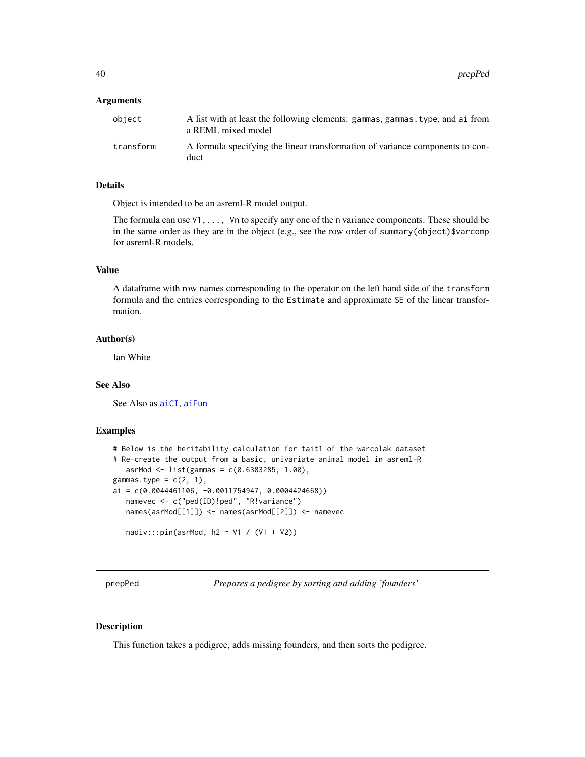### Arguments

| | |
|---|---|
| object | A list with at least the following elements: gammas, gammas.type, and ai from a REML mixed model |
| transform | A formula specifying the linear transformation of variance components to conduct |

### Details

Object is intended to be an asreml-R model output.

The formula can use V1, ..., Vn to specify any one of the n variance components. These should be in the same order as they are in the object (e.g., see the row order of summary(object)$varcomp for asreml-R models.

### Value

A dataframe with row names corresponding to the operator on the left hand side of the transform formula and the entries corresponding to the Estimate and approximate SE of the linear transformation.

### Author(s)

Ian White

### See Also

See Also as aiCI, aiFun

### Examples

```
# Below is the heritability calculation for tait1 of the warcolak dataset
# Re-create the output from a basic, univariate animal model in asreml-R
   asrMod <- list(gammas = c(0.6383285, 1.00),
gammas.type = c(2, 1),
ai = c(0.0044461106, -0.0011754947, 0.0004424668))
   namevec <- c("ped(ID)!ped", "R!variance")
   names(asrMod[[1]]) <- names(asrMod[[2]]) <- namevec

   nadiv:::pin(asrMod, h2 ~ V1 / (V1 + V2))
```

---

## prepPed — *Prepares a pedigree by sorting and adding 'founders'*

### Description

This function takes a pedigree, adds missing founders, and then sorts the pedigree.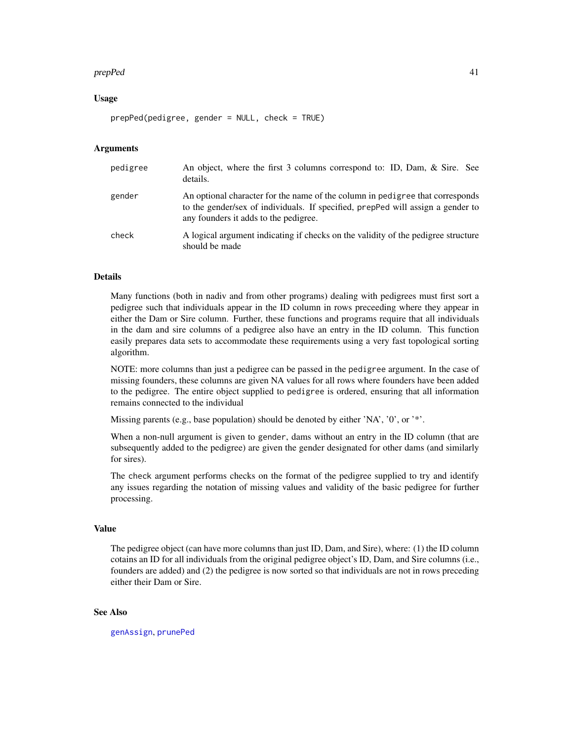## Usage

```
prepPed(pedigree, gender = NULL, check = TRUE)
```

## Arguments

| | |
|---|---|
| pedigree | An object, where the first 3 columns correspond to: ID, Dam, & Sire. See details. |
| gender | An optional character for the name of the column in pedigree that corresponds to the gender/sex of individuals. If specified, prepPed will assign a gender to any founders it adds to the pedigree. |
| check | A logical argument indicating if checks on the validity of the pedigree structure should be made |

## Details

Many functions (both in nadiv and from other programs) dealing with pedigrees must first sort a pedigree such that individuals appear in the ID column in rows preceeding where they appear in either the Dam or Sire column. Further, these functions and programs require that all individuals in the dam and sire columns of a pedigree also have an entry in the ID column. This function easily prepares data sets to accommodate these requirements using a very fast topological sorting algorithm.

NOTE: more columns than just a pedigree can be passed in the pedigree argument. In the case of missing founders, these columns are given NA values for all rows where founders have been added to the pedigree. The entire object supplied to pedigree is ordered, ensuring that all information remains connected to the individual

Missing parents (e.g., base population) should be denoted by either 'NA', '0', or '*'.

When a non-null argument is given to gender, dams without an entry in the ID column (that are subsequently added to the pedigree) are given the gender designated for other dams (and similarly for sires).

The check argument performs checks on the format of the pedigree supplied to try and identify any issues regarding the notation of missing values and validity of the basic pedigree for further processing.

## Value

The pedigree object (can have more columns than just ID, Dam, and Sire), where: (1) the ID column cotains an ID for all individuals from the original pedigree object's ID, Dam, and Sire columns (i.e., founders are added) and (2) the pedigree is now sorted so that individuals are not in rows preceding either their Dam or Sire.

## See Also

genAssign, prunePed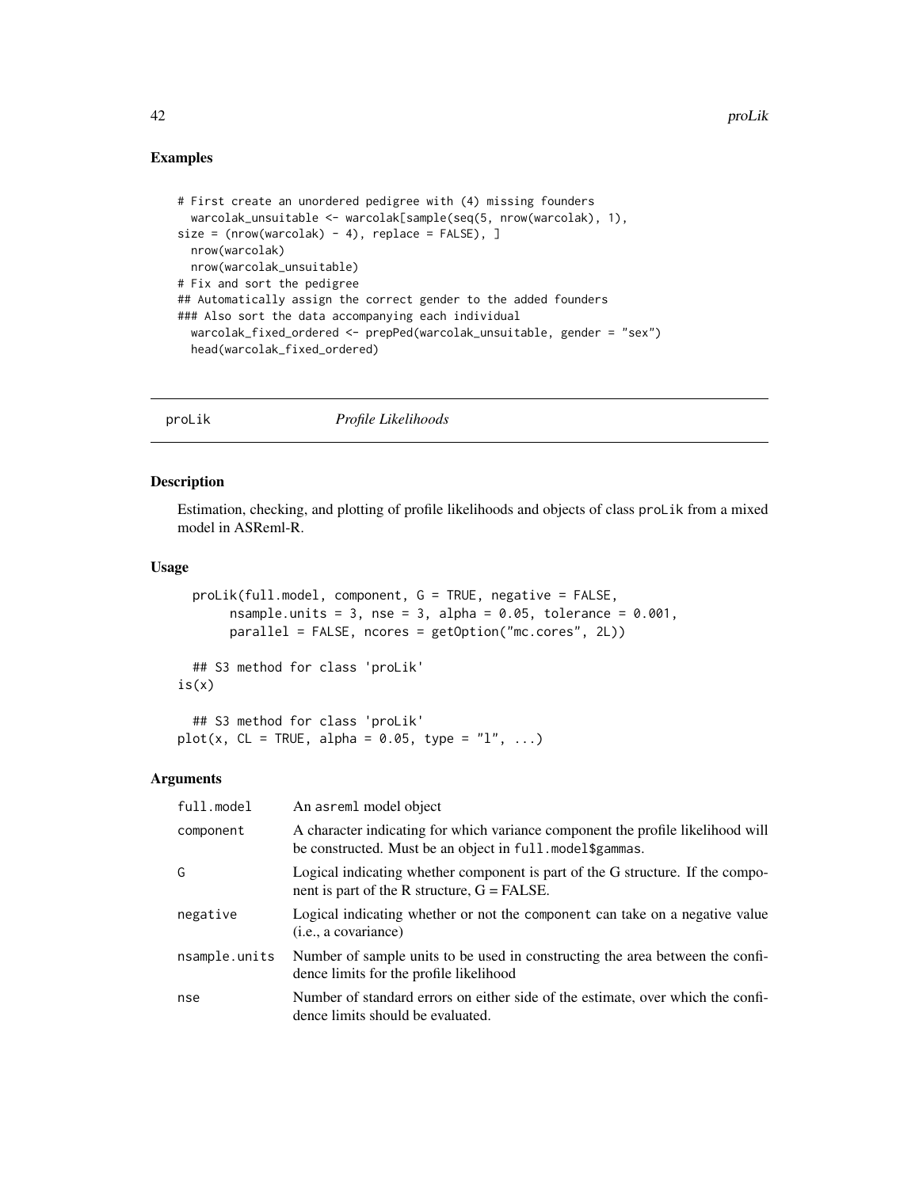## Examples

```
# First create an unordered pedigree with (4) missing founders
  warcolak_unsuitable <- warcolak[sample(seq(5, nrow(warcolak), 1),
size = (nrow(warcolak) - 4), replace = FALSE), ]
  nrow(warcolak)
  nrow(warcolak_unsuitable)
# Fix and sort the pedigree
## Automatically assign the correct gender to the added founders
### Also sort the data accompanying each individual
  warcolak_fixed_ordered <- prepPed(warcolak_unsuitable, gender = "sex")
  head(warcolak_fixed_ordered)
```

---

# proLik    *Profile Likelihoods*

---

## Description

Estimation, checking, and plotting of profile likelihoods and objects of class proLik from a mixed model in ASReml-R.

## Usage

```
  proLik(full.model, component, G = TRUE, negative = FALSE,
       nsample.units = 3, nse = 3, alpha = 0.05, tolerance = 0.001,
       parallel = FALSE, ncores = getOption("mc.cores", 2L))

  ## S3 method for class 'proLik'
is(x)

  ## S3 method for class 'proLik'
plot(x, CL = TRUE, alpha = 0.05, type = "l", ...)
```

## Arguments

| | |
|---|---|
| full.model | An asreml model object |
| component | A character indicating for which variance component the profile likelihood will be constructed. Must be an object in full.model$gammas. |
| G | Logical indicating whether component is part of the G structure. If the component is part of the R structure, G = FALSE. |
| negative | Logical indicating whether or not the component can take on a negative value (i.e., a covariance) |
| nsample.units | Number of sample units to be used in constructing the area between the confidence limits for the profile likelihood |
| nse | Number of standard errors on either side of the estimate, over which the confidence limits should be evaluated. |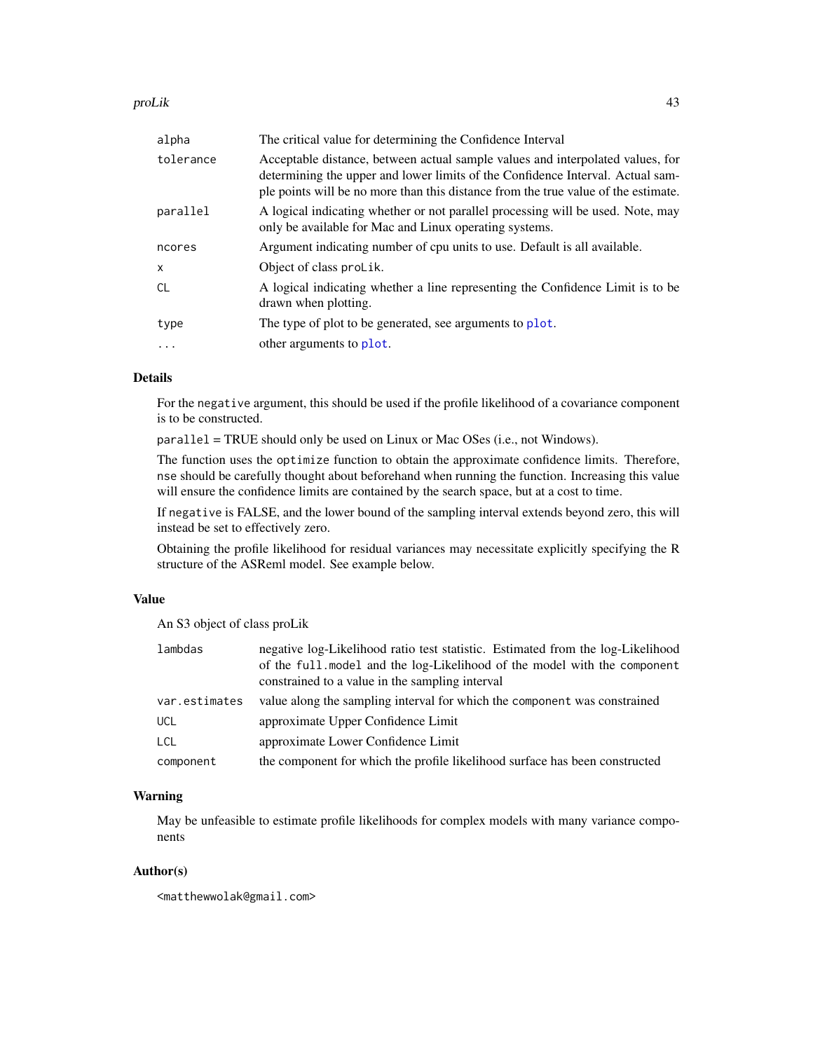| | |
|---|---|
| alpha | The critical value for determining the Confidence Interval |
| tolerance | Acceptable distance, between actual sample values and interpolated values, for determining the upper and lower limits of the Confidence Interval. Actual sample points will be no more than this distance from the true value of the estimate. |
| parallel | A logical indicating whether or not parallel processing will be used. Note, may only be available for Mac and Linux operating systems. |
| ncores | Argument indicating number of cpu units to use. Default is all available. |
| x | Object of class `proLik`. |
| CL | A logical indicating whether a line representing the Confidence Limit is to be drawn when plotting. |
| type | The type of plot to be generated, see arguments to `plot`. |
| ... | other arguments to `plot`. |

### Details

For the `negative` argument, this should be used if the profile likelihood of a covariance component is to be constructed.

`parallel` = TRUE should only be used on Linux or Mac OSes (i.e., not Windows).

The function uses the `optimize` function to obtain the approximate confidence limits. Therefore, `nse` should be carefully thought about beforehand when running the function. Increasing this value will ensure the confidence limits are contained by the search space, but at a cost to time.

If `negative` is FALSE, and the lower bound of the sampling interval extends beyond zero, this will instead be set to effectively zero.

Obtaining the profile likelihood for residual variances may necessitate explicitly specifying the R structure of the ASReml model. See example below.

### Value

An S3 object of class proLik

| | |
|---|---|
| lambdas | negative log-Likelihood ratio test statistic. Estimated from the log-Likelihood of the `full.model` and the log-Likelihood of the model with the `component` constrained to a value in the sampling interval |
| var.estimates | value along the sampling interval for which the `component` was constrained |
| UCL | approximate Upper Confidence Limit |
| LCL | approximate Lower Confidence Limit |
| component | the component for which the profile likelihood surface has been constructed |

### Warning

May be unfeasible to estimate profile likelihoods for complex models with many variance components

### Author(s)

`<matthewwolak@gmail.com>`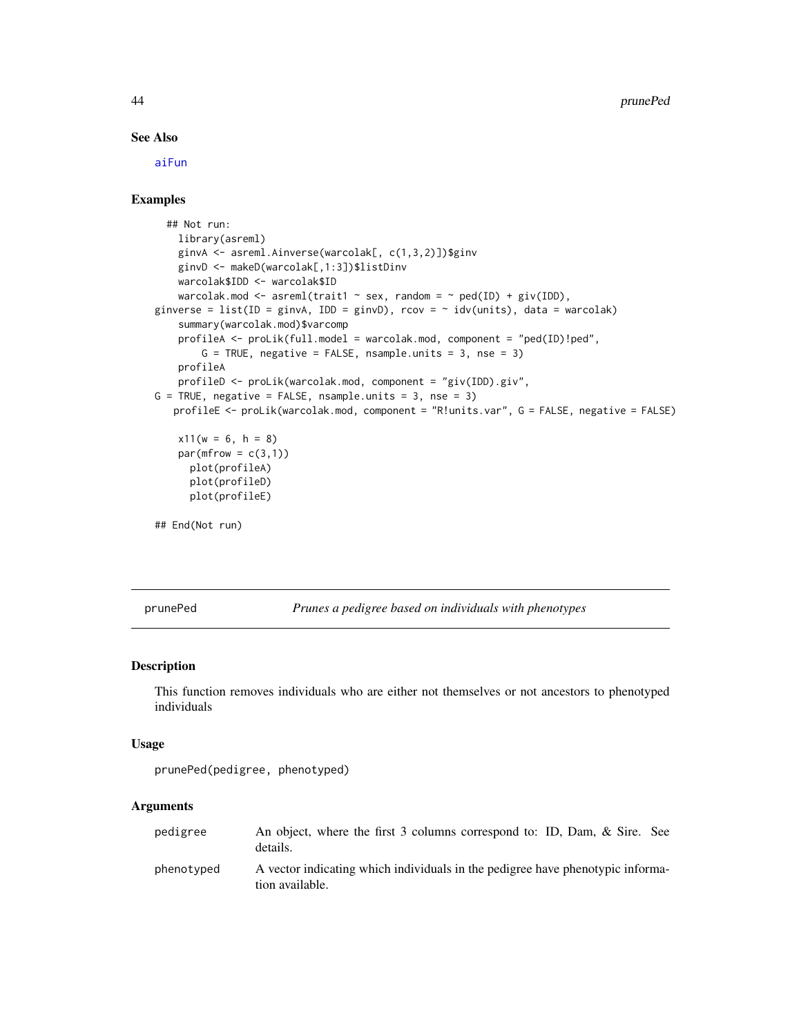## See Also

aiFun

## Examples

```
  ## Not run:
    library(asreml)
    ginvA <- asreml.Ainverse(warcolak[, c(1,3,2)])$ginv
    ginvD <- makeD(warcolak[,1:3])$listDinv
    warcolak$IDD <- warcolak$ID
    warcolak.mod <- asreml(trait1 ~ sex, random = ~ ped(ID) + giv(IDD),
ginverse = list(ID = ginvA, IDD = ginvD), rcov = ~ idv(units), data = warcolak)
    summary(warcolak.mod)$varcomp
    profileA <- proLik(full.model = warcolak.mod, component = "ped(ID)!ped",
        G = TRUE, negative = FALSE, nsample.units = 3, nse = 3)
    profileA
    profileD <- proLik(warcolak.mod, component = "giv(IDD).giv",
G = TRUE, negative = FALSE, nsample.units = 3, nse = 3)
   profileE <- proLik(warcolak.mod, component = "R!units.var", G = FALSE, negative = FALSE)

    x11(w = 6, h = 8)
    par(mfrow = c(3,1))
      plot(profileA)
      plot(profileD)
      plot(profileE)

## End(Not run)
```

---

## prunePed — *Prunes a pedigree based on individuals with phenotypes*

### Description

This function removes individuals who are either not themselves or not ancestors to phenotyped individuals

### Usage

```
prunePed(pedigree, phenotyped)
```

### Arguments

| | |
|---|---|
| pedigree | An object, where the first 3 columns correspond to: ID, Dam, & Sire. See details. |
| phenotyped | A vector indicating which individuals in the pedigree have phenotypic information available. |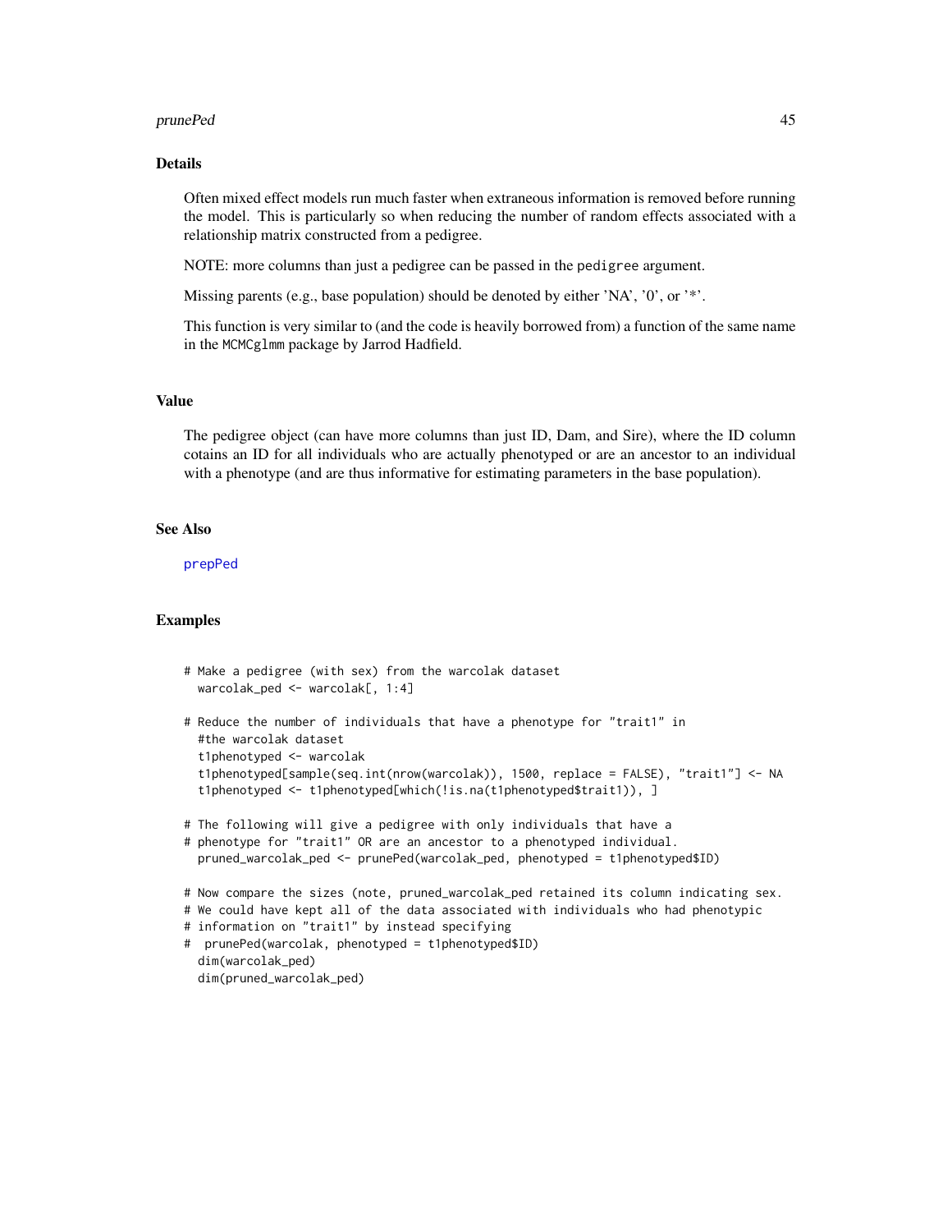### Details

Often mixed effect models run much faster when extraneous information is removed before running the model. This is particularly so when reducing the number of random effects associated with a relationship matrix constructed from a pedigree.

NOTE: more columns than just a pedigree can be passed in the `pedigree` argument.

Missing parents (e.g., base population) should be denoted by either 'NA', '0', or '*'.

This function is very similar to (and the code is heavily borrowed from) a function of the same name in the `MCMCglmm` package by Jarrod Hadfield.

### Value

The pedigree object (can have more columns than just ID, Dam, and Sire), where the ID column cotains an ID for all individuals who are actually phenotyped or are an ancestor to an individual with a phenotype (and are thus informative for estimating parameters in the base population).

### See Also

`prepPed`

### Examples

```
# Make a pedigree (with sex) from the warcolak dataset
  warcolak_ped <- warcolak[, 1:4]

# Reduce the number of individuals that have a phenotype for "trait1" in
  #the warcolak dataset
  t1phenotyped <- warcolak
  t1phenotyped[sample(seq.int(nrow(warcolak)), 1500, replace = FALSE), "trait1"] <- NA
  t1phenotyped <- t1phenotyped[which(!is.na(t1phenotyped$trait1)), ]

# The following will give a pedigree with only individuals that have a
# phenotype for "trait1" OR are an ancestor to a phenotyped individual.
  pruned_warcolak_ped <- prunePed(warcolak_ped, phenotyped = t1phenotyped$ID)

# Now compare the sizes (note, pruned_warcolak_ped retained its column indicating sex.
# We could have kept all of the data associated with individuals who had phenotypic
# information on "trait1" by instead specifying
#  prunePed(warcolak, phenotyped = t1phenotyped$ID)
  dim(warcolak_ped)
  dim(pruned_warcolak_ped)
```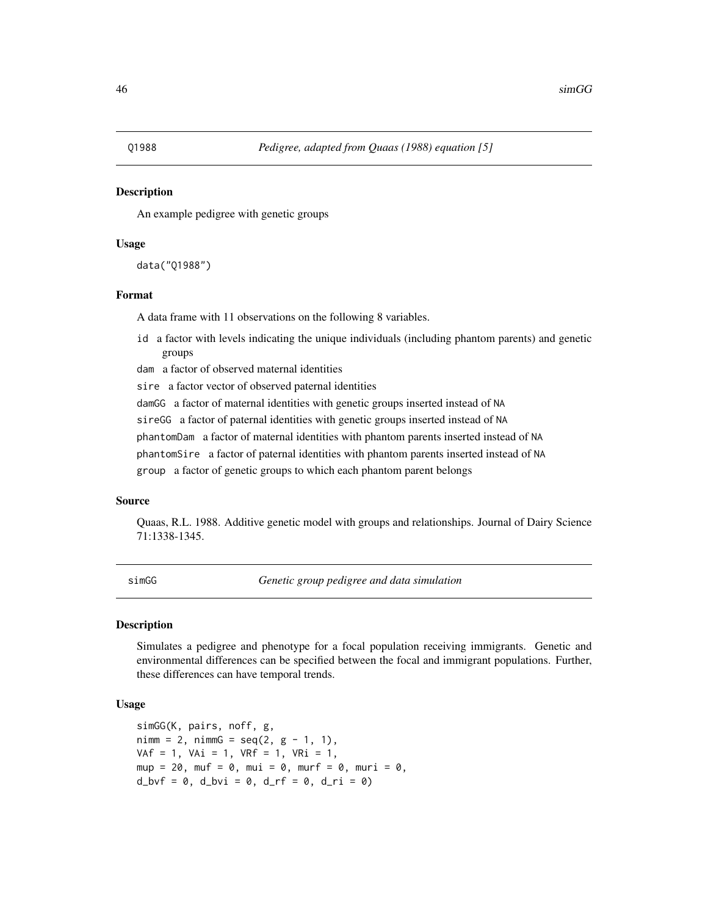## Q1988 — *Pedigree, adapted from Quaas (1988) equation [5]*

### Description

An example pedigree with genetic groups

### Usage

```
data("Q1988")
```

### Format

A data frame with 11 observations on the following 8 variables.

- `id` a factor with levels indicating the unique individuals (including phantom parents) and genetic groups
- `dam` a factor of observed maternal identities
- `sire` a factor vector of observed paternal identities
- `damGG` a factor of maternal identities with genetic groups inserted instead of `NA`
- `sireGG` a factor of paternal identities with genetic groups inserted instead of `NA`
- `phantomDam` a factor of maternal identities with phantom parents inserted instead of `NA`
- `phantomSire` a factor of paternal identities with phantom parents inserted instead of `NA`
- `group` a factor of genetic groups to which each phantom parent belongs

### Source

Quaas, R.L. 1988. Additive genetic model with groups and relationships. Journal of Dairy Science 71:1338-1345.

## simGG — *Genetic group pedigree and data simulation*

### Description

Simulates a pedigree and phenotype for a focal population receiving immigrants. Genetic and environmental differences can be specified between the focal and immigrant populations. Further, these differences can have temporal trends.

### Usage

```
simGG(K, pairs, noff, g,
nimm = 2, nimmG = seq(2, g - 1, 1),
VAf = 1, VAi = 1, VRf = 1, VRi = 1,
mup = 20, muf = 0, mui = 0, murf = 0, muri = 0,
d_bvf = 0, d_bvi = 0, d_rf = 0, d_ri = 0)
```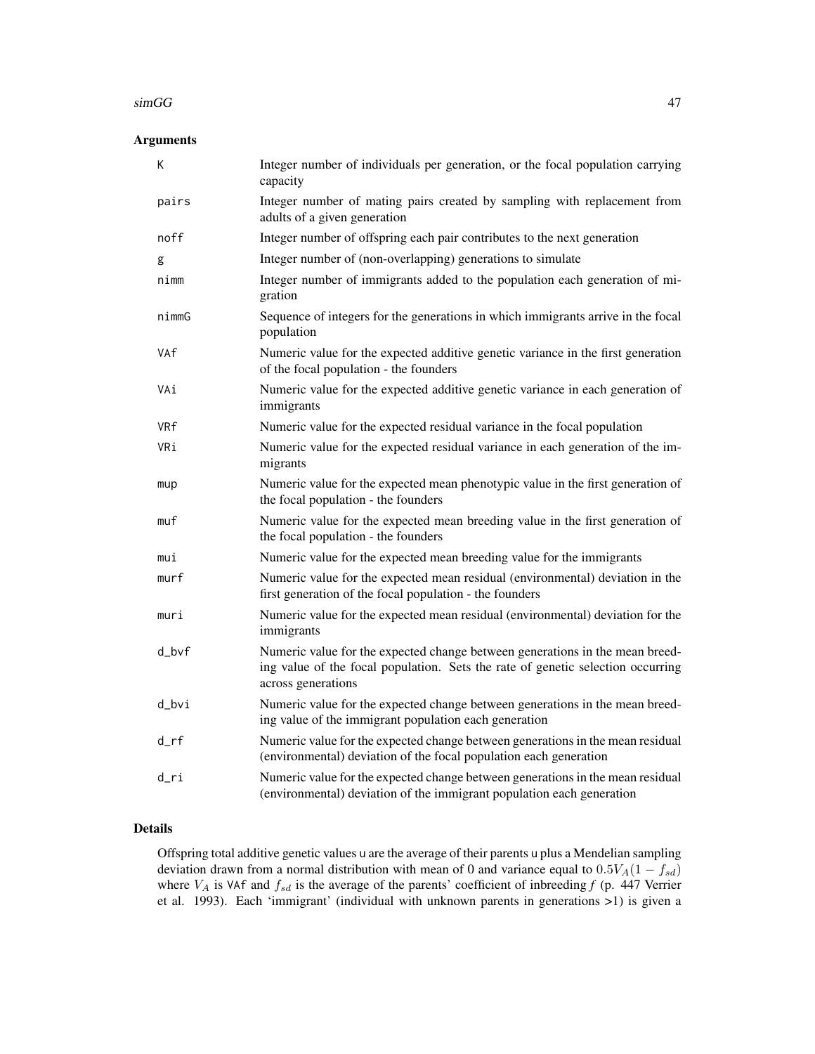## Arguments

| | |
|---|---|
| K | Integer number of individuals per generation, or the focal population carrying capacity |
| pairs | Integer number of mating pairs created by sampling with replacement from adults of a given generation |
| noff | Integer number of offspring each pair contributes to the next generation |
| g | Integer number of (non-overlapping) generations to simulate |
| nimm | Integer number of immigrants added to the population each generation of migration |
| nimmG | Sequence of integers for the generations in which immigrants arrive in the focal population |
| VAf | Numeric value for the expected additive genetic variance in the first generation of the focal population - the founders |
| VAi | Numeric value for the expected additive genetic variance in each generation of immigrants |
| VRf | Numeric value for the expected residual variance in the focal population |
| VRi | Numeric value for the expected residual variance in each generation of the immigrants |
| mup | Numeric value for the expected mean phenotypic value in the first generation of the focal population - the founders |
| muf | Numeric value for the expected mean breeding value in the first generation of the focal population - the founders |
| mui | Numeric value for the expected mean breeding value for the immigrants |
| murf | Numeric value for the expected mean residual (environmental) deviation in the first generation of the focal population - the founders |
| muri | Numeric value for the expected mean residual (environmental) deviation for the immigrants |
| d_bvf | Numeric value for the expected change between generations in the mean breeding value of the focal population. Sets the rate of genetic selection occurring across generations |
| d_bvi | Numeric value for the expected change between generations in the mean breeding value of the immigrant population each generation |
| d_rf | Numeric value for the expected change between generations in the mean residual (environmental) deviation of the focal population each generation |
| d_ri | Numeric value for the expected change between generations in the mean residual (environmental) deviation of the immigrant population each generation |

## Details

Offspring total additive genetic values u are the average of their parents u plus a Mendelian sampling deviation drawn from a normal distribution with mean of 0 and variance equal to $0.5V_A(1 - f_{sd})$ where $V_A$ is VAf and $f_{sd}$ is the average of the parents' coefficient of inbreeding $f$ (p. 447 Verrier et al. 1993). Each 'immigrant' (individual with unknown parents in generations >1) is given a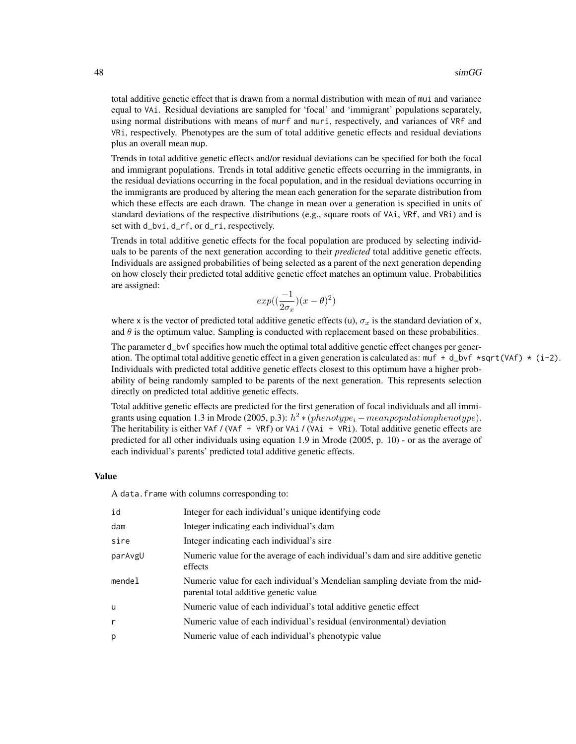total additive genetic effect that is drawn from a normal distribution with mean of mui and variance equal to VAi. Residual deviations are sampled for 'focal' and 'immigrant' populations separately, using normal distributions with means of murf and muri, respectively, and variances of VRf and VRi, respectively. Phenotypes are the sum of total additive genetic effects and residual deviations plus an overall mean mup.

Trends in total additive genetic effects and/or residual deviations can be specified for both the focal and immigrant populations. Trends in total additive genetic effects occurring in the immigrants, in the residual deviations occurring in the focal population, and in the residual deviations occurring in the immigrants are produced by altering the mean each generation for the separate distribution from which these effects are each drawn. The change in mean over a generation is specified in units of standard deviations of the respective distributions (e.g., square roots of VAi, VRf, and VRi) and is set with d_bvi, d_rf, or d_ri, respectively.

Trends in total additive genetic effects for the focal population are produced by selecting individuals to be parents of the next generation according to their *predicted* total additive genetic effects. Individuals are assigned probabilities of being selected as a parent of the next generation depending on how closely their predicted total additive genetic effect matches an optimum value. Probabilities are assigned:

$$exp((\frac{-1}{2\sigma_x})(x - \theta)^2)$$

where x is the vector of predicted total additive genetic effects (u), $\sigma_x$ is the standard deviation of x, and $\theta$ is the optimum value. Sampling is conducted with replacement based on these probabilities.

The parameter d_bvf specifies how much the optimal total additive genetic effect changes per generation. The optimal total additive genetic effect in a given generation is calculated as: muf + d_bvf *sqrt(VAf) * (i-2). Individuals with predicted total additive genetic effects closest to this optimum have a higher probability of being randomly sampled to be parents of the next generation. This represents selection directly on predicted total additive genetic effects.

Total additive genetic effects are predicted for the first generation of focal individuals and all immigrants using equation 1.3 in Mrode (2005, p.3): $h^2 * (phenotype_i - meanpopulationphenotype)$. The heritability is either VAf / (VAf + VRf) or VAi / (VAi + VRi). Total additive genetic effects are predicted for all other individuals using equation 1.9 in Mrode (2005, p. 10) - or as the average of each individual's parents' predicted total additive genetic effects.

## Value

A data.frame with columns corresponding to:

| | |
|---|---|
| id | Integer for each individual's unique identifying code |
| dam | Integer indicating each individual's dam |
| sire | Integer indicating each individual's sire |
| parAvgU | Numeric value for the average of each individual's dam and sire additive genetic effects |
| mendel | Numeric value for each individual's Mendelian sampling deviate from the mid-parental total additive genetic value |
| u | Numeric value of each individual's total additive genetic effect |
| r | Numeric value of each individual's residual (environmental) deviation |
| p | Numeric value of each individual's phenotypic value |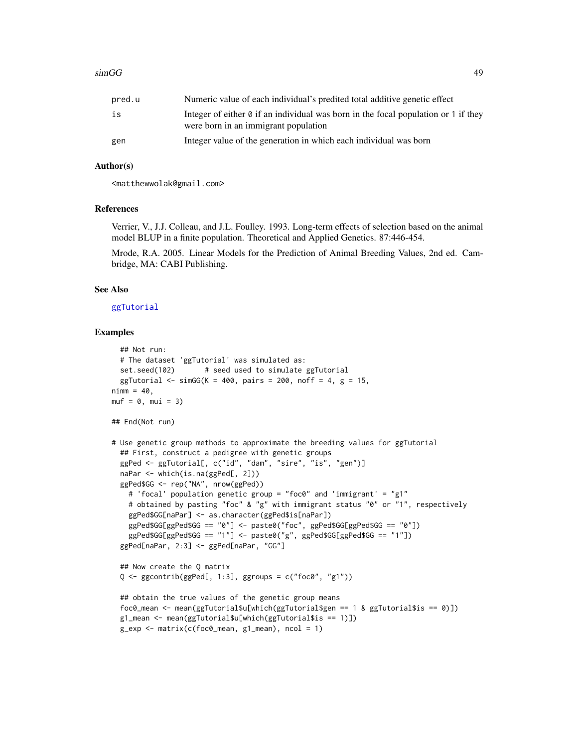| | |
|---|---|
| pred.u | Numeric value of each individual's predited total additive genetic effect |
| is | Integer of either 0 if an individual was born in the focal population or 1 if they were born in an immigrant population |
| gen | Integer value of the generation in which each individual was born |

## Author(s)

<matthewwolak@gmail.com>

## References

Verrier, V., J.J. Colleau, and J.L. Foulley. 1993. Long-term effects of selection based on the animal model BLUP in a finite population. Theoretical and Applied Genetics. 87:446-454.

Mrode, R.A. 2005. Linear Models for the Prediction of Animal Breeding Values, 2nd ed. Cambridge, MA: CABI Publishing.

## See Also

ggTutorial

## Examples

```
  ## Not run:
  # The dataset 'ggTutorial' was simulated as:
  set.seed(102)       # seed used to simulate ggTutorial
  ggTutorial <- simGG(K = 400, pairs = 200, noff = 4, g = 15,
nimm = 40,
muf = 0, mui = 3)

## End(Not run)

# Use genetic group methods to approximate the breeding values for ggTutorial
  ## First, construct a pedigree with genetic groups
  ggPed <- ggTutorial[, c("id", "dam", "sire", "is", "gen")]
  naPar <- which(is.na(ggPed[, 2]))
  ggPed$GG <- rep("NA", nrow(ggPed))
    # 'focal' population genetic group = "foc0" and 'immigrant' = "g1"
    # obtained by pasting "foc" & "g" with immigrant status "0" or "1", respectively
    ggPed$GG[naPar] <- as.character(ggPed$is[naPar])
    ggPed$GG[ggPed$GG == "0"] <- paste0("foc", ggPed$GG[ggPed$GG == "0"])
    ggPed$GG[ggPed$GG == "1"] <- paste0("g", ggPed$GG[ggPed$GG == "1"])
  ggPed[naPar, 2:3] <- ggPed[naPar, "GG"]

  ## Now create the Q matrix
  Q <- ggcontrib(ggPed[, 1:3], ggroups = c("foc0", "g1"))

  ## obtain the true values of the genetic group means
  foc0_mean <- mean(ggTutorial$u[which(ggTutorial$gen == 1 & ggTutorial$is == 0)])
  g1_mean <- mean(ggTutorial$u[which(ggTutorial$is == 1)])
  g_exp <- matrix(c(foc0_mean, g1_mean), ncol = 1)
```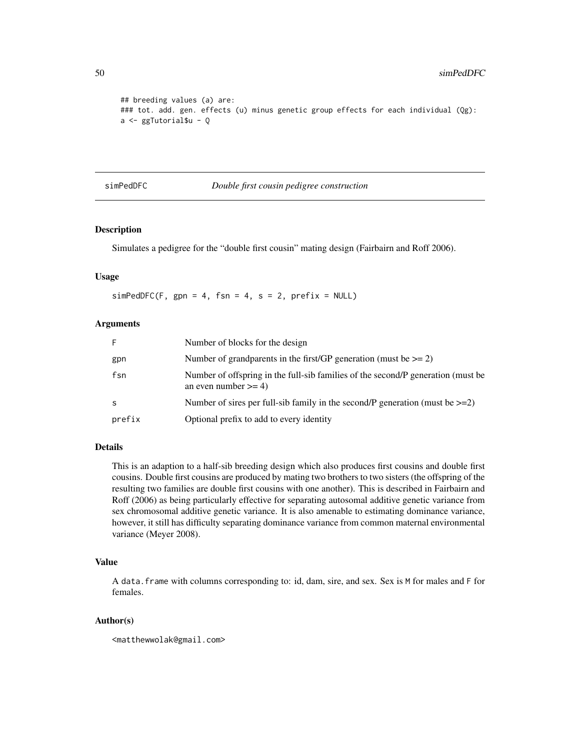```
## breeding values (a) are:
### tot. add. gen. effects (u) minus genetic group effects for each individual (Qg):
a <- ggTutorial$u - Q
```

## simPedDFC — *Double first cousin pedigree construction*

### Description

Simulates a pedigree for the "double first cousin" mating design (Fairbairn and Roff 2006).

### Usage

```
simPedDFC(F, gpn = 4, fsn = 4, s = 2, prefix = NULL)
```

### Arguments

| | |
|---|---|
| F | Number of blocks for the design |
| gpn | Number of grandparents in the first/GP generation (must be >= 2) |
| fsn | Number of offspring in the full-sib families of the second/P generation (must be an even number >= 4) |
| s | Number of sires per full-sib family in the second/P generation (must be >=2) |
| prefix | Optional prefix to add to every identity |

### Details

This is an adaption to a half-sib breeding design which also produces first cousins and double first cousins. Double first cousins are produced by mating two brothers to two sisters (the offspring of the resulting two families are double first cousins with one another). This is described in Fairbairn and Roff (2006) as being particularly effective for separating autosomal additive genetic variance from sex chromosomal additive genetic variance. It is also amenable to estimating dominance variance, however, it still has difficulty separating dominance variance from common maternal environmental variance (Meyer 2008).

### Value

A `data.frame` with columns corresponding to: id, dam, sire, and sex. Sex is `M` for males and `F` for females.

### Author(s)

<matthewwolak@gmail.com>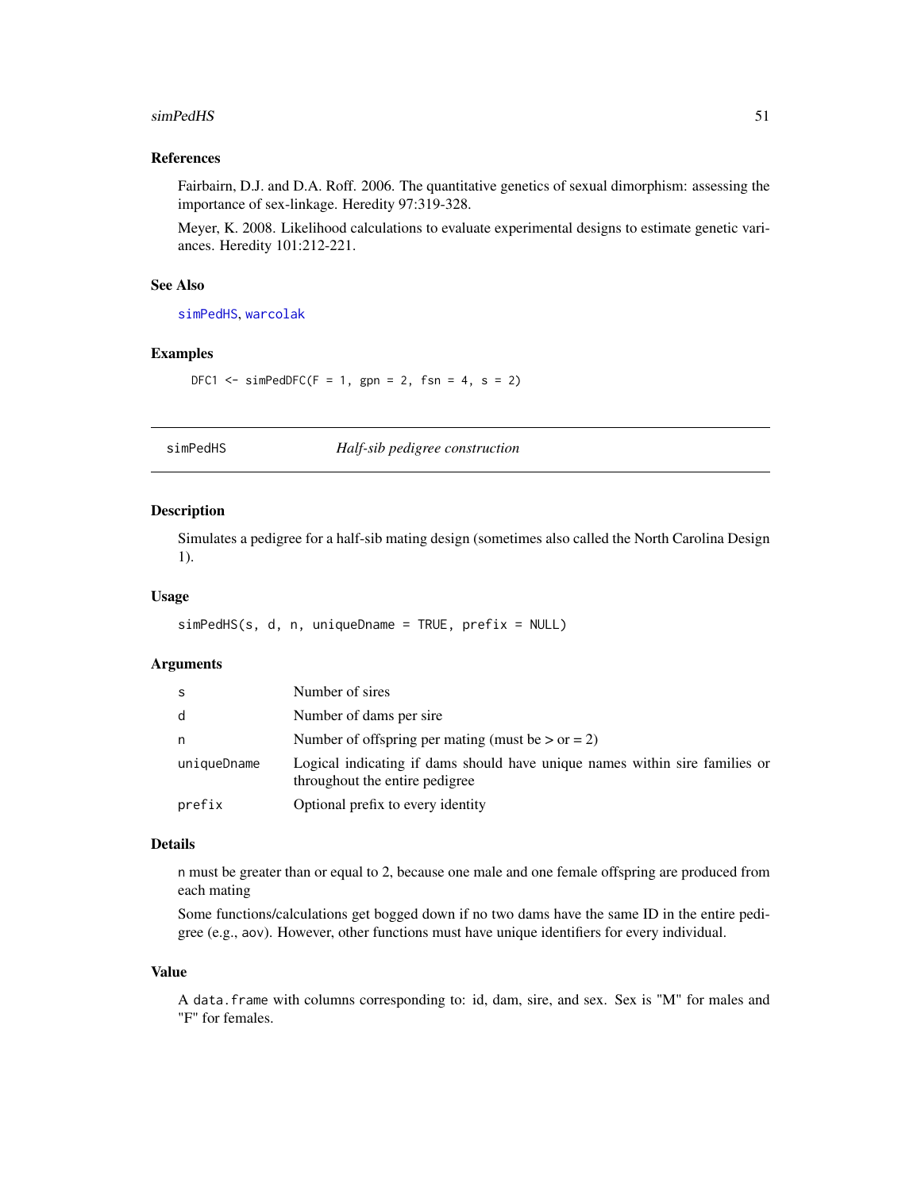### References

Fairbairn, D.J. and D.A. Roff. 2006. The quantitative genetics of sexual dimorphism: assessing the importance of sex-linkage. Heredity 97:319-328.

Meyer, K. 2008. Likelihood calculations to evaluate experimental designs to estimate genetic variances. Heredity 101:212-221.

### See Also

simPedHS, warcolak

### Examples

```
DFC1 <- simPedDFC(F = 1, gpn = 2, fsn = 4, s = 2)
```

---

## simPedHS *Half-sib pedigree construction*

---

### Description

Simulates a pedigree for a half-sib mating design (sometimes also called the North Carolina Design 1).

### Usage

```
simPedHS(s, d, n, uniqueDname = TRUE, prefix = NULL)
```

### Arguments

| | |
|---|---|
| s | Number of sires |
| d | Number of dams per sire |
| n | Number of offspring per mating (must be > or = 2) |
| uniqueDname | Logical indicating if dams should have unique names within sire families or throughout the entire pedigree |
| prefix | Optional prefix to every identity |

### Details

n must be greater than or equal to 2, because one male and one female offspring are produced from each mating

Some functions/calculations get bogged down if no two dams have the same ID in the entire pedigree (e.g., aov). However, other functions must have unique identifiers for every individual.

### Value

A data.frame with columns corresponding to: id, dam, sire, and sex. Sex is "M" for males and "F" for females.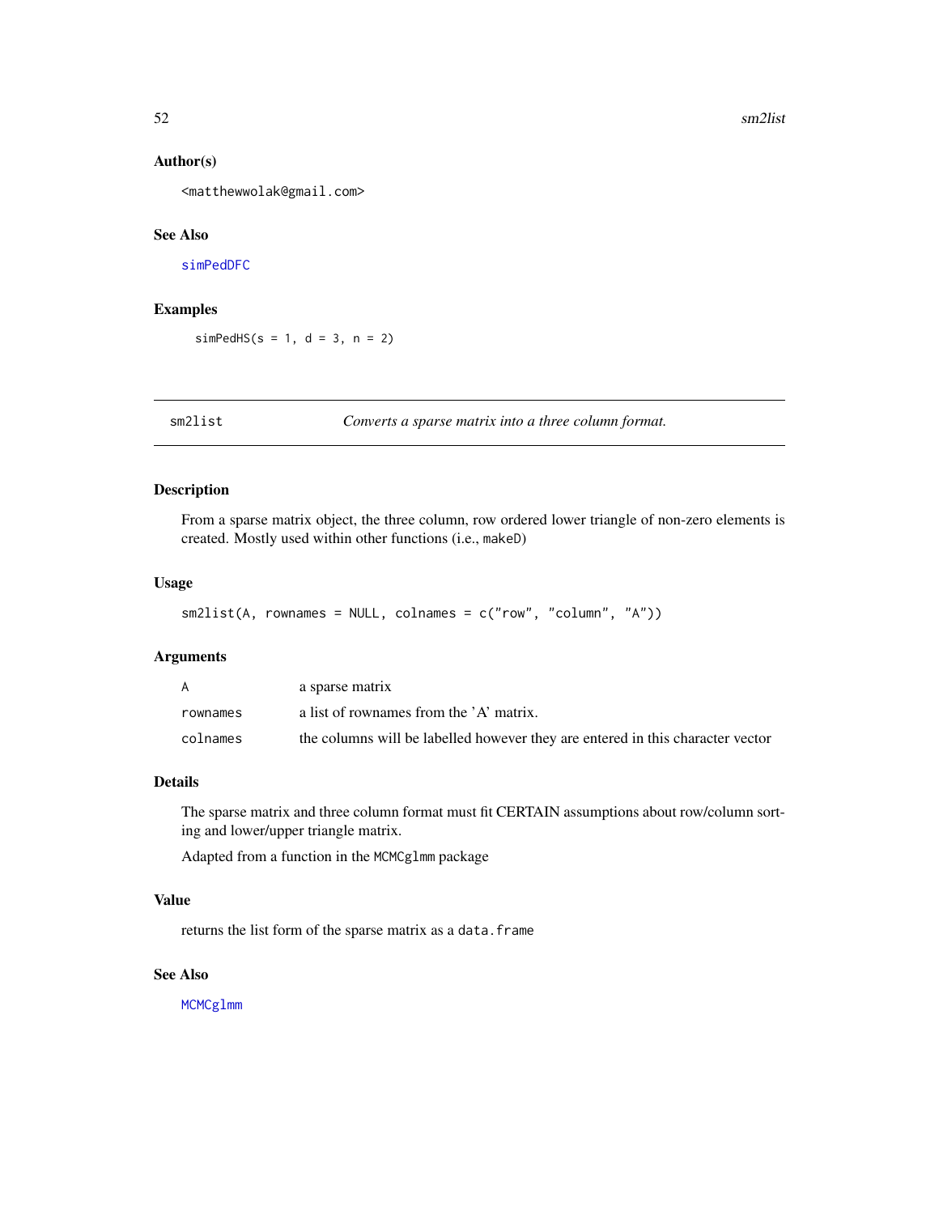### Author(s)

<matthewwolak@gmail.com>

### See Also

simPedDFC

### Examples

```
simPedHS(s = 1, d = 3, n = 2)
```

---

## sm2list — *Converts a sparse matrix into a three column format.*

---

### Description

From a sparse matrix object, the three column, row ordered lower triangle of non-zero elements is created. Mostly used within other functions (i.e., makeD)

### Usage

```
sm2list(A, rownames = NULL, colnames = c("row", "column", "A"))
```

### Arguments

| | |
|---|---|
| A | a sparse matrix |
| rownames | a list of rownames from the 'A' matrix. |
| colnames | the columns will be labelled however they are entered in this character vector |

### Details

The sparse matrix and three column format must fit CERTAIN assumptions about row/column sorting and lower/upper triangle matrix.

Adapted from a function in the MCMCglmm package

### Value

returns the list form of the sparse matrix as a data.frame

### See Also

MCMCglmm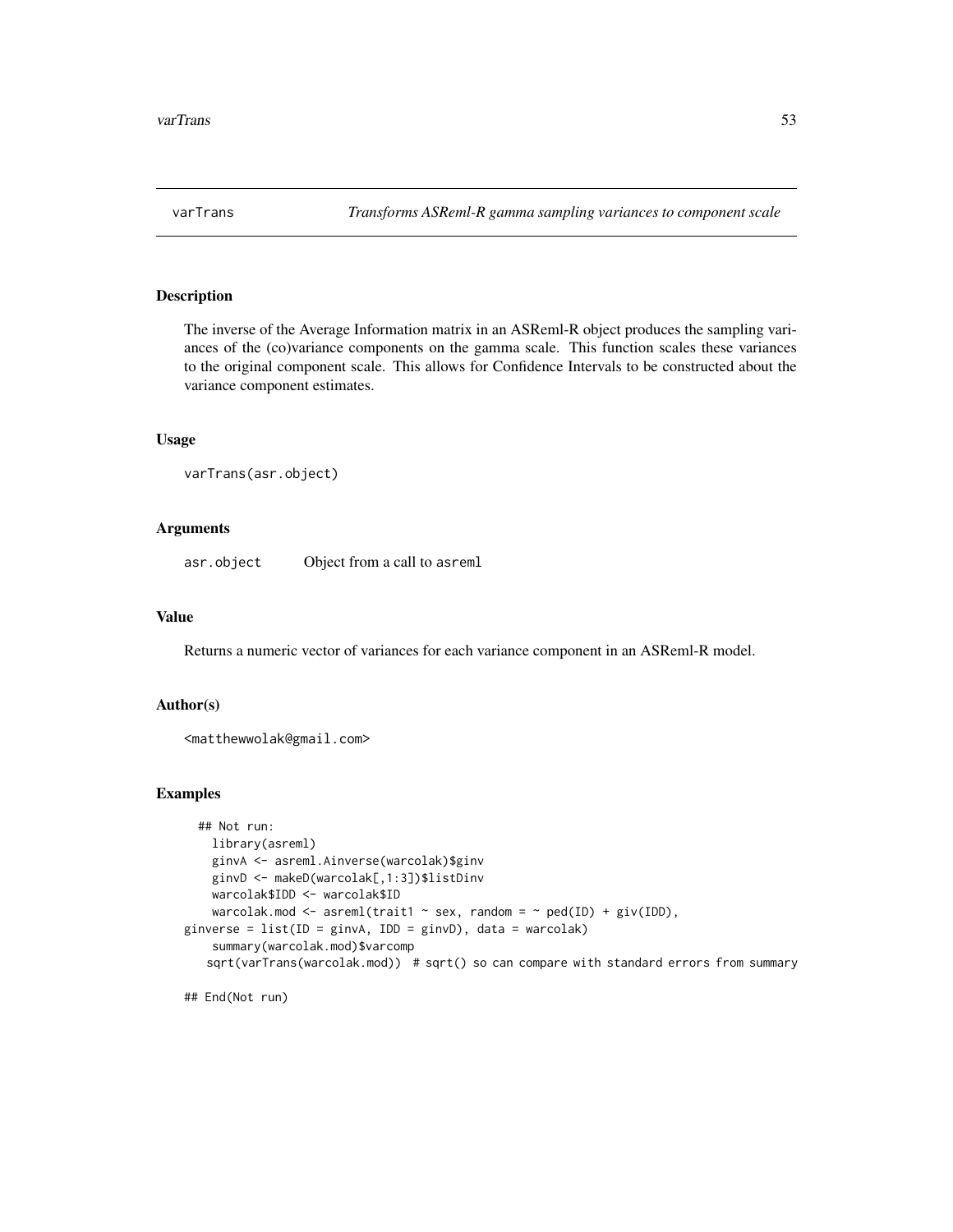varTrans *Transforms ASReml-R gamma sampling variances to component scale*

## Description

The inverse of the Average Information matrix in an ASReml-R object produces the sampling variances of the (co)variance components on the gamma scale. This function scales these variances to the original component scale. This allows for Confidence Intervals to be constructed about the variance component estimates.

## Usage

```
varTrans(asr.object)
```

## Arguments

| | |
|---|---|
| asr.object | Object from a call to asreml |

## Value

Returns a numeric vector of variances for each variance component in an ASReml-R model.

## Author(s)

<matthewwolak@gmail.com>

## Examples

```
  ## Not run:
    library(asreml)
    ginvA <- asreml.Ainverse(warcolak)$ginv
    ginvD <- makeD(warcolak[,1:3])$listDinv
    warcolak$IDD <- warcolak$ID
    warcolak.mod <- asreml(trait1 ~ sex, random = ~ ped(ID) + giv(IDD),
ginverse = list(ID = ginvA, IDD = ginvD), data = warcolak)
    summary(warcolak.mod)$varcomp
   sqrt(varTrans(warcolak.mod))  # sqrt() so can compare with standard errors from summary

## End(Not run)
```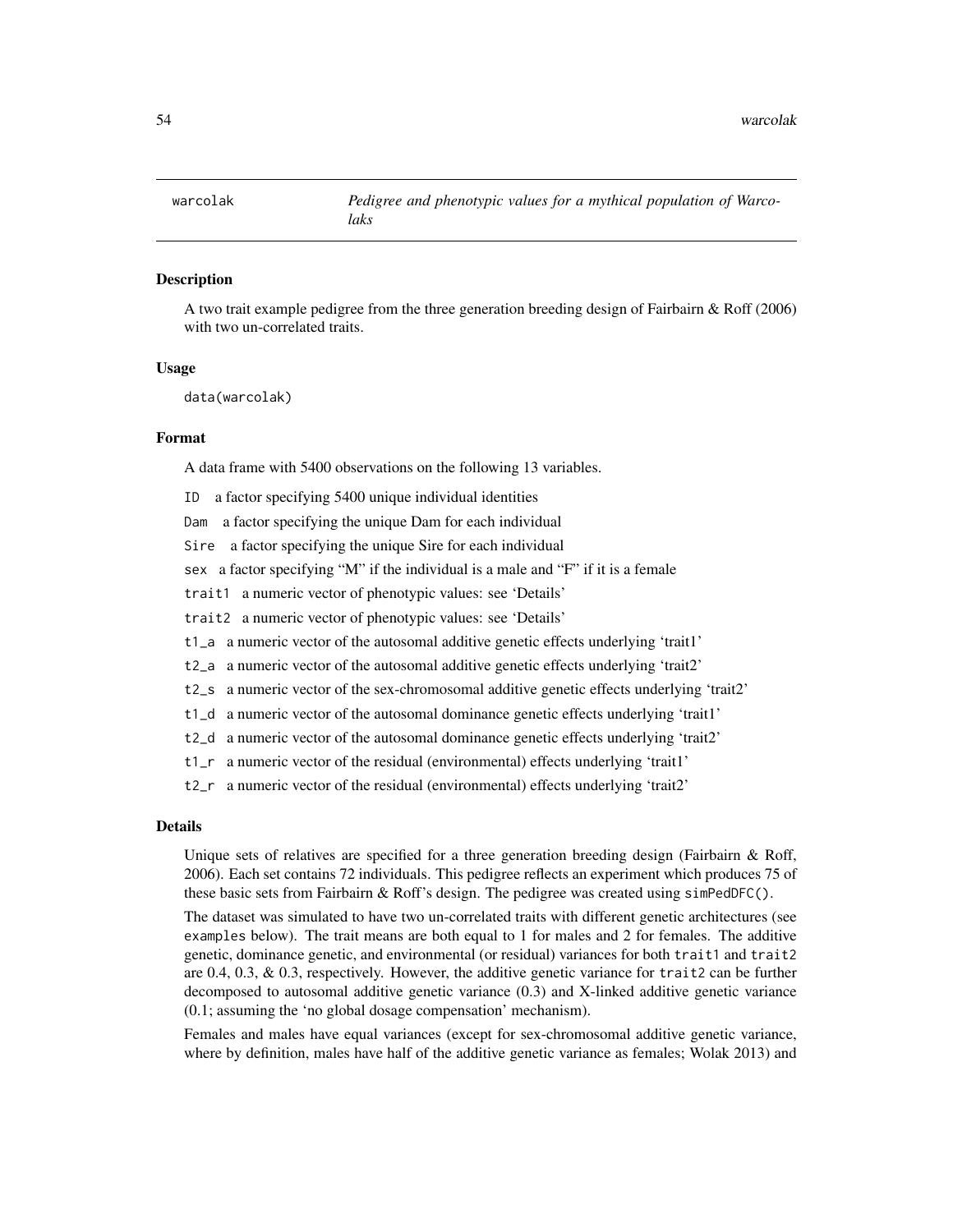warcolak — *Pedigree and phenotypic values for a mythical population of Warcolaks*

### Description

A two trait example pedigree from the three generation breeding design of Fairbairn & Roff (2006) with two un-correlated traits.

### Usage

```
data(warcolak)
```

### Format

A data frame with 5400 observations on the following 13 variables.

- `ID` a factor specifying 5400 unique individual identities
- `Dam` a factor specifying the unique Dam for each individual
- `Sire` a factor specifying the unique Sire for each individual
- `sex` a factor specifying "M" if the individual is a male and "F" if it is a female
- `trait1` a numeric vector of phenotypic values: see 'Details'
- `trait2` a numeric vector of phenotypic values: see 'Details'
- `t1_a` a numeric vector of the autosomal additive genetic effects underlying 'trait1'
- `t2_a` a numeric vector of the autosomal additive genetic effects underlying 'trait2'
- `t2_s` a numeric vector of the sex-chromosomal additive genetic effects underlying 'trait2'
- `t1_d` a numeric vector of the autosomal dominance genetic effects underlying 'trait1'
- `t2_d` a numeric vector of the autosomal dominance genetic effects underlying 'trait2'
- `t1_r` a numeric vector of the residual (environmental) effects underlying 'trait1'
- `t2_r` a numeric vector of the residual (environmental) effects underlying 'trait2'

### Details

Unique sets of relatives are specified for a three generation breeding design (Fairbairn & Roff, 2006). Each set contains 72 individuals. This pedigree reflects an experiment which produces 75 of these basic sets from Fairbairn & Roff's design. The pedigree was created using `simPedDFC()`.

The dataset was simulated to have two un-correlated traits with different genetic architectures (see `examples` below). The trait means are both equal to 1 for males and 2 for females. The additive genetic, dominance genetic, and environmental (or residual) variances for both `trait1` and `trait2` are 0.4, 0.3, & 0.3, respectively. However, the additive genetic variance for `trait2` can be further decomposed to autosomal additive genetic variance (0.3) and X-linked additive genetic variance (0.1; assuming the 'no global dosage compensation' mechanism).

Females and males have equal variances (except for sex-chromosomal additive genetic variance, where by definition, males have half of the additive genetic variance as females; Wolak 2013) and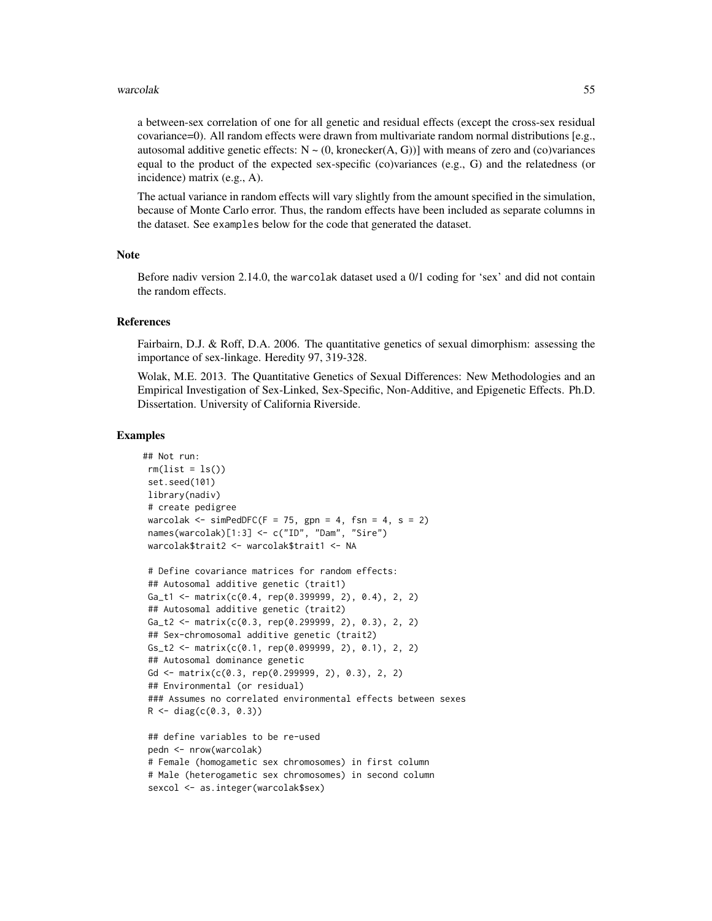a between-sex correlation of one for all genetic and residual effects (except the cross-sex residual covariance=0). All random effects were drawn from multivariate random normal distributions [e.g., autosomal additive genetic effects: N ~ (0, kronecker(A, G))] with means of zero and (co)variances equal to the product of the expected sex-specific (co)variances (e.g., G) and the relatedness (or incidence) matrix (e.g., A).

The actual variance in random effects will vary slightly from the amount specified in the simulation, because of Monte Carlo error. Thus, the random effects have been included as separate columns in the dataset. See examples below for the code that generated the dataset.

## Note

Before nadiv version 2.14.0, the warcolak dataset used a 0/1 coding for 'sex' and did not contain the random effects.

## References

Fairbairn, D.J. & Roff, D.A. 2006. The quantitative genetics of sexual dimorphism: assessing the importance of sex-linkage. Heredity 97, 319-328.

Wolak, M.E. 2013. The Quantitative Genetics of Sexual Differences: New Methodologies and an Empirical Investigation of Sex-Linked, Sex-Specific, Non-Additive, and Epigenetic Effects. Ph.D. Dissertation. University of California Riverside.

## Examples

```
## Not run:
 rm(list = ls())
 set.seed(101)
 library(nadiv)
 # create pedigree
 warcolak <- simPedDFC(F = 75, gpn = 4, fsn = 4, s = 2)
 names(warcolak)[1:3] <- c("ID", "Dam", "Sire")
 warcolak$trait2 <- warcolak$trait1 <- NA

 # Define covariance matrices for random effects:
 ## Autosomal additive genetic (trait1)
 Ga_t1 <- matrix(c(0.4, rep(0.399999, 2), 0.4), 2, 2)
 ## Autosomal additive genetic (trait2)
 Ga_t2 <- matrix(c(0.3, rep(0.299999, 2), 0.3), 2, 2)
 ## Sex-chromosomal additive genetic (trait2)
 Gs_t2 <- matrix(c(0.1, rep(0.099999, 2), 0.1), 2, 2)
 ## Autosomal dominance genetic
 Gd <- matrix(c(0.3, rep(0.299999, 2), 0.3), 2, 2)
 ## Environmental (or residual)
 ### Assumes no correlated environmental effects between sexes
 R <- diag(c(0.3, 0.3))

 ## define variables to be re-used
 pedn <- nrow(warcolak)
 # Female (homogametic sex chromosomes) in first column
 # Male (heterogametic sex chromosomes) in second column
 sexcol <- as.integer(warcolak$sex)
```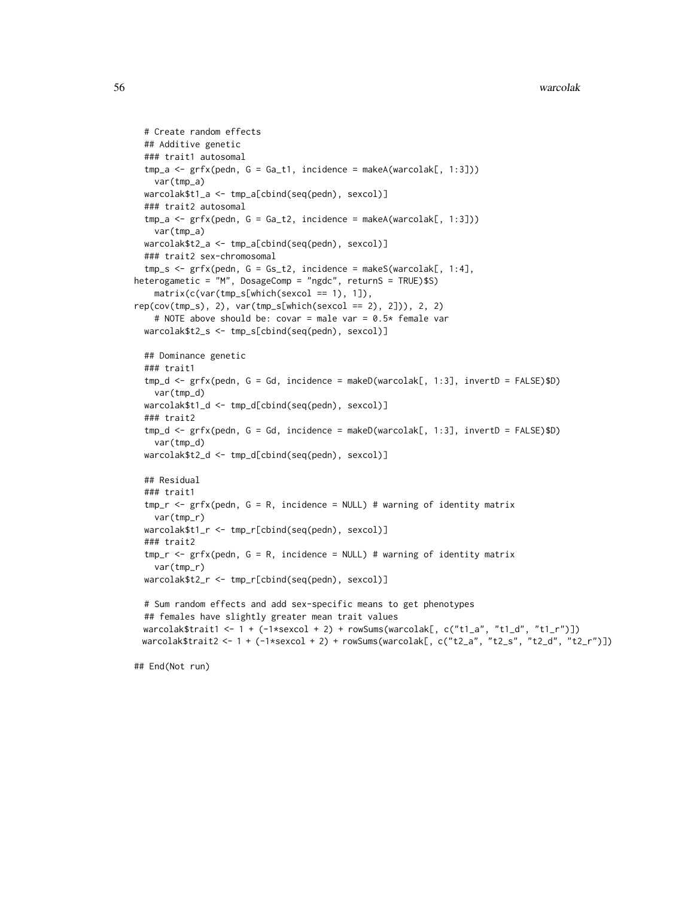```
  # Create random effects
  ## Additive genetic
  ### trait1 autosomal
  tmp_a <- grfx(pedn, G = Ga_t1, incidence = makeA(warcolak[, 1:3]))
    var(tmp_a)
  warcolak$t1_a <- tmp_a[cbind(seq(pedn), sexcol)]
  ### trait2 autosomal
  tmp_a <- grfx(pedn, G = Ga_t2, incidence = makeA(warcolak[, 1:3]))
    var(tmp_a)
  warcolak$t2_a <- tmp_a[cbind(seq(pedn), sexcol)]
  ### trait2 sex-chromosomal
  tmp_s <- grfx(pedn, G = Gs_t2, incidence = makeS(warcolak[, 1:4],
heterogametic = "M", DosageComp = "ngdc", returnS = TRUE)$S)
    matrix(c(var(tmp_s[which(sexcol == 1), 1]),
rep(cov(tmp_s), 2), var(tmp_s[which(sexcol == 2), 2])), 2, 2)
    # NOTE above should be: covar = male var = 0.5* female var
  warcolak$t2_s <- tmp_s[cbind(seq(pedn), sexcol)]

  ## Dominance genetic
  ### trait1
  tmp_d <- grfx(pedn, G = Gd, incidence = makeD(warcolak[, 1:3], invertD = FALSE)$D)
    var(tmp_d)
  warcolak$t1_d <- tmp_d[cbind(seq(pedn), sexcol)]
  ### trait2
  tmp_d <- grfx(pedn, G = Gd, incidence = makeD(warcolak[, 1:3], invertD = FALSE)$D)
    var(tmp_d)
  warcolak$t2_d <- tmp_d[cbind(seq(pedn), sexcol)]

  ## Residual
  ### trait1
  tmp_r <- grfx(pedn, G = R, incidence = NULL) # warning of identity matrix
    var(tmp_r)
  warcolak$t1_r <- tmp_r[cbind(seq(pedn), sexcol)]
  ### trait2
  tmp_r <- grfx(pedn, G = R, incidence = NULL) # warning of identity matrix
    var(tmp_r)
  warcolak$t2_r <- tmp_r[cbind(seq(pedn), sexcol)]

  # Sum random effects and add sex-specific means to get phenotypes
  ## females have slightly greater mean trait values
  warcolak$trait1 <- 1 + (-1*sexcol + 2) + rowSums(warcolak[, c("t1_a", "t1_d", "t1_r")])
  warcolak$trait2 <- 1 + (-1*sexcol + 2) + rowSums(warcolak[, c("t2_a", "t2_s", "t2_d", "t2_r")])

## End(Not run)
```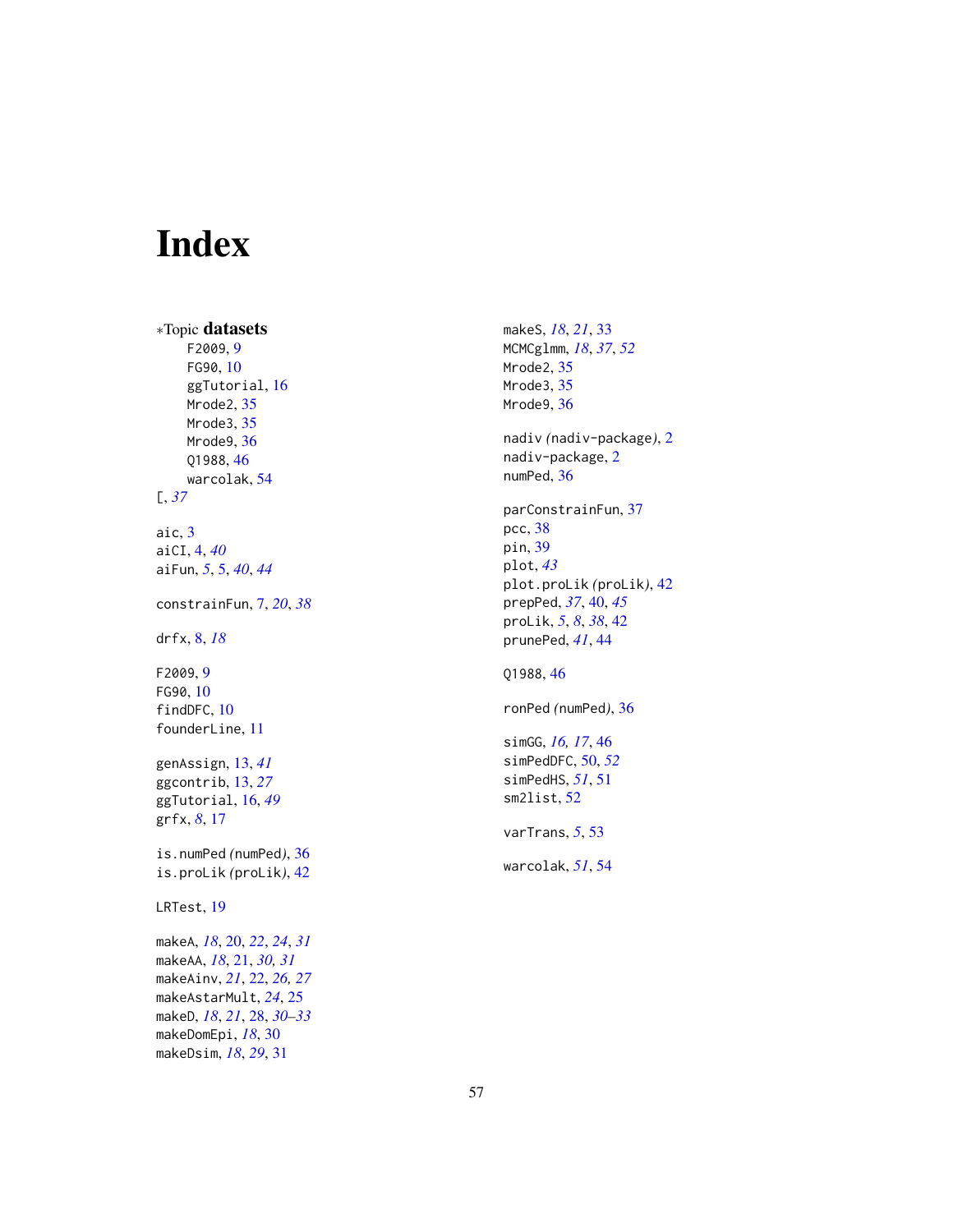# Index

*Topic **datasets**

- F2009, 9
- FG90, 10
- ggTutorial, 16
- Mrode2, 35
- Mrode3, 35
- Mrode9, 36
- Q1988, 46
- warcolak, 54

[, *37*

aic, 3
aiCI, 4, *40*
aiFun, *5*, 5, *40*, *44*

constrainFun, 7, *20*, *38*

drfx, 8, *18*

F2009, 9
FG90, 10
findDFC, 10
founderLine, 11

genAssign, 13, *41*
ggcontrib, 13, *27*
ggTutorial, 16, *49*
grfx, *8*, 17

is.numPed *(*numPed*)*, 36
is.proLik *(*proLik*)*, 42

LRTest, 19

makeA, *18*, 20, *22*, *24*, *31*
makeAA, *18*, 21, *30*, *31*
makeAinv, *21*, 22, *26*, *27*
makeAstarMult, *24*, 25
makeD, *18*, *21*, 28, *30–33*
makeDomEpi, *18*, 30
makeDsim, *18*, *29*, 31
makeS, *18*, *21*, 33
MCMCglmm, *18*, *37*, *52*
Mrode2, 35
Mrode3, 35
Mrode9, 36

nadiv *(*nadiv-package*)*, 2
nadiv-package, 2
numPed, 36

parConstrainFun, 37
pcc, 38
pin, 39
plot, *43*
plot.proLik *(*proLik*)*, 42
prepPed, *37*, 40, *45*
proLik, *5*, *8*, *38*, 42
prunePed, *41*, 44

Q1988, 46

ronPed *(*numPed*)*, 36

simGG, *16*, *17*, 46
simPedDFC, 50, *52*
simPedHS, *51*, 51
sm2list, 52

varTrans, *5*, 53

warcolak, *51*, 54